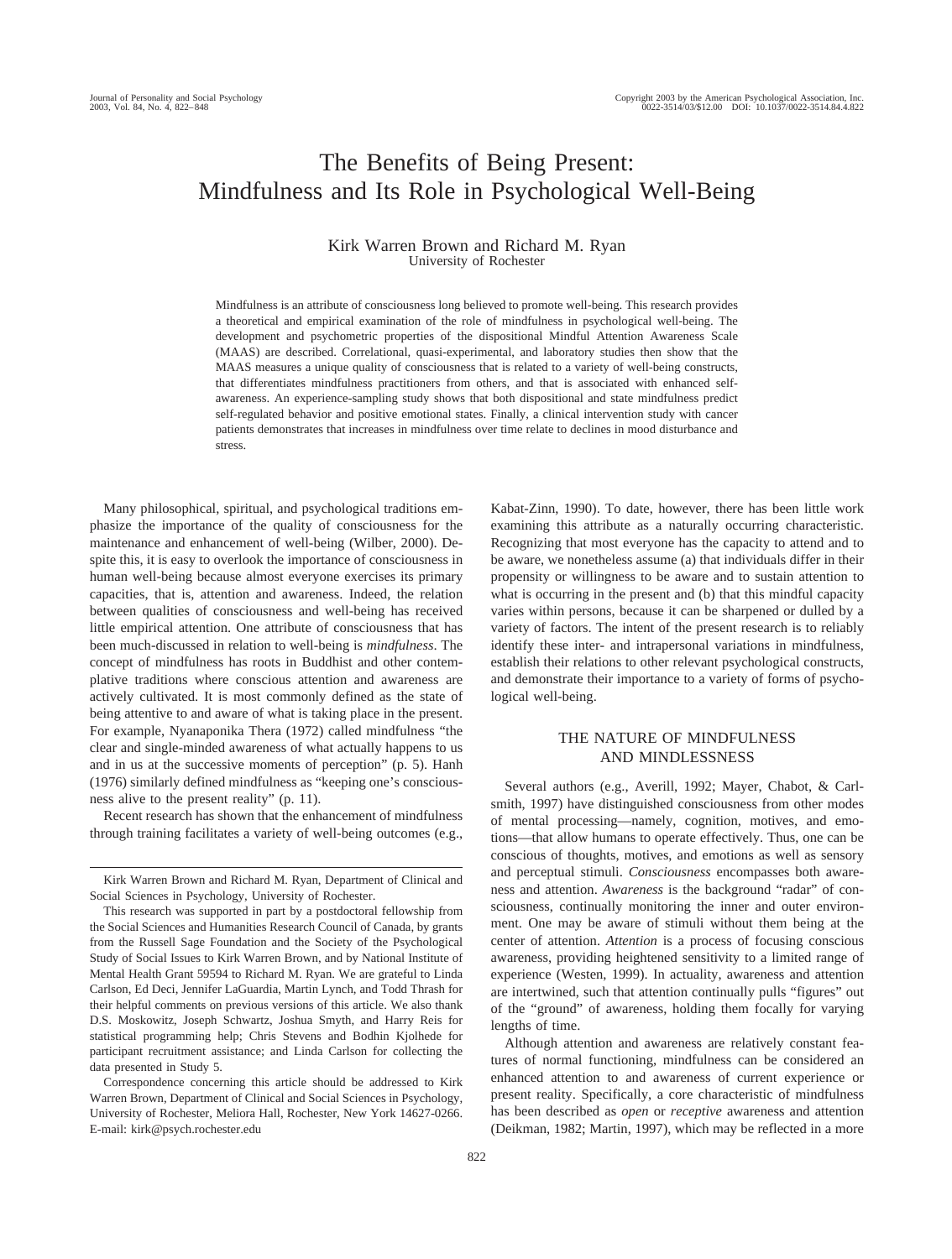# The Benefits of Being Present: Mindfulness and Its Role in Psychological Well-Being

Kirk Warren Brown and Richard M. Ryan
University of Rochester

Mindfulness is an attribute of consciousness long believed to promote well-being. This research provides a theoretical and empirical examination of the role of mindfulness in psychological well-being. The development and psychometric properties of the dispositional Mindful Attention Awareness Scale (MAAS) are described. Correlational, quasi-experimental, and laboratory studies then show that the MAAS measures a unique quality of consciousness that is related to a variety of well-being constructs, that differentiates mindfulness practitioners from others, and that is associated with enhanced self-awareness. An experience-sampling study shows that both dispositional and state mindfulness predict self-regulated behavior and positive emotional states. Finally, a clinical intervention study with cancer patients demonstrates that increases in mindfulness over time relate to declines in mood disturbance and stress.

Many philosophical, spiritual, and psychological traditions emphasize the importance of the quality of consciousness for the maintenance and enhancement of well-being (Wilber, 2000). Despite this, it is easy to overlook the importance of consciousness in human well-being because almost everyone exercises its primary capacities, that is, attention and awareness. Indeed, the relation between qualities of consciousness and well-being has received little empirical attention. One attribute of consciousness that has been much-discussed in relation to well-being is *mindfulness*. The concept of mindfulness has roots in Buddhist and other contemplative traditions where conscious attention and awareness are actively cultivated. It is most commonly defined as the state of being attentive to and aware of what is taking place in the present. For example, Nyanaponika Thera (1972) called mindfulness "the clear and single-minded awareness of what actually happens to us and in us at the successive moments of perception" (p. 5). Hanh (1976) similarly defined mindfulness as "keeping one's consciousness alive to the present reality" (p. 11).

Recent research has shown that the enhancement of mindfulness through training facilitates a variety of well-being outcomes (e.g., Kabat-Zinn, 1990). To date, however, there has been little work examining this attribute as a naturally occurring characteristic. Recognizing that most everyone has the capacity to attend and to be aware, we nonetheless assume (a) that individuals differ in their propensity or willingness to be aware and to sustain attention to what is occurring in the present and (b) that this mindful capacity varies within persons, because it can be sharpened or dulled by a variety of factors. The intent of the present research is to reliably identify these inter- and intrapersonal variations in mindfulness, establish their relations to other relevant psychological constructs, and demonstrate their importance to a variety of forms of psychological well-being.

## THE NATURE OF MINDFULNESS AND MINDLESSNESS

Several authors (e.g., Averill, 1992; Mayer, Chabot, & Carlsmith, 1997) have distinguished consciousness from other modes of mental processing—namely, cognition, motives, and emotions—that allow humans to operate effectively. Thus, one can be conscious of thoughts, motives, and emotions as well as sensory and perceptual stimuli. *Consciousness* encompasses both awareness and attention. *Awareness* is the background "radar" of consciousness, continually monitoring the inner and outer environment. One may be aware of stimuli without them being at the center of attention. *Attention* is a process of focusing conscious awareness, providing heightened sensitivity to a limited range of experience (Westen, 1999). In actuality, awareness and attention are intertwined, such that attention continually pulls "figures" out of the "ground" of awareness, holding them focally for varying lengths of time.

Although attention and awareness are relatively constant features of normal functioning, mindfulness can be considered an enhanced attention to and awareness of current experience or present reality. Specifically, a core characteristic of mindfulness has been described as *open* or *receptive* awareness and attention (Deikman, 1982; Martin, 1997), which may be reflected in a more

---

Kirk Warren Brown and Richard M. Ryan, Department of Clinical and Social Sciences in Psychology, University of Rochester.

This research was supported in part by a postdoctoral fellowship from the Social Sciences and Humanities Research Council of Canada, by grants from the Russell Sage Foundation and the Society of the Psychological Study of Social Issues to Kirk Warren Brown, and by National Institute of Mental Health Grant 59594 to Richard M. Ryan. We are grateful to Linda Carlson, Ed Deci, Jennifer LaGuardia, Martin Lynch, and Todd Thrash for their helpful comments on previous versions of this article. We also thank D.S. Moskowitz, Joseph Schwartz, Joshua Smyth, and Harry Reis for statistical programming help; Chris Stevens and Bodhin Kjolhede for participant recruitment assistance; and Linda Carlson for collecting the data presented in Study 5.

Correspondence concerning this article should be addressed to Kirk Warren Brown, Department of Clinical and Social Sciences in Psychology, University of Rochester, Meliora Hall, Rochester, New York 14627-0266. E-mail: kirk@psych.rochester.edu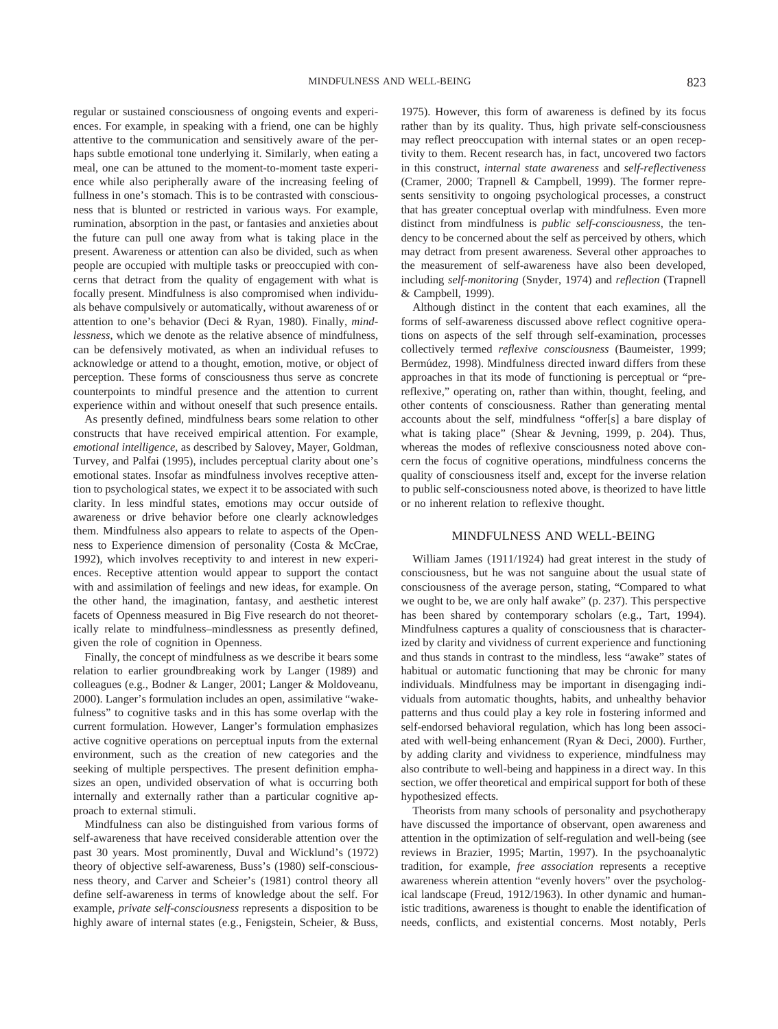regular or sustained consciousness of ongoing events and experiences. For example, in speaking with a friend, one can be highly attentive to the communication and sensitively aware of the perhaps subtle emotional tone underlying it. Similarly, when eating a meal, one can be attuned to the moment-to-moment taste experience while also peripherally aware of the increasing feeling of fullness in one's stomach. This is to be contrasted with consciousness that is blunted or restricted in various ways. For example, rumination, absorption in the past, or fantasies and anxieties about the future can pull one away from what is taking place in the present. Awareness or attention can also be divided, such as when people are occupied with multiple tasks or preoccupied with concerns that detract from the quality of engagement with what is focally present. Mindfulness is also compromised when individuals behave compulsively or automatically, without awareness of or attention to one's behavior (Deci & Ryan, 1980). Finally, *mindlessness*, which we denote as the relative absence of mindfulness, can be defensively motivated, as when an individual refuses to acknowledge or attend to a thought, emotion, motive, or object of perception. These forms of consciousness thus serve as concrete counterpoints to mindful presence and the attention to current experience within and without oneself that such presence entails.

As presently defined, mindfulness bears some relation to other constructs that have received empirical attention. For example, *emotional intelligence*, as described by Salovey, Mayer, Goldman, Turvey, and Palfai (1995), includes perceptual clarity about one's emotional states. Insofar as mindfulness involves receptive attention to psychological states, we expect it to be associated with such clarity. In less mindful states, emotions may occur outside of awareness or drive behavior before one clearly acknowledges them. Mindfulness also appears to relate to aspects of the Openness to Experience dimension of personality (Costa & McCrae, 1992), which involves receptivity to and interest in new experiences. Receptive attention would appear to support the contact with and assimilation of feelings and new ideas, for example. On the other hand, the imagination, fantasy, and aesthetic interest facets of Openness measured in Big Five research do not theoretically relate to mindfulness–mindlessness as presently defined, given the role of cognition in Openness.

Finally, the concept of mindfulness as we describe it bears some relation to earlier groundbreaking work by Langer (1989) and colleagues (e.g., Bodner & Langer, 2001; Langer & Moldoveanu, 2000). Langer's formulation includes an open, assimilative "wakefulness" to cognitive tasks and in this has some overlap with the current formulation. However, Langer's formulation emphasizes active cognitive operations on perceptual inputs from the external environment, such as the creation of new categories and the seeking of multiple perspectives. The present definition emphasizes an open, undivided observation of what is occurring both internally and externally rather than a particular cognitive approach to external stimuli.

Mindfulness can also be distinguished from various forms of self-awareness that have received considerable attention over the past 30 years. Most prominently, Duval and Wicklund's (1972) theory of objective self-awareness, Buss's (1980) self-consciousness theory, and Carver and Scheier's (1981) control theory all define self-awareness in terms of knowledge about the self. For example, *private self-consciousness* represents a disposition to be highly aware of internal states (e.g., Fenigstein, Scheier, & Buss, 1975). However, this form of awareness is defined by its focus rather than by its quality. Thus, high private self-consciousness may reflect preoccupation with internal states or an open receptivity to them. Recent research has, in fact, uncovered two factors in this construct, *internal state awareness* and *self-reflectiveness* (Cramer, 2000; Trapnell & Campbell, 1999). The former represents sensitivity to ongoing psychological processes, a construct that has greater conceptual overlap with mindfulness. Even more distinct from mindfulness is *public self-consciousness*, the tendency to be concerned about the self as perceived by others, which may detract from present awareness. Several other approaches to the measurement of self-awareness have also been developed, including *self-monitoring* (Snyder, 1974) and *reflection* (Trapnell & Campbell, 1999).

Although distinct in the content that each examines, all the forms of self-awareness discussed above reflect cognitive operations on aspects of the self through self-examination, processes collectively termed *reflexive consciousness* (Baumeister, 1999; Bermúdez, 1998). Mindfulness directed inward differs from these approaches in that its mode of functioning is perceptual or "prereflexive," operating on, rather than within, thought, feeling, and other contents of consciousness. Rather than generating mental accounts about the self, mindfulness "offer[s] a bare display of what is taking place" (Shear & Jevning, 1999, p. 204). Thus, whereas the modes of reflexive consciousness noted above concern the focus of cognitive operations, mindfulness concerns the quality of consciousness itself and, except for the inverse relation to public self-consciousness noted above, is theorized to have little or no inherent relation to reflexive thought.

## MINDFULNESS AND WELL-BEING

William James (1911/1924) had great interest in the study of consciousness, but he was not sanguine about the usual state of consciousness of the average person, stating, "Compared to what we ought to be, we are only half awake" (p. 237). This perspective has been shared by contemporary scholars (e.g., Tart, 1994). Mindfulness captures a quality of consciousness that is characterized by clarity and vividness of current experience and functioning and thus stands in contrast to the mindless, less "awake" states of habitual or automatic functioning that may be chronic for many individuals. Mindfulness may be important in disengaging individuals from automatic thoughts, habits, and unhealthy behavior patterns and thus could play a key role in fostering informed and self-endorsed behavioral regulation, which has long been associated with well-being enhancement (Ryan & Deci, 2000). Further, by adding clarity and vividness to experience, mindfulness may also contribute to well-being and happiness in a direct way. In this section, we offer theoretical and empirical support for both of these hypothesized effects.

Theorists from many schools of personality and psychotherapy have discussed the importance of observant, open awareness and attention in the optimization of self-regulation and well-being (see reviews in Brazier, 1995; Martin, 1997). In the psychoanalytic tradition, for example, *free association* represents a receptive awareness wherein attention "evenly hovers" over the psychological landscape (Freud, 1912/1963). In other dynamic and humanistic traditions, awareness is thought to enable the identification of needs, conflicts, and existential concerns. Most notably, Perls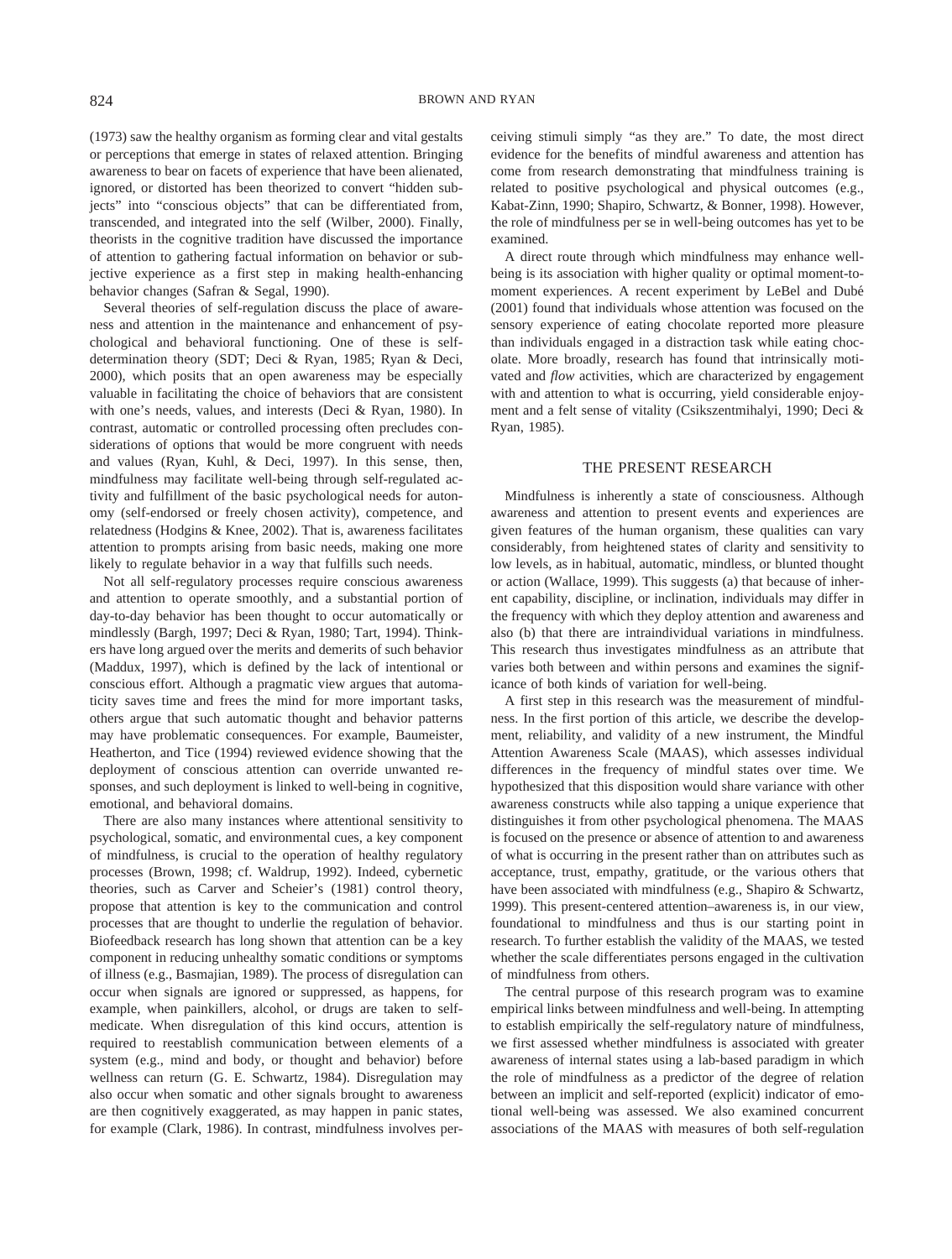(1973) saw the healthy organism as forming clear and vital gestalts or perceptions that emerge in states of relaxed attention. Bringing awareness to bear on facets of experience that have been alienated, ignored, or distorted has been theorized to convert "hidden subjects" into "conscious objects" that can be differentiated from, transcended, and integrated into the self (Wilber, 2000). Finally, theorists in the cognitive tradition have discussed the importance of attention to gathering factual information on behavior or subjective experience as a first step in making health-enhancing behavior changes (Safran & Segal, 1990).

Several theories of self-regulation discuss the place of awareness and attention in the maintenance and enhancement of psychological and behavioral functioning. One of these is self-determination theory (SDT; Deci & Ryan, 1985; Ryan & Deci, 2000), which posits that an open awareness may be especially valuable in facilitating the choice of behaviors that are consistent with one's needs, values, and interests (Deci & Ryan, 1980). In contrast, automatic or controlled processing often precludes considerations of options that would be more congruent with needs and values (Ryan, Kuhl, & Deci, 1997). In this sense, then, mindfulness may facilitate well-being through self-regulated activity and fulfillment of the basic psychological needs for autonomy (self-endorsed or freely chosen activity), competence, and relatedness (Hodgins & Knee, 2002). That is, awareness facilitates attention to prompts arising from basic needs, making one more likely to regulate behavior in a way that fulfills such needs.

Not all self-regulatory processes require conscious awareness and attention to operate smoothly, and a substantial portion of day-to-day behavior has been thought to occur automatically or mindlessly (Bargh, 1997; Deci & Ryan, 1980; Tart, 1994). Thinkers have long argued over the merits and demerits of such behavior (Maddux, 1997), which is defined by the lack of intentional or conscious effort. Although a pragmatic view argues that automaticity saves time and frees the mind for more important tasks, others argue that such automatic thought and behavior patterns may have problematic consequences. For example, Baumeister, Heatherton, and Tice (1994) reviewed evidence showing that the deployment of conscious attention can override unwanted responses, and such deployment is linked to well-being in cognitive, emotional, and behavioral domains.

There are also many instances where attentional sensitivity to psychological, somatic, and environmental cues, a key component of mindfulness, is crucial to the operation of healthy regulatory processes (Brown, 1998; cf. Waldrup, 1992). Indeed, cybernetic theories, such as Carver and Scheier's (1981) control theory, propose that attention is key to the communication and control processes that are thought to underlie the regulation of behavior. Biofeedback research has long shown that attention can be a key component in reducing unhealthy somatic conditions or symptoms of illness (e.g., Basmajian, 1989). The process of disregulation can occur when signals are ignored or suppressed, as happens, for example, when painkillers, alcohol, or drugs are taken to self-medicate. When disregulation of this kind occurs, attention is required to reestablish communication between elements of a system (e.g., mind and body, or thought and behavior) before wellness can return (G. E. Schwartz, 1984). Disregulation may also occur when somatic and other signals brought to awareness are then cognitively exaggerated, as may happen in panic states, for example (Clark, 1986). In contrast, mindfulness involves perceiving stimuli simply "as they are." To date, the most direct evidence for the benefits of mindful awareness and attention has come from research demonstrating that mindfulness training is related to positive psychological and physical outcomes (e.g., Kabat-Zinn, 1990; Shapiro, Schwartz, & Bonner, 1998). However, the role of mindfulness per se in well-being outcomes has yet to be examined.

A direct route through which mindfulness may enhance well-being is its association with higher quality or optimal moment-to-moment experiences. A recent experiment by LeBel and Dubé (2001) found that individuals whose attention was focused on the sensory experience of eating chocolate reported more pleasure than individuals engaged in a distraction task while eating chocolate. More broadly, research has found that intrinsically motivated and *flow* activities, which are characterized by engagement with and attention to what is occurring, yield considerable enjoyment and a felt sense of vitality (Csikszentmihalyi, 1990; Deci & Ryan, 1985).

## THE PRESENT RESEARCH

Mindfulness is inherently a state of consciousness. Although awareness and attention to present events and experiences are given features of the human organism, these qualities can vary considerably, from heightened states of clarity and sensitivity to low levels, as in habitual, automatic, mindless, or blunted thought or action (Wallace, 1999). This suggests (a) that because of inherent capability, discipline, or inclination, individuals may differ in the frequency with which they deploy attention and awareness and also (b) that there are intraindividual variations in mindfulness. This research thus investigates mindfulness as an attribute that varies both between and within persons and examines the significance of both kinds of variation for well-being.

A first step in this research was the measurement of mindfulness. In the first portion of this article, we describe the development, reliability, and validity of a new instrument, the Mindful Attention Awareness Scale (MAAS), which assesses individual differences in the frequency of mindful states over time. We hypothesized that this disposition would share variance with other awareness constructs while also tapping a unique experience that distinguishes it from other psychological phenomena. The MAAS is focused on the presence or absence of attention to and awareness of what is occurring in the present rather than on attributes such as acceptance, trust, empathy, gratitude, or the various others that have been associated with mindfulness (e.g., Shapiro & Schwartz, 1999). This present-centered attention–awareness is, in our view, foundational to mindfulness and thus is our starting point in research. To further establish the validity of the MAAS, we tested whether the scale differentiates persons engaged in the cultivation of mindfulness from others.

The central purpose of this research program was to examine empirical links between mindfulness and well-being. In attempting to establish empirically the self-regulatory nature of mindfulness, we first assessed whether mindfulness is associated with greater awareness of internal states using a lab-based paradigm in which the role of mindfulness as a predictor of the degree of relation between an implicit and self-reported (explicit) indicator of emotional well-being was assessed. We also examined concurrent associations of the MAAS with measures of both self-regulation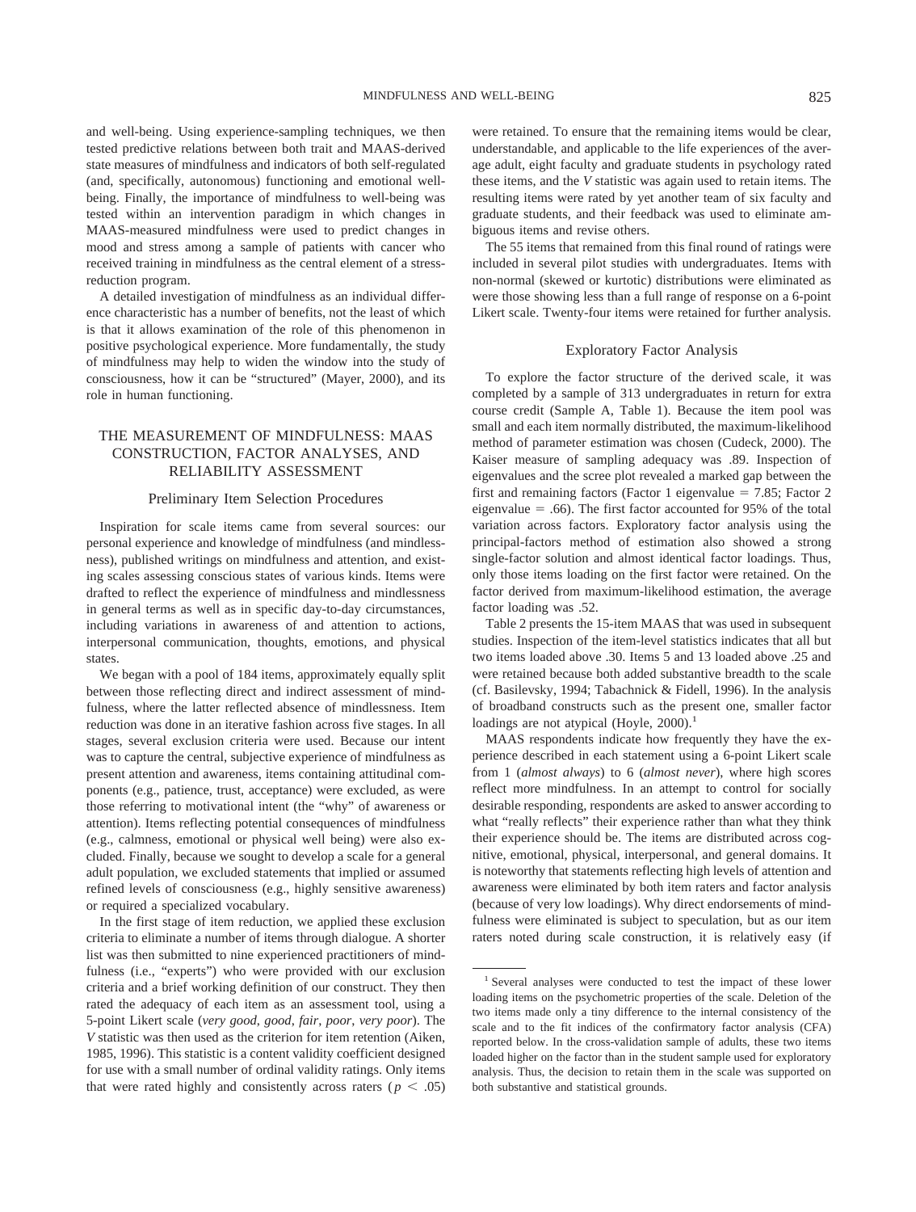and well-being. Using experience-sampling techniques, we then tested predictive relations between both trait and MAAS-derived state measures of mindfulness and indicators of both self-regulated (and, specifically, autonomous) functioning and emotional well-being. Finally, the importance of mindfulness to well-being was tested within an intervention paradigm in which changes in MAAS-measured mindfulness were used to predict changes in mood and stress among a sample of patients with cancer who received training in mindfulness as the central element of a stress-reduction program.

A detailed investigation of mindfulness as an individual difference characteristic has a number of benefits, not the least of which is that it allows examination of the role of this phenomenon in positive psychological experience. More fundamentally, the study of mindfulness may help to widen the window into the study of consciousness, how it can be "structured" (Mayer, 2000), and its role in human functioning.

## THE MEASUREMENT OF MINDFULNESS: MAAS CONSTRUCTION, FACTOR ANALYSES, AND RELIABILITY ASSESSMENT

### Preliminary Item Selection Procedures

Inspiration for scale items came from several sources: our personal experience and knowledge of mindfulness (and mindlessness), published writings on mindfulness and attention, and existing scales assessing conscious states of various kinds. Items were drafted to reflect the experience of mindfulness and mindlessness in general terms as well as in specific day-to-day circumstances, including variations in awareness of and attention to actions, interpersonal communication, thoughts, emotions, and physical states.

We began with a pool of 184 items, approximately equally split between those reflecting direct and indirect assessment of mindfulness, where the latter reflected absence of mindlessness. Item reduction was done in an iterative fashion across five stages. In all stages, several exclusion criteria were used. Because our intent was to capture the central, subjective experience of mindfulness as present attention and awareness, items containing attitudinal components (e.g., patience, trust, acceptance) were excluded, as were those referring to motivational intent (the "why" of awareness or attention). Items reflecting potential consequences of mindfulness (e.g., calmness, emotional or physical well being) were also excluded. Finally, because we sought to develop a scale for a general adult population, we excluded statements that implied or assumed refined levels of consciousness (e.g., highly sensitive awareness) or required a specialized vocabulary.

In the first stage of item reduction, we applied these exclusion criteria to eliminate a number of items through dialogue. A shorter list was then submitted to nine experienced practitioners of mindfulness (i.e., "experts") who were provided with our exclusion criteria and a brief working definition of our construct. They then rated the adequacy of each item as an assessment tool, using a 5-point Likert scale (*very good*, *good*, *fair*, *poor*, *very poor*). The *V* statistic was then used as the criterion for item retention (Aiken, 1985, 1996). This statistic is a content validity coefficient designed for use with a small number of ordinal validity ratings. Only items that were rated highly and consistently across raters ($p < .05$) were retained. To ensure that the remaining items would be clear, understandable, and applicable to the life experiences of the average adult, eight faculty and graduate students in psychology rated these items, and the *V* statistic was again used to retain items. The resulting items were rated by yet another team of six faculty and graduate students, and their feedback was used to eliminate ambiguous items and revise others.

The 55 items that remained from this final round of ratings were included in several pilot studies with undergraduates. Items with non-normal (skewed or kurtotic) distributions were eliminated as were those showing less than a full range of response on a 6-point Likert scale. Twenty-four items were retained for further analysis.

### Exploratory Factor Analysis

To explore the factor structure of the derived scale, it was completed by a sample of 313 undergraduates in return for extra course credit (Sample A, Table 1). Because the item pool was small and each item normally distributed, the maximum-likelihood method of parameter estimation was chosen (Cudeck, 2000). The Kaiser measure of sampling adequacy was .89. Inspection of eigenvalues and the scree plot revealed a marked gap between the first and remaining factors (Factor 1 eigenvalue = 7.85; Factor 2 eigenvalue = .66). The first factor accounted for 95% of the total variation across factors. Exploratory factor analysis using the principal-factors method of estimation also showed a strong single-factor solution and almost identical factor loadings. Thus, only those items loading on the first factor were retained. On the factor derived from maximum-likelihood estimation, the average factor loading was .52.

Table 2 presents the 15-item MAAS that was used in subsequent studies. Inspection of the item-level statistics indicates that all but two items loaded above .30. Items 5 and 13 loaded above .25 and were retained because both added substantive breadth to the scale (cf. Basilevsky, 1994; Tabachnick & Fidell, 1996). In the analysis of broadband constructs such as the present one, smaller factor loadings are not atypical (Hoyle, 2000).[1]

MAAS respondents indicate how frequently they have the experience described in each statement using a 6-point Likert scale from 1 (*almost always*) to 6 (*almost never*), where high scores reflect more mindfulness. In an attempt to control for socially desirable responding, respondents are asked to answer according to what "really reflects" their experience rather than what they think their experience should be. The items are distributed across cognitive, emotional, physical, interpersonal, and general domains. It is noteworthy that statements reflecting high levels of attention and awareness were eliminated by both item raters and factor analysis (because of very low loadings). Why direct endorsements of mindfulness were eliminated is subject to speculation, but as our item raters noted during scale construction, it is relatively easy (if

---

[1] Several analyses were conducted to test the impact of these lower loading items on the psychometric properties of the scale. Deletion of the two items made only a tiny difference to the internal consistency of the scale and to the fit indices of the confirmatory factor analysis (CFA) reported below. In the cross-validation sample of adults, these two items loaded higher on the factor than in the student sample used for exploratory analysis. Thus, the decision to retain them in the scale was supported on both substantive and statistical grounds.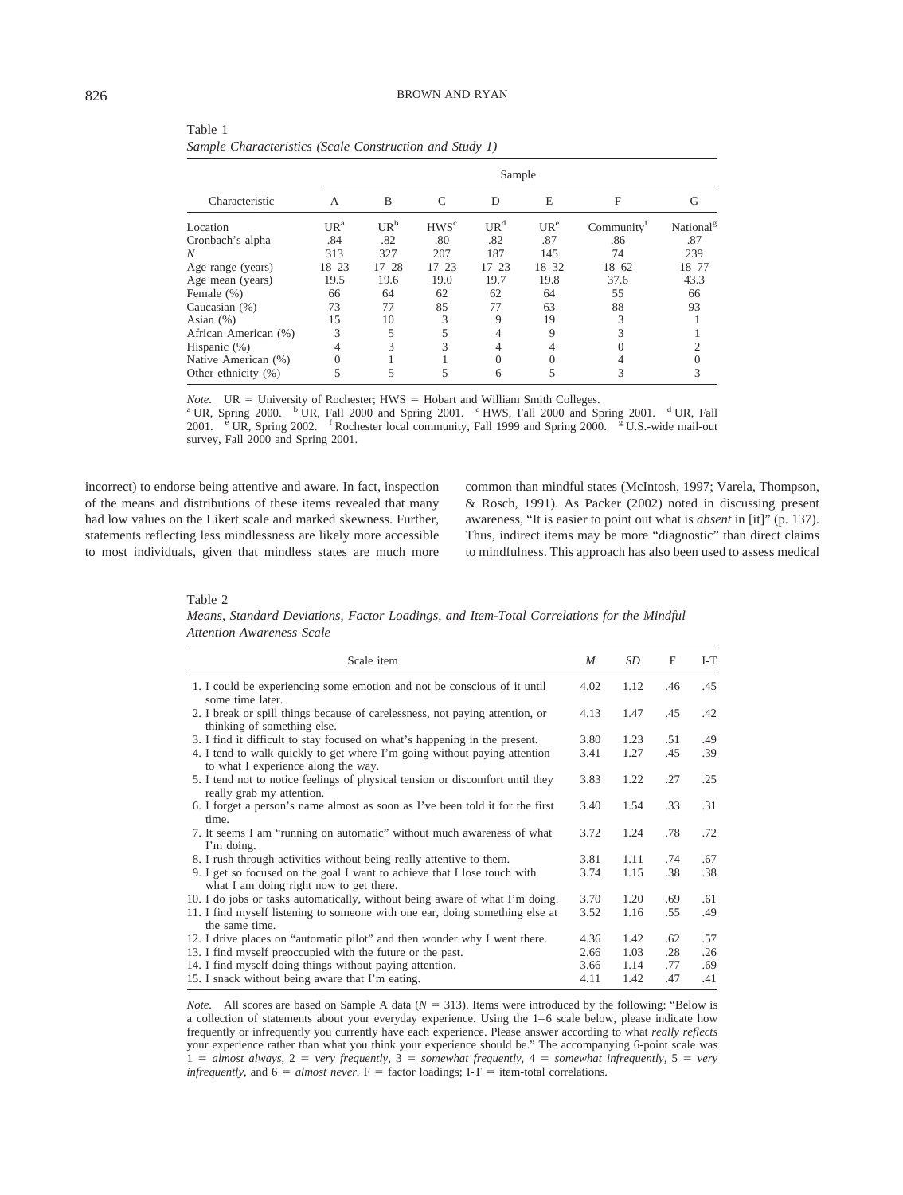Table 1
*Sample Characteristics (Scale Construction and Study 1)*

| Characteristic | Sample | | | | | | |
|---|---|---|---|---|---|---|---|
| | A | B | C | D | E | F | G |
| Location | UR[a] | UR[b] | HWS[c] | UR[d] | UR[e] | Community[f] | National[g] |
| Cronbach's alpha | .84 | .82 | .80 | .82 | .87 | .86 | .87 |
| *N* | 313 | 327 | 207 | 187 | 145 | 74 | 239 |
| Age range (years) | 18–23 | 17–28 | 17–23 | 17–23 | 18–32 | 18–62 | 18–77 |
| Age mean (years) | 19.5 | 19.6 | 19.0 | 19.7 | 19.8 | 37.6 | 43.3 |
| Female (%) | 66 | 64 | 62 | 62 | 64 | 55 | 66 |
| Caucasian (%) | 73 | 77 | 85 | 77 | 63 | 88 | 93 |
| Asian (%) | 15 | 10 | 3 | 9 | 19 | 3 | 1 |
| African American (%) | 3 | 5 | 5 | 4 | 9 | 3 | 1 |
| Hispanic (%) | 4 | 3 | 3 | 4 | 4 | 0 | 2 |
| Native American (%) | 0 | 1 | 1 | 0 | 0 | 4 | 0 |
| Other ethnicity (%) | 5 | 5 | 5 | 6 | 5 | 3 | 3 |

*Note.* UR = University of Rochester; HWS = Hobart and William Smith Colleges.
[a] UR, Spring 2000. [b] UR, Fall 2000 and Spring 2001. [c] HWS, Fall 2000 and Spring 2001. [d] UR, Fall 2001. [e] UR, Spring 2002. [f] Rochester local community, Fall 1999 and Spring 2000. [g] U.S.-wide mail-out survey, Fall 2000 and Spring 2001.

incorrect) to endorse being attentive and aware. In fact, inspection of the means and distributions of these items revealed that many had low values on the Likert scale and marked skewness. Further, statements reflecting less mindlessness are likely more accessible to most individuals, given that mindless states are much more common than mindful states (McIntosh, 1997; Varela, Thompson, & Rosch, 1991). As Packer (2002) noted in discussing present awareness, "It is easier to point out what is *absent* in [it]" (p. 137). Thus, indirect items may be more "diagnostic" than direct claims to mindfulness. This approach has also been used to assess medical

Table 2
*Means, Standard Deviations, Factor Loadings, and Item-Total Correlations for the Mindful Attention Awareness Scale*

| Scale item | *M* | *SD* | F | I-T |
|---|---|---|---|---|
| 1. I could be experiencing some emotion and not be conscious of it until some time later. | 4.02 | 1.12 | .46 | .45 |
| 2. I break or spill things because of carelessness, not paying attention, or thinking of something else. | 4.13 | 1.47 | .45 | .42 |
| 3. I find it difficult to stay focused on what's happening in the present. | 3.80 | 1.23 | .51 | .49 |
| 4. I tend to walk quickly to get where I'm going without paying attention to what I experience along the way. | 3.41 | 1.27 | .45 | .39 |
| 5. I tend not to notice feelings of physical tension or discomfort until they really grab my attention. | 3.83 | 1.22 | .27 | .25 |
| 6. I forget a person's name almost as soon as I've been told it for the first time. | 3.40 | 1.54 | .33 | .31 |
| 7. It seems I am "running on automatic" without much awareness of what I'm doing. | 3.72 | 1.24 | .78 | .72 |
| 8. I rush through activities without being really attentive to them. | 3.81 | 1.11 | .74 | .67 |
| 9. I get so focused on the goal I want to achieve that I lose touch with what I am doing right now to get there. | 3.74 | 1.15 | .38 | .38 |
| 10. I do jobs or tasks automatically, without being aware of what I'm doing. | 3.70 | 1.20 | .69 | .61 |
| 11. I find myself listening to someone with one ear, doing something else at the same time. | 3.52 | 1.16 | .55 | .49 |
| 12. I drive places on "automatic pilot" and then wonder why I went there. | 4.36 | 1.42 | .62 | .57 |
| 13. I find myself preoccupied with the future or the past. | 2.66 | 1.03 | .28 | .26 |
| 14. I find myself doing things without paying attention. | 3.66 | 1.14 | .77 | .69 |
| 15. I snack without being aware that I'm eating. | 4.11 | 1.42 | .47 | .41 |

*Note.* All scores are based on Sample A data ($N = 313$). Items were introduced by the following: "Below is a collection of statements about your everyday experience. Using the 1–6 scale below, please indicate how frequently or infrequently you currently have each experience. Please answer according to what *really reflects* your experience rather than what you think your experience should be." The accompanying 6-point scale was 1 = *almost always*, 2 = *very frequently*, 3 = *somewhat frequently*, 4 = *somewhat infrequently*, 5 = *very infrequently*, and 6 = *almost never*. F = factor loadings; I-T = item-total correlations.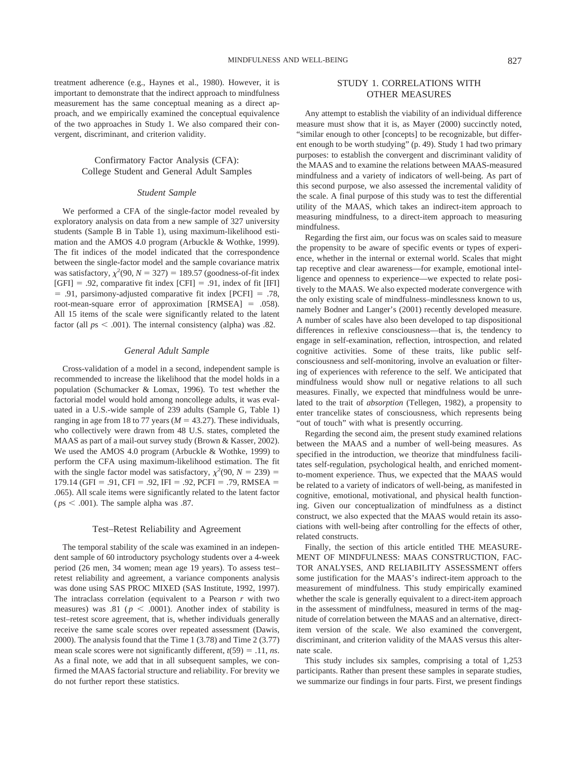treatment adherence (e.g., Haynes et al., 1980). However, it is important to demonstrate that the indirect approach to mindfulness measurement has the same conceptual meaning as a direct approach, and we empirically examined the conceptual equivalence of the two approaches in Study 1. We also compared their convergent, discriminant, and criterion validity.

## Confirmatory Factor Analysis (CFA): College Student and General Adult Samples

### *Student Sample*

We performed a CFA of the single-factor model revealed by exploratory analysis on data from a new sample of 327 university students (Sample B in Table 1), using maximum-likelihood estimation and the AMOS 4.0 program (Arbuckle & Wothke, 1999). The fit indices of the model indicated that the correspondence between the single-factor model and the sample covariance matrix was satisfactory, $\chi^2(90, N = 327) = 189.57$ (goodness-of-fit index [GFI] = .92, comparative fit index [CFI] = .91, index of fit [IFI] = .91, parsimony-adjusted comparative fit index [PCFI] = .78, root-mean-square error of approximation [RMSEA] = .058). All 15 items of the scale were significantly related to the latent factor (all $ps < .001$). The internal consistency (alpha) was .82.

### *General Adult Sample*

Cross-validation of a model in a second, independent sample is recommended to increase the likelihood that the model holds in a population (Schumacker & Lomax, 1996). To test whether the factorial model would hold among noncollege adults, it was evaluated in a U.S.-wide sample of 239 adults (Sample G, Table 1) ranging in age from 18 to 77 years ($M = 43.27$). These individuals, who collectively were drawn from 48 U.S. states, completed the MAAS as part of a mail-out survey study (Brown & Kasser, 2002). We used the AMOS 4.0 program (Arbuckle & Wothke, 1999) to perform the CFA using maximum-likelihood estimation. The fit with the single factor model was satisfactory, $\chi^2(90, N = 239) = 179.14$ (GFI = .91, CFI = .92, IFI = .92, PCFI = .79, RMSEA = .065). All scale items were significantly related to the latent factor ($ps < .001$). The sample alpha was .87.

## Test–Retest Reliability and Agreement

The temporal stability of the scale was examined in an independent sample of 60 introductory psychology students over a 4-week period (26 men, 34 women; mean age 19 years). To assess test–retest reliability and agreement, a variance components analysis was done using SAS PROC MIXED (SAS Institute, 1992, 1997). The intraclass correlation (equivalent to a Pearson $r$ with two measures) was .81 ($p < .0001$). Another index of stability is test–retest score agreement, that is, whether individuals generally receive the same scale scores over repeated assessment (Dawis, 2000). The analysis found that the Time 1 (3.78) and Time 2 (3.77) mean scale scores were not significantly different, $t(59) = .11$, *ns*. As a final note, we add that in all subsequent samples, we confirmed the MAAS factorial structure and reliability. For brevity we do not further report these statistics.

# STUDY 1. CORRELATIONS WITH OTHER MEASURES

Any attempt to establish the viability of an individual difference measure must show that it is, as Mayer (2000) succinctly noted, "similar enough to other [concepts] to be recognizable, but different enough to be worth studying" (p. 49). Study 1 had two primary purposes: to establish the convergent and discriminant validity of the MAAS and to examine the relations between MAAS-measured mindfulness and a variety of indicators of well-being. As part of this second purpose, we also assessed the incremental validity of the scale. A final purpose of this study was to test the differential utility of the MAAS, which takes an indirect-item approach to measuring mindfulness, to a direct-item approach to measuring mindfulness.

Regarding the first aim, our focus was on scales said to measure the propensity to be aware of specific events or types of experience, whether in the internal or external world. Scales that might tap receptive and clear awareness—for example, emotional intelligence and openness to experience—we expected to relate positively to the MAAS. We also expected moderate convergence with the only existing scale of mindfulness–mindlessness known to us, namely Bodner and Langer's (2001) recently developed measure. A number of scales have also been developed to tap dispositional differences in reflexive consciousness—that is, the tendency to engage in self-examination, reflection, introspection, and related cognitive activities. Some of these traits, like public self-consciousness and self-monitoring, involve an evaluation or filtering of experiences with reference to the self. We anticipated that mindfulness would show null or negative relations to all such measures. Finally, we expected that mindfulness would be unrelated to the trait of *absorption* (Tellegen, 1982), a propensity to enter trancelike states of consciousness, which represents being "out of touch" with what is presently occurring.

Regarding the second aim, the present study examined relations between the MAAS and a number of well-being measures. As specified in the introduction, we theorize that mindfulness facilitates self-regulation, psychological health, and enriched moment-to-moment experience. Thus, we expected that the MAAS would be related to a variety of indicators of well-being, as manifested in cognitive, emotional, motivational, and physical health functioning. Given our conceptualization of mindfulness as a distinct construct, we also expected that the MAAS would retain its associations with well-being after controlling for the effects of other, related constructs.

Finally, the section of this article entitled THE MEASUREMENT OF MINDFULNESS: MAAS CONSTRUCTION, FACTOR ANALYSES, AND RELIABILITY ASSESSMENT offers some justification for the MAAS's indirect-item approach to the measurement of mindfulness. This study empirically examined whether the scale is generally equivalent to a direct-item approach in the assessment of mindfulness, measured in terms of the magnitude of correlation between the MAAS and an alternative, direct-item version of the scale. We also examined the convergent, discriminant, and criterion validity of the MAAS versus this alternate scale.

This study includes six samples, comprising a total of 1,253 participants. Rather than present these samples in separate studies, we summarize our findings in four parts. First, we present findings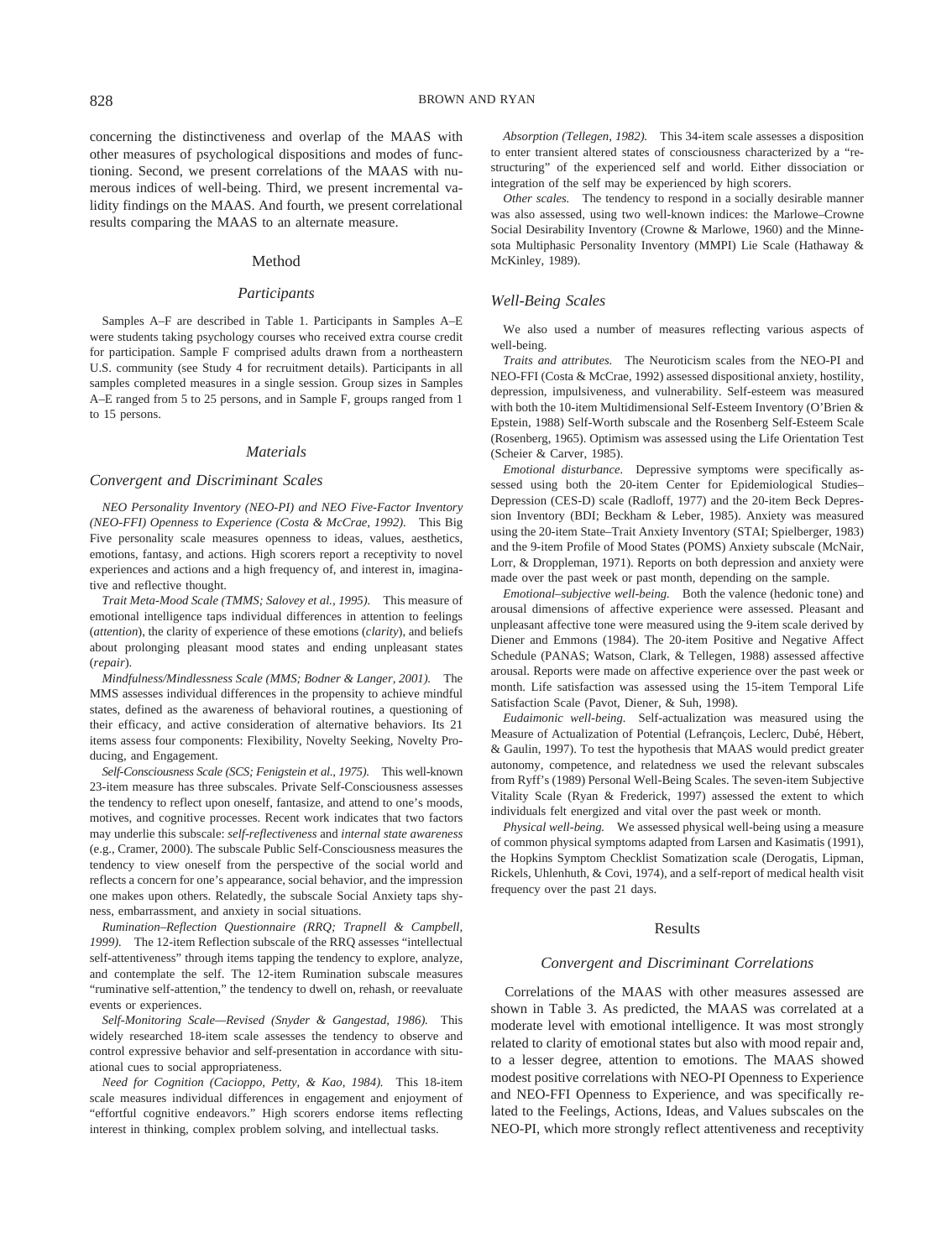concerning the distinctiveness and overlap of the MAAS with other measures of psychological dispositions and modes of functioning. Second, we present correlations of the MAAS with numerous indices of well-being. Third, we present incremental validity findings on the MAAS. And fourth, we present correlational results comparing the MAAS to an alternate measure.

## Method

### Participants

Samples A–F are described in Table 1. Participants in Samples A–E were students taking psychology courses who received extra course credit for participation. Sample F comprised adults drawn from a northeastern U.S. community (see Study 4 for recruitment details). Participants in all samples completed measures in a single session. Group sizes in Samples A–E ranged from 5 to 25 persons, and in Sample F, groups ranged from 1 to 15 persons.

### Materials

### Convergent and Discriminant Scales

*NEO Personality Inventory (NEO-PI) and NEO Five-Factor Inventory (NEO-FFI) Openness to Experience (Costa & McCrae, 1992).* This Big Five personality scale measures openness to ideas, values, aesthetics, emotions, fantasy, and actions. High scorers report a receptivity to novel experiences and actions and a high frequency of, and interest in, imaginative and reflective thought.

*Trait Meta-Mood Scale (TMMS; Salovey et al., 1995).* This measure of emotional intelligence taps individual differences in attention to feelings (*attention*), the clarity of experience of these emotions (*clarity*), and beliefs about prolonging pleasant mood states and ending unpleasant states (*repair*).

*Mindfulness/Mindlessness Scale (MMS; Bodner & Langer, 2001).* The MMS assesses individual differences in the propensity to achieve mindful states, defined as the awareness of behavioral routines, a questioning of their efficacy, and active consideration of alternative behaviors. Its 21 items assess four components: Flexibility, Novelty Seeking, Novelty Producing, and Engagement.

*Self-Consciousness Scale (SCS; Fenigstein et al., 1975).* This well-known 23-item measure has three subscales. Private Self-Consciousness assesses the tendency to reflect upon oneself, fantasize, and attend to one's moods, motives, and cognitive processes. Recent work indicates that two factors may underlie this subscale: *self-reflectiveness* and *internal state awareness* (e.g., Cramer, 2000). The subscale Public Self-Consciousness measures the tendency to view oneself from the perspective of the social world and reflects a concern for one's appearance, social behavior, and the impression one makes upon others. Relatedly, the subscale Social Anxiety taps shyness, embarrassment, and anxiety in social situations.

*Rumination–Reflection Questionnaire (RRQ; Trapnell & Campbell, 1999).* The 12-item Reflection subscale of the RRQ assesses "intellectual self-attentiveness" through items tapping the tendency to explore, analyze, and contemplate the self. The 12-item Rumination subscale measures "ruminative self-attention," the tendency to dwell on, rehash, or reevaluate events or experiences.

*Self-Monitoring Scale—Revised (Snyder & Gangestad, 1986).* This widely researched 18-item scale assesses the tendency to observe and control expressive behavior and self-presentation in accordance with situational cues to social appropriateness.

*Need for Cognition (Cacioppo, Petty, & Kao, 1984).* This 18-item scale measures individual differences in engagement and enjoyment of "effortful cognitive endeavors." High scorers endorse items reflecting interest in thinking, complex problem solving, and intellectual tasks.

*Absorption (Tellegen, 1982).* This 34-item scale assesses a disposition to enter transient altered states of consciousness characterized by a "restructuring" of the experienced self and world. Either dissociation or integration of the self may be experienced by high scorers.

*Other scales.* The tendency to respond in a socially desirable manner was also assessed, using two well-known indices: the Marlowe–Crowne Social Desirability Inventory (Crowne & Marlowe, 1960) and the Minnesota Multiphasic Personality Inventory (MMPI) Lie Scale (Hathaway & McKinley, 1989).

### Well-Being Scales

We also used a number of measures reflecting various aspects of well-being.

*Traits and attributes.* The Neuroticism scales from the NEO-PI and NEO-FFI (Costa & McCrae, 1992) assessed dispositional anxiety, hostility, depression, impulsiveness, and vulnerability. Self-esteem was measured with both the 10-item Multidimensional Self-Esteem Inventory (O'Brien & Epstein, 1988) Self-Worth subscale and the Rosenberg Self-Esteem Scale (Rosenberg, 1965). Optimism was assessed using the Life Orientation Test (Scheier & Carver, 1985).

*Emotional disturbance.* Depressive symptoms were specifically assessed using both the 20-item Center for Epidemiological Studies–Depression (CES-D) scale (Radloff, 1977) and the 20-item Beck Depression Inventory (BDI; Beckham & Leber, 1985). Anxiety was measured using the 20-item State–Trait Anxiety Inventory (STAI; Spielberger, 1983) and the 9-item Profile of Mood States (POMS) Anxiety subscale (McNair, Lorr, & Droppleman, 1971). Reports on both depression and anxiety were made over the past week or past month, depending on the sample.

*Emotional–subjective well-being.* Both the valence (hedonic tone) and arousal dimensions of affective experience were assessed. Pleasant and unpleasant affective tone were measured using the 9-item scale derived by Diener and Emmons (1984). The 20-item Positive and Negative Affect Schedule (PANAS; Watson, Clark, & Tellegen, 1988) assessed affective arousal. Reports were made on affective experience over the past week or month. Life satisfaction was assessed using the 15-item Temporal Life Satisfaction Scale (Pavot, Diener, & Suh, 1998).

*Eudaimonic well-being.* Self-actualization was measured using the Measure of Actualization of Potential (Lefrançois, Leclerc, Dubé, Hébert, & Gaulin, 1997). To test the hypothesis that MAAS would predict greater autonomy, competence, and relatedness we used the relevant subscales from Ryff's (1989) Personal Well-Being Scales. The seven-item Subjective Vitality Scale (Ryan & Frederick, 1997) assessed the extent to which individuals felt energized and vital over the past week or month.

*Physical well-being.* We assessed physical well-being using a measure of common physical symptoms adapted from Larsen and Kasimatis (1991), the Hopkins Symptom Checklist Somatization scale (Derogatis, Lipman, Rickels, Uhlenhuth, & Covi, 1974), and a self-report of medical health visit frequency over the past 21 days.

## Results

### Convergent and Discriminant Correlations

Correlations of the MAAS with other measures assessed are shown in Table 3. As predicted, the MAAS was correlated at a moderate level with emotional intelligence. It was most strongly related to clarity of emotional states but also with mood repair and, to a lesser degree, attention to emotions. The MAAS showed modest positive correlations with NEO-PI Openness to Experience and NEO-FFI Openness to Experience, and was specifically related to the Feelings, Actions, Ideas, and Values subscales on the NEO-PI, which more strongly reflect attentiveness and receptivity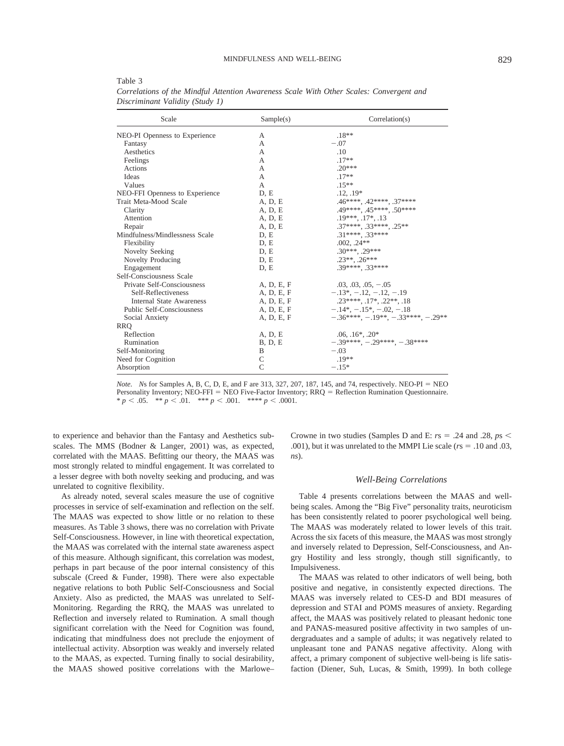Table 3
*Correlations of the Mindful Attention Awareness Scale With Other Scales: Convergent and Discriminant Validity (Study 1)*

| Scale | Sample(s) | Correlation(s) |
|---|---|---|
| NEO-PI Openness to Experience | A | .18** |
| Fantasy | A | −.07 |
| Aesthetics | A | .10 |
| Feelings | A | .17** |
| Actions | A | .20*** |
| Ideas | A | .17** |
| Values | A | .15** |
| NEO-FFI Openness to Experience | D, E | .12, .19* |
| Trait Meta-Mood Scale | A, D, E | .46****, .42****, .37**** |
| Clarity | A, D, E | .49****, .45****, .50**** |
| Attention | A, D, E | .19***, .17*, .13 |
| Repair | A, D, E | .37****, .33****, .25** |
| Mindfulness/Mindlessness Scale | D, E | .31****, .33**** |
| Flexibility | D, E | .002, .24** |
| Novelty Seeking | D, E | .30***, .29*** |
| Novelty Producing | D, E | .23**, .26*** |
| Engagement | D, E | .39****, .33**** |
| Self-Consciousness Scale | | |
| Private Self-Consciousness | A, D, E, F | .03, .03, .05, −.05 |
| Self-Reflectiveness | A, D, E, F | −.13*, −.12, −.12, −.19 |
| Internal State Awareness | A, D, E, F | .23****, .17*, .22**, .18 |
| Public Self-Consciousness | A, D, E, F | −.14*, −.15*, −.02, −.18 |
| Social Anxiety | A, D, E, F | −.36****, −.19**, −.33****, −.29** |
| RRQ | | |
| Reflection | A, D, E | .06, .16*, .20* |
| Rumination | B, D, E | −.39****, −.29****, −.38**** |
| Self-Monitoring | B | −.03 |
| Need for Cognition | C | .19** |
| Absorption | C | −.15* |

*Note.* *N*s for Samples A, B, C, D, E, and F are 313, 327, 207, 187, 145, and 74, respectively. NEO-PI = NEO Personality Inventory; NEO-FFI = NEO Five-Factor Inventory; RRQ = Reflection Rumination Questionnaire.
* $p < .05$. ** $p < .01$. *** $p < .001$. **** $p < .0001$.

to experience and behavior than the Fantasy and Aesthetics subscales. The MMS (Bodner & Langer, 2001) was, as expected, correlated with the MAAS. Befitting our theory, the MAAS was most strongly related to mindful engagement. It was correlated to a lesser degree with both novelty seeking and producing, and was unrelated to cognitive flexibility.

As already noted, several scales measure the use of cognitive processes in service of self-examination and reflection on the self. The MAAS was expected to show little or no relation to these measures. As Table 3 shows, there was no correlation with Private Self-Consciousness. However, in line with theoretical expectation, the MAAS was correlated with the internal state awareness aspect of this measure. Although significant, this correlation was modest, perhaps in part because of the poor internal consistency of this subscale (Creed & Funder, 1998). There were also expectable negative relations to both Public Self-Consciousness and Social Anxiety. Also as predicted, the MAAS was unrelated to Self-Monitoring. Regarding the RRQ, the MAAS was unrelated to Reflection and inversely related to Rumination. A small though significant correlation with the Need for Cognition was found, indicating that mindfulness does not preclude the enjoyment of intellectual activity. Absorption was weakly and inversely related to the MAAS, as expected. Turning finally to social desirability, the MAAS showed positive correlations with the Marlowe–Crowne in two studies (Samples D and E: $r$s = .24 and .28, $p$s < .001), but it was unrelated to the MMPI Lie scale ($r$s = .10 and .03, *ns*).

### *Well-Being Correlations*

Table 4 presents correlations between the MAAS and well-being scales. Among the "Big Five" personality traits, neuroticism has been consistently related to poorer psychological well being. The MAAS was moderately related to lower levels of this trait. Across the six facets of this measure, the MAAS was most strongly and inversely related to Depression, Self-Consciousness, and Angry Hostility and less strongly, though still significantly, to Impulsiveness.

The MAAS was related to other indicators of well being, both positive and negative, in consistently expected directions. The MAAS was inversely related to CES-D and BDI measures of depression and STAI and POMS measures of anxiety. Regarding affect, the MAAS was positively related to pleasant hedonic tone and PANAS-measured positive affectivity in two samples of undergraduates and a sample of adults; it was negatively related to unpleasant tone and PANAS negative affectivity. Along with affect, a primary component of subjective well-being is life satisfaction (Diener, Suh, Lucas, & Smith, 1999). In both college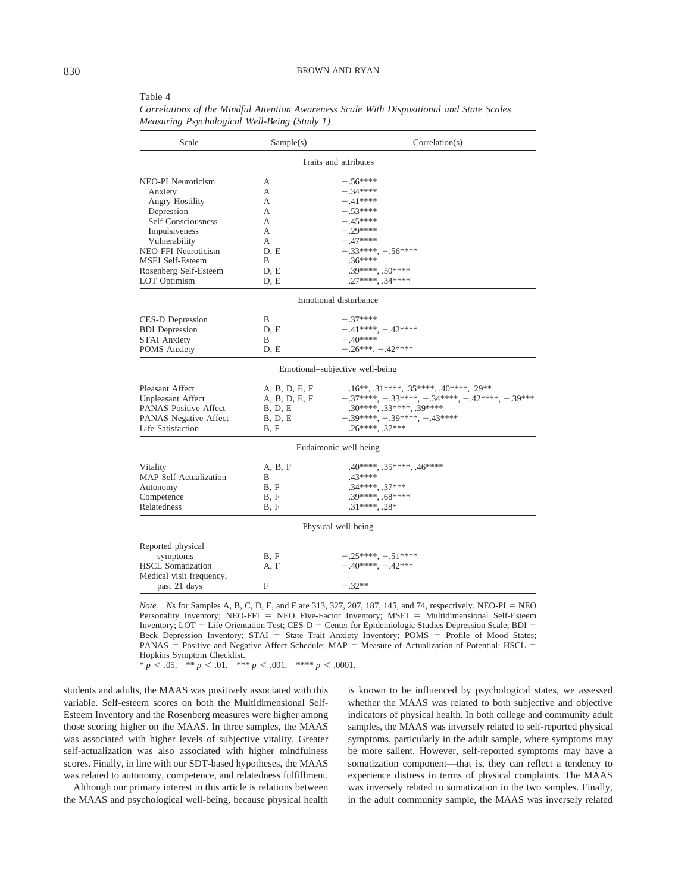Table 4

*Correlations of the Mindful Attention Awareness Scale With Dispositional and State Scales Measuring Psychological Well-Being (Study 1)*

| Scale | Sample(s) | Correlation(s) |
|---|---|---|
| Traits and attributes | | |
| NEO-PI Neuroticism | A | −.56**** |
| Anxiety | A | −.34**** |
| Angry Hostility | A | −.41**** |
| Depression | A | −.53**** |
| Self-Consciousness | A | −.45**** |
| Impulsiveness | A | −.29**** |
| Vulnerability | A | −.47**** |
| NEO-FFI Neuroticism | D, E | −.33****, −.56**** |
| MSEI Self-Esteem | B | .36**** |
| Rosenberg Self-Esteem | D, E | .39****, .50**** |
| LOT Optimism | D, E | .27****, .34**** |
| Emotional disturbance | | |
| CES-D Depression | B | −.37**** |
| BDI Depression | D, E | −.41****, −.42**** |
| STAI Anxiety | B | −.40**** |
| POMS Anxiety | D, E | −.26***, −.42**** |
| Emotional–subjective well-being | | |
| Pleasant Affect | A, B, D, E, F | .16**, .31****, .35****, .40****, .29** |
| Unpleasant Affect | A, B, D, E, F | −.37****, −.33****, −.34****, −.42****, −.39*** |
| PANAS Positive Affect | B, D, E | .30****, .33****, .39**** |
| PANAS Negative Affect | B, D, E | −.39****, −.39****, −.43**** |
| Life Satisfaction | B, F | .26****, .37*** |
| Eudaimonic well-being | | |
| Vitality | A, B, F | .40****, .35****, .46**** |
| MAP Self-Actualization | B | .43**** |
| Autonomy | B, F | .34****, .37*** |
| Competence | B, F | .39****, .68**** |
| Relatedness | B, F | .31****, .28* |
| Physical well-being | | |
| Reported physical symptoms | B, F | −.25****, −.51**** |
| HSCL Somatization | A, F | −.40****, −.42*** |
| Medical visit frequency, past 21 days | F | −.32** |

*Note.* *N*s for Samples A, B, C, D, E, and F are 313, 327, 207, 187, 145, and 74, respectively. NEO-PI = NEO Personality Inventory; NEO-FFI = NEO Five-Factor Inventory; MSEI = Multidimensional Self-Esteem Inventory; LOT = Life Orientation Test; CES-D = Center for Epidemiologic Studies Depression Scale; BDI = Beck Depression Inventory; STAI = State–Trait Anxiety Inventory; POMS = Profile of Mood States; PANAS = Positive and Negative Affect Schedule; MAP = Measure of Actualization of Potential; HSCL = Hopkins Symptom Checklist.
* $p < .05$. ** $p < .01$. *** $p < .001$. **** $p < .0001$.

students and adults, the MAAS was positively associated with this variable. Self-esteem scores on both the Multidimensional Self-Esteem Inventory and the Rosenberg measures were higher among those scoring higher on the MAAS. In three samples, the MAAS was associated with higher levels of subjective vitality. Greater self-actualization was also associated with higher mindfulness scores. Finally, in line with our SDT-based hypotheses, the MAAS was related to autonomy, competence, and relatedness fulfillment.

Although our primary interest in this article is relations between the MAAS and psychological well-being, because physical health is known to be influenced by psychological states, we assessed whether the MAAS was related to both subjective and objective indicators of physical health. In both college and community adult samples, the MAAS was inversely related to self-reported physical symptoms, particularly in the adult sample, where symptoms may be more salient. However, self-reported symptoms may have a somatization component—that is, they can reflect a tendency to experience distress in terms of physical complaints. The MAAS was inversely related to somatization in the two samples. Finally, in the adult community sample, the MAAS was inversely related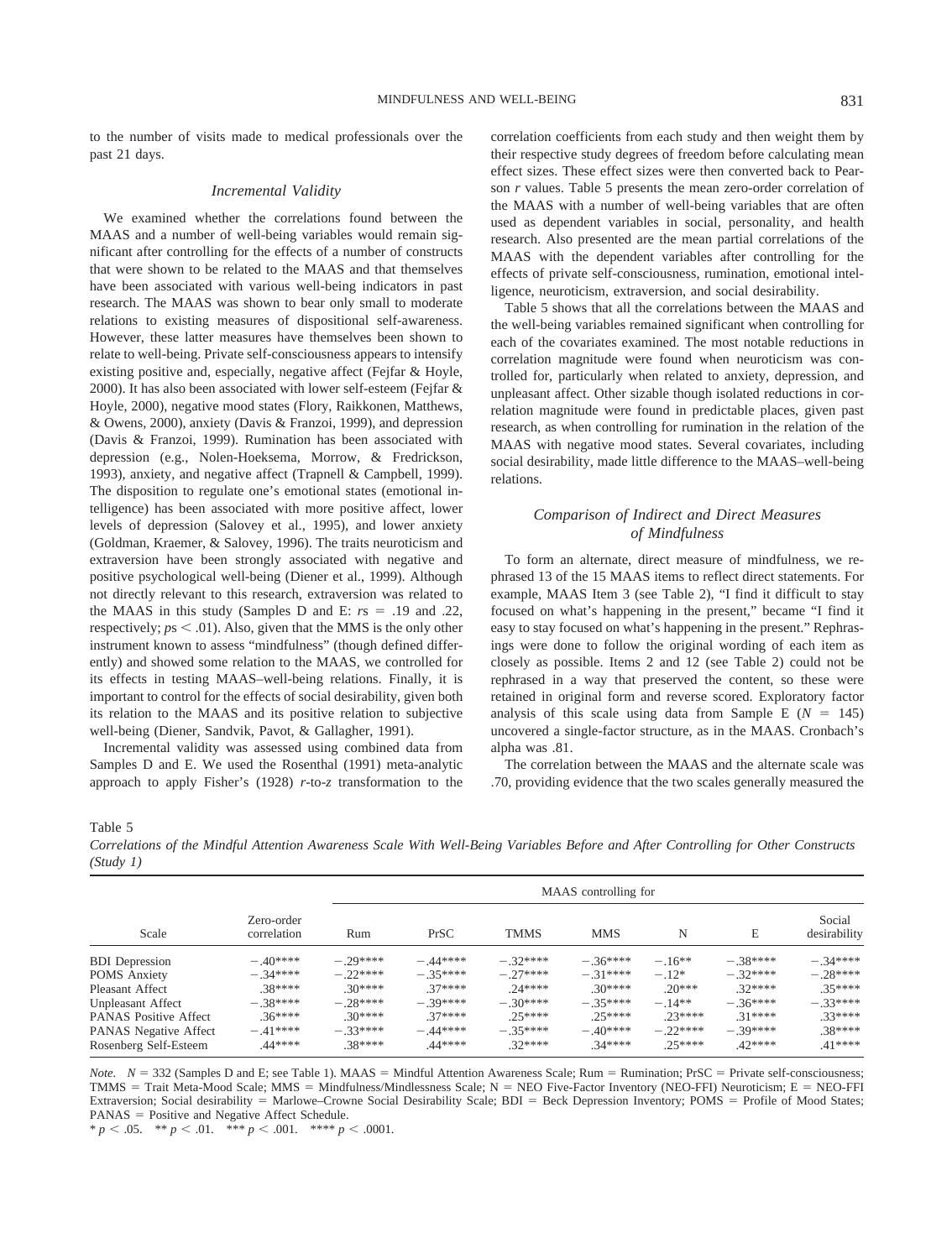to the number of visits made to medical professionals over the past 21 days.

### Incremental Validity

We examined whether the correlations found between the MAAS and a number of well-being variables would remain significant after controlling for the effects of a number of constructs that were shown to be related to the MAAS and that themselves have been associated with various well-being indicators in past research. The MAAS was shown to bear only small to moderate relations to existing measures of dispositional self-awareness. However, these latter measures have themselves been shown to relate to well-being. Private self-consciousness appears to intensify existing positive and, especially, negative affect (Fejfar & Hoyle, 2000). It has also been associated with lower self-esteem (Fejfar & Hoyle, 2000), negative mood states (Flory, Raikkonen, Matthews, & Owens, 2000), anxiety (Davis & Franzoi, 1999), and depression (Davis & Franzoi, 1999). Rumination has been associated with depression (e.g., Nolen-Hoeksema, Morrow, & Fredrickson, 1993), anxiety, and negative affect (Trapnell & Campbell, 1999). The disposition to regulate one's emotional states (emotional intelligence) has been associated with more positive affect, lower levels of depression (Salovey et al., 1995), and lower anxiety (Goldman, Kraemer, & Salovey, 1996). The traits neuroticism and extraversion have been strongly associated with negative and positive psychological well-being (Diener et al., 1999). Although not directly relevant to this research, extraversion was related to the MAAS in this study (Samples D and E: $rs = .19$ and $.22$, respectively; $ps < .01$). Also, given that the MMS is the only other instrument known to assess "mindfulness" (though defined differently) and showed some relation to the MAAS, we controlled for its effects in testing MAAS–well-being relations. Finally, it is important to control for the effects of social desirability, given both its relation to the MAAS and its positive relation to subjective well-being (Diener, Sandvik, Pavot, & Gallagher, 1991).

Incremental validity was assessed using combined data from Samples D and E. We used the Rosenthal (1991) meta-analytic approach to apply Fisher's (1928) *r*-to-*z* transformation to the correlation coefficients from each study and then weight them by their respective study degrees of freedom before calculating mean effect sizes. These effect sizes were then converted back to Pearson *r* values. Table 5 presents the mean zero-order correlation of the MAAS with a number of well-being variables that are often used as dependent variables in social, personality, and health research. Also presented are the mean partial correlations of the MAAS with the dependent variables after controlling for the effects of private self-consciousness, rumination, emotional intelligence, neuroticism, extraversion, and social desirability.

Table 5 shows that all the correlations between the MAAS and the well-being variables remained significant when controlling for each of the covariates examined. The most notable reductions in correlation magnitude were found when neuroticism was controlled for, particularly when related to anxiety, depression, and unpleasant affect. Other sizable though isolated reductions in correlation magnitude were found in predictable places, given past research, as when controlling for rumination in the relation of the MAAS with negative mood states. Several covariates, including social desirability, made little difference to the MAAS–well-being relations.

### Comparison of Indirect and Direct Measures of Mindfulness

To form an alternate, direct measure of mindfulness, we rephrased 13 of the 15 MAAS items to reflect direct statements. For example, MAAS Item 3 (see Table 2), "I find it difficult to stay focused on what's happening in the present," became "I find it easy to stay focused on what's happening in the present." Rephrasings were done to follow the original wording of each item as closely as possible. Items 2 and 12 (see Table 2) could not be rephrased in a way that preserved the content, so these were retained in original form and reverse scored. Exploratory factor analysis of this scale using data from Sample E ($N = 145$) uncovered a single-factor structure, as in the MAAS. Cronbach's alpha was .81.

The correlation between the MAAS and the alternate scale was .70, providing evidence that the two scales generally measured the

Table 5
*Correlations of the Mindful Attention Awareness Scale With Well-Being Variables Before and After Controlling for Other Constructs (Study 1)*

| | | MAAS controlling for | | | | | | |
|---|---|---|---|---|---|---|---|---|
| Scale | Zero-order correlation | Rum | PrSC | TMMS | MMS | N | E | Social desirability |
| BDI Depression | −.40**** | −.29**** | −.44**** | −.32**** | −.36**** | −.16** | −.38**** | −.34**** |
| POMS Anxiety | −.34**** | −.22**** | −.35**** | −.27**** | −.31**** | −.12* | −.32**** | −.28**** |
| Pleasant Affect | .38**** | .30**** | .37**** | .24**** | .30**** | .20*** | .32**** | .35**** |
| Unpleasant Affect | −.38**** | −.28**** | −.39**** | −.30**** | −.35**** | −.14** | −.36**** | −.33**** |
| PANAS Positive Affect | .36**** | .30**** | .37**** | .25**** | .25**** | .23**** | .31**** | .33**** |
| PANAS Negative Affect | −.41**** | −.33**** | −.44**** | −.35**** | −.40**** | −.22**** | −.39**** | .38**** |
| Rosenberg Self-Esteem | .44**** | .38**** | .44**** | .32**** | .34**** | .25**** | .42**** | .41**** |

*Note.* $N = 332$ (Samples D and E; see Table 1). MAAS = Mindful Attention Awareness Scale; Rum = Rumination; PrSC = Private self-consciousness; TMMS = Trait Meta-Mood Scale; MMS = Mindfulness/Mindlessness Scale; N = NEO Five-Factor Inventory (NEO-FFI) Neuroticism; E = NEO-FFI Extraversion; Social desirability = Marlowe–Crowne Social Desirability Scale; BDI = Beck Depression Inventory; POMS = Profile of Mood States; PANAS = Positive and Negative Affect Schedule.
* $p < .05$. ** $p < .01$. *** $p < .001$. **** $p < .0001$.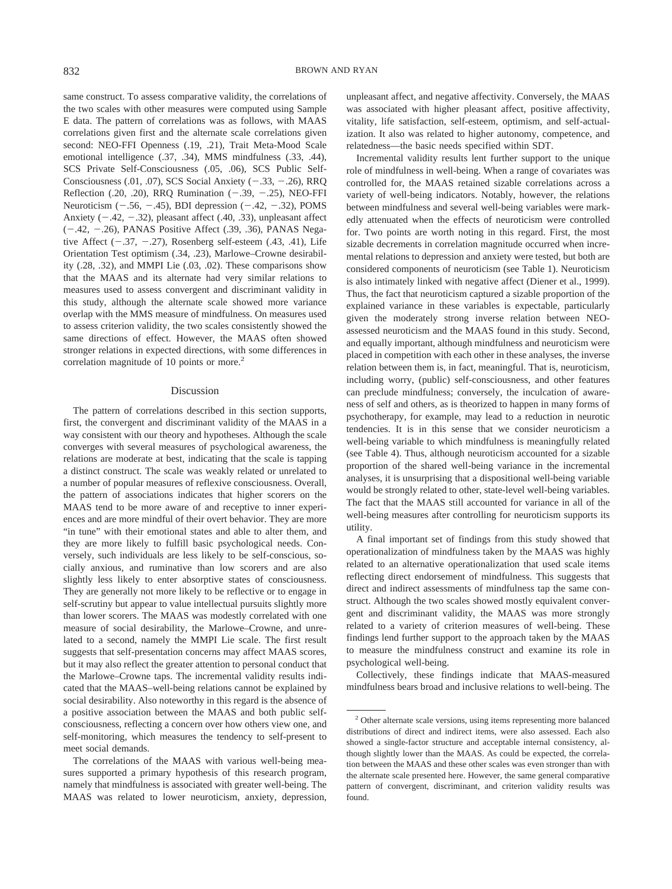same construct. To assess comparative validity, the correlations of the two scales with other measures were computed using Sample E data. The pattern of correlations was as follows, with MAAS correlations given first and the alternate scale correlations given second: NEO-FFI Openness (.19, .21), Trait Meta-Mood Scale emotional intelligence (.37, .34), MMS mindfulness (.33, .44), SCS Private Self-Consciousness (.05, .06), SCS Public Self-Consciousness (.01, .07), SCS Social Anxiety (−.33, −.26), RRQ Reflection (.20, .20), RRQ Rumination (−.39, −.25), NEO-FFI Neuroticism (−.56, −.45), BDI depression (−.42, −.32), POMS Anxiety (−.42, −.32), pleasant affect (.40, .33), unpleasant affect (−.42, −.26), PANAS Positive Affect (.39, .36), PANAS Negative Affect (−.37, −.27), Rosenberg self-esteem (.43, .41), Life Orientation Test optimism (.34, .23), Marlowe–Crowne desirability (.28, .32), and MMPI Lie (.03, .02). These comparisons show that the MAAS and its alternate had very similar relations to measures used to assess convergent and discriminant validity in this study, although the alternate scale showed more variance overlap with the MMS measure of mindfulness. On measures used to assess criterion validity, the two scales consistently showed the same directions of effect. However, the MAAS often showed stronger relations in expected directions, with some differences in correlation magnitude of 10 points or more.[2]

## Discussion

The pattern of correlations described in this section supports, first, the convergent and discriminant validity of the MAAS in a way consistent with our theory and hypotheses. Although the scale converges with several measures of psychological awareness, the relations are moderate at best, indicating that the scale is tapping a distinct construct. The scale was weakly related or unrelated to a number of popular measures of reflexive consciousness. Overall, the pattern of associations indicates that higher scorers on the MAAS tend to be more aware of and receptive to inner experiences and are more mindful of their overt behavior. They are more "in tune" with their emotional states and able to alter them, and they are more likely to fulfill basic psychological needs. Conversely, such individuals are less likely to be self-conscious, socially anxious, and ruminative than low scorers and are also slightly less likely to enter absorptive states of consciousness. They are generally not more likely to be reflective or to engage in self-scrutiny but appear to value intellectual pursuits slightly more than lower scorers. The MAAS was modestly correlated with one measure of social desirability, the Marlowe–Crowne, and unrelated to a second, namely the MMPI Lie scale. The first result suggests that self-presentation concerns may affect MAAS scores, but it may also reflect the greater attention to personal conduct that the Marlowe–Crowne taps. The incremental validity results indicated that the MAAS–well-being relations cannot be explained by social desirability. Also noteworthy in this regard is the absence of a positive association between the MAAS and both public self-consciousness, reflecting a concern over how others view one, and self-monitoring, which measures the tendency to self-present to meet social demands.

The correlations of the MAAS with various well-being measures supported a primary hypothesis of this research program, namely that mindfulness is associated with greater well-being. The MAAS was related to lower neuroticism, anxiety, depression, unpleasant affect, and negative affectivity. Conversely, the MAAS was associated with higher pleasant affect, positive affectivity, vitality, life satisfaction, self-esteem, optimism, and self-actualization. It also was related to higher autonomy, competence, and relatedness—the basic needs specified within SDT.

Incremental validity results lent further support to the unique role of mindfulness in well-being. When a range of covariates was controlled for, the MAAS retained sizable correlations across a variety of well-being indicators. Notably, however, the relations between mindfulness and several well-being variables were markedly attenuated when the effects of neuroticism were controlled for. Two points are worth noting in this regard. First, the most sizable decrements in correlation magnitude occurred when incremental relations to depression and anxiety were tested, but both are considered components of neuroticism (see Table 1). Neuroticism is also intimately linked with negative affect (Diener et al., 1999). Thus, the fact that neuroticism captured a sizable proportion of the explained variance in these variables is expectable, particularly given the moderately strong inverse relation between NEO-assessed neuroticism and the MAAS found in this study. Second, and equally important, although mindfulness and neuroticism were placed in competition with each other in these analyses, the inverse relation between them is, in fact, meaningful. That is, neuroticism, including worry, (public) self-consciousness, and other features can preclude mindfulness; conversely, the inculcation of awareness of self and others, as is theorized to happen in many forms of psychotherapy, for example, may lead to a reduction in neurotic tendencies. It is in this sense that we consider neuroticism a well-being variable to which mindfulness is meaningfully related (see Table 4). Thus, although neuroticism accounted for a sizable proportion of the shared well-being variance in the incremental analyses, it is unsurprising that a dispositional well-being variable would be strongly related to other, state-level well-being variables. The fact that the MAAS still accounted for variance in all of the well-being measures after controlling for neuroticism supports its utility.

A final important set of findings from this study showed that operationalization of mindfulness taken by the MAAS was highly related to an alternative operationalization that used scale items reflecting direct endorsement of mindfulness. This suggests that direct and indirect assessments of mindfulness tap the same construct. Although the two scales showed mostly equivalent convergent and discriminant validity, the MAAS was more strongly related to a variety of criterion measures of well-being. These findings lend further support to the approach taken by the MAAS to measure the mindfulness construct and examine its role in psychological well-being.

Collectively, these findings indicate that MAAS-measured mindfulness bears broad and inclusive relations to well-being. The

[2] Other alternate scale versions, using items representing more balanced distributions of direct and indirect items, were also assessed. Each also showed a single-factor structure and acceptable internal consistency, although slightly lower than the MAAS. As could be expected, the correlation between the MAAS and these other scales was even stronger than with the alternate scale presented here. However, the same general comparative pattern of convergent, discriminant, and criterion validity results was found.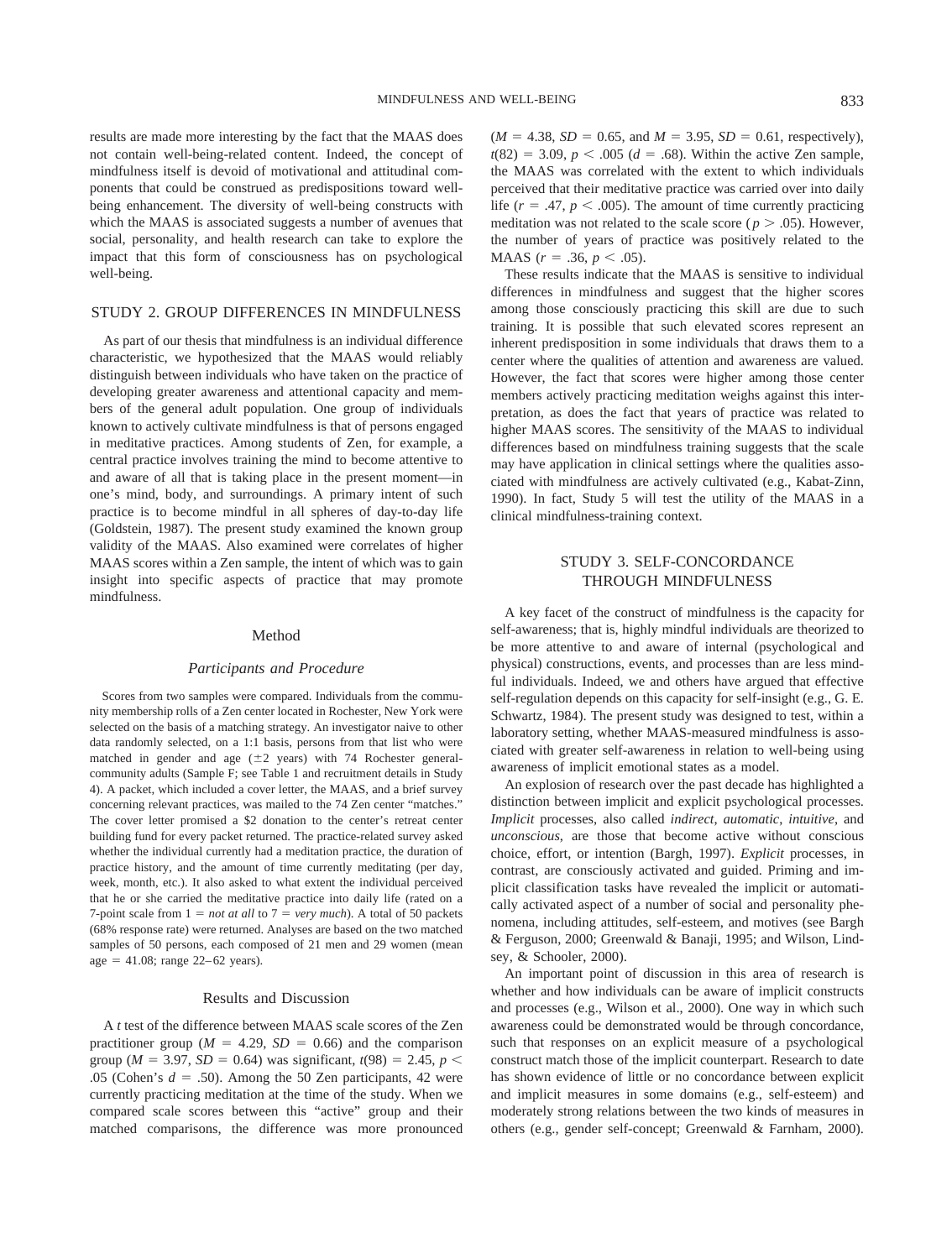results are made more interesting by the fact that the MAAS does not contain well-being-related content. Indeed, the concept of mindfulness itself is devoid of motivational and attitudinal components that could be construed as predispositions toward well-being enhancement. The diversity of well-being constructs with which the MAAS is associated suggests a number of avenues that social, personality, and health research can take to explore the impact that this form of consciousness has on psychological well-being.

## STUDY 2. GROUP DIFFERENCES IN MINDFULNESS

As part of our thesis that mindfulness is an individual difference characteristic, we hypothesized that the MAAS would reliably distinguish between individuals who have taken on the practice of developing greater awareness and attentional capacity and members of the general adult population. One group of individuals known to actively cultivate mindfulness is that of persons engaged in meditative practices. Among students of Zen, for example, a central practice involves training the mind to become attentive to and aware of all that is taking place in the present moment—in one's mind, body, and surroundings. A primary intent of such practice is to become mindful in all spheres of day-to-day life (Goldstein, 1987). The present study examined the known group validity of the MAAS. Also examined were correlates of higher MAAS scores within a Zen sample, the intent of which was to gain insight into specific aspects of practice that may promote mindfulness.

### Method

#### *Participants and Procedure*

Scores from two samples were compared. Individuals from the community membership rolls of a Zen center located in Rochester, New York were selected on the basis of a matching strategy. An investigator naive to other data randomly selected, on a 1:1 basis, persons from that list who were matched in gender and age (±2 years) with 74 Rochester general-community adults (Sample F; see Table 1 and recruitment details in Study 4). A packet, which included a cover letter, the MAAS, and a brief survey concerning relevant practices, was mailed to the 74 Zen center "matches." The cover letter promised a $2 donation to the center's retreat center building fund for every packet returned. The practice-related survey asked whether the individual currently had a meditation practice, the duration of practice history, and the amount of time currently meditating (per day, week, month, etc.). It also asked to what extent the individual perceived that he or she carried the meditative practice into daily life (rated on a 7-point scale from 1 = *not at all* to 7 = *very much*). A total of 50 packets (68% response rate) were returned. Analyses are based on the two matched samples of 50 persons, each composed of 21 men and 29 women (mean age = 41.08; range 22–62 years).

### Results and Discussion

A *t* test of the difference between MAAS scale scores of the Zen practitioner group ($M$ = 4.29, $SD$ = 0.66) and the comparison group ($M$ = 3.97, $SD$ = 0.64) was significant, $t(98) = 2.45$, $p < .05$ (Cohen's $d$ = .50). Among the 50 Zen participants, 42 were currently practicing meditation at the time of the study. When we compared scale scores between this "active" group and their matched comparisons, the difference was more pronounced ($M$ = 4.38, $SD$ = 0.65, and $M$ = 3.95, $SD$ = 0.61, respectively), $t(82) = 3.09$, $p < .005$ ($d$ = .68). Within the active Zen sample, the MAAS was correlated with the extent to which individuals perceived that their meditative practice was carried over into daily life ($r$ = .47, $p < .005$). The amount of time currently practicing meditation was not related to the scale score ($p > .05$). However, the number of years of practice was positively related to the MAAS ($r$ = .36, $p < .05$).

These results indicate that the MAAS is sensitive to individual differences in mindfulness and suggest that the higher scores among those consciously practicing this skill are due to such training. It is possible that such elevated scores represent an inherent predisposition in some individuals that draws them to a center where the qualities of attention and awareness are valued. However, the fact that scores were higher among those center members actively practicing meditation weighs against this interpretation, as does the fact that years of practice was related to higher MAAS scores. The sensitivity of the MAAS to individual differences based on mindfulness training suggests that the scale may have application in clinical settings where the qualities associated with mindfulness are actively cultivated (e.g., Kabat-Zinn, 1990). In fact, Study 5 will test the utility of the MAAS in a clinical mindfulness-training context.

## STUDY 3. SELF-CONCORDANCE THROUGH MINDFULNESS

A key facet of the construct of mindfulness is the capacity for self-awareness; that is, highly mindful individuals are theorized to be more attentive to and aware of internal (psychological and physical) constructions, events, and processes than are less mindful individuals. Indeed, we and others have argued that effective self-regulation depends on this capacity for self-insight (e.g., G. E. Schwartz, 1984). The present study was designed to test, within a laboratory setting, whether MAAS-measured mindfulness is associated with greater self-awareness in relation to well-being using awareness of implicit emotional states as a model.

An explosion of research over the past decade has highlighted a distinction between implicit and explicit psychological processes. *Implicit* processes, also called *indirect*, *automatic*, *intuitive*, and *unconscious*, are those that become active without conscious choice, effort, or intention (Bargh, 1997). *Explicit* processes, in contrast, are consciously activated and guided. Priming and implicit classification tasks have revealed the implicit or automatically activated aspect of a number of social and personality phenomena, including attitudes, self-esteem, and motives (see Bargh & Ferguson, 2000; Greenwald & Banaji, 1995; and Wilson, Lindsey, & Schooler, 2000).

An important point of discussion in this area of research is whether and how individuals can be aware of implicit constructs and processes (e.g., Wilson et al., 2000). One way in which such awareness could be demonstrated would be through concordance, such that responses on an explicit measure of a psychological construct match those of the implicit counterpart. Research to date has shown evidence of little or no concordance between explicit and implicit measures in some domains (e.g., self-esteem) and moderately strong relations between the two kinds of measures in others (e.g., gender self-concept; Greenwald & Farnham, 2000).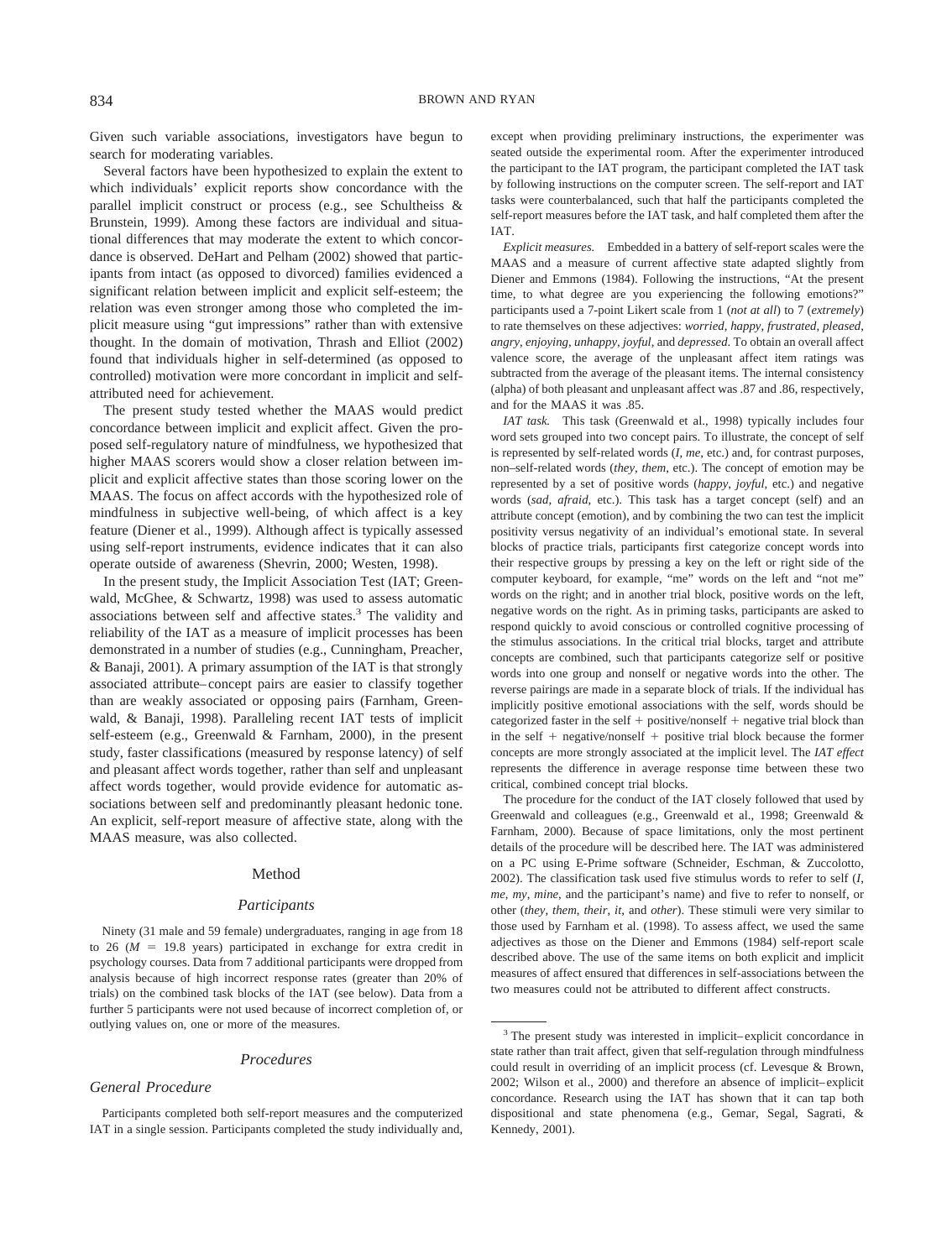Given such variable associations, investigators have begun to search for moderating variables.

Several factors have been hypothesized to explain the extent to which individuals' explicit reports show concordance with the parallel implicit construct or process (e.g., see Schultheiss & Brunstein, 1999). Among these factors are individual and situational differences that may moderate the extent to which concordance is observed. DeHart and Pelham (2002) showed that participants from intact (as opposed to divorced) families evidenced a significant relation between implicit and explicit self-esteem; the relation was even stronger among those who completed the implicit measure using "gut impressions" rather than with extensive thought. In the domain of motivation, Thrash and Elliot (2002) found that individuals higher in self-determined (as opposed to controlled) motivation were more concordant in implicit and self-attributed need for achievement.

The present study tested whether the MAAS would predict concordance between implicit and explicit affect. Given the proposed self-regulatory nature of mindfulness, we hypothesized that higher MAAS scorers would show a closer relation between implicit and explicit affective states than those scoring lower on the MAAS. The focus on affect accords with the hypothesized role of mindfulness in subjective well-being, of which affect is a key feature (Diener et al., 1999). Although affect is typically assessed using self-report instruments, evidence indicates that it can also operate outside of awareness (Shevrin, 2000; Westen, 1998).

In the present study, the Implicit Association Test (IAT; Greenwald, McGhee, & Schwartz, 1998) was used to assess automatic associations between self and affective states.[3] The validity and reliability of the IAT as a measure of implicit processes has been demonstrated in a number of studies (e.g., Cunningham, Preacher, & Banaji, 2001). A primary assumption of the IAT is that strongly associated attribute–concept pairs are easier to classify together than are weakly associated or opposing pairs (Farnham, Greenwald, & Banaji, 1998). Paralleling recent IAT tests of implicit self-esteem (e.g., Greenwald & Farnham, 2000), in the present study, faster classifications (measured by response latency) of self and pleasant affect words together, rather than self and unpleasant affect words together, would provide evidence for automatic associations between self and predominantly pleasant hedonic tone. An explicit, self-report measure of affective state, along with the MAAS measure, was also collected.

## Method

### Participants

Ninety (31 male and 59 female) undergraduates, ranging in age from 18 to 26 ($M = 19.8$ years) participated in exchange for extra credit in psychology courses. Data from 7 additional participants were dropped from analysis because of high incorrect response rates (greater than 20% of trials) on the combined task blocks of the IAT (see below). Data from a further 5 participants were not used because of incorrect completion of, or outlying values on, one or more of the measures.

### Procedures

#### General Procedure

Participants completed both self-report measures and the computerized IAT in a single session. Participants completed the study individually and, except when providing preliminary instructions, the experimenter was seated outside the experimental room. After the experimenter introduced the participant to the IAT program, the participant completed the IAT task by following instructions on the computer screen. The self-report and IAT tasks were counterbalanced, such that half the participants completed the self-report measures before the IAT task, and half completed them after the IAT.

*Explicit measures.* Embedded in a battery of self-report scales were the MAAS and a measure of current affective state adapted slightly from Diener and Emmons (1984). Following the instructions, "At the present time, to what degree are you experiencing the following emotions?" participants used a 7-point Likert scale from 1 (*not at all*) to 7 (*extremely*) to rate themselves on these adjectives: *worried*, *happy*, *frustrated*, *pleased*, *angry*, *enjoying*, *unhappy*, *joyful*, and *depressed*. To obtain an overall affect valence score, the average of the unpleasant affect item ratings was subtracted from the average of the pleasant items. The internal consistency (alpha) of both pleasant and unpleasant affect was .87 and .86, respectively, and for the MAAS it was .85.

*IAT task.* This task (Greenwald et al., 1998) typically includes four word sets grouped into two concept pairs. To illustrate, the concept of self is represented by self-related words (*I*, *me*, etc.) and, for contrast purposes, non–self-related words (*they*, *them*, etc.). The concept of emotion may be represented by a set of positive words (*happy*, *joyful*, etc.) and negative words (*sad*, *afraid*, etc.). This task has a target concept (self) and an attribute concept (emotion), and by combining the two can test the implicit positivity versus negativity of an individual's emotional state. In several blocks of practice trials, participants first categorize concept words into their respective groups by pressing a key on the left or right side of the computer keyboard, for example, "me" words on the left and "not me" words on the right; and in another trial block, positive words on the left, negative words on the right. As in priming tasks, participants are asked to respond quickly to avoid conscious or controlled cognitive processing of the stimulus associations. In the critical trial blocks, target and attribute concepts are combined, such that participants categorize self or positive words into one group and nonself or negative words into the other. The reverse pairings are made in a separate block of trials. If the individual has implicitly positive emotional associations with the self, words should be categorized faster in the self + positive/nonself + negative trial block than in the self + negative/nonself + positive trial block because the former concepts are more strongly associated at the implicit level. The *IAT effect* represents the difference in average response time between these two critical, combined concept trial blocks.

The procedure for the conduct of the IAT closely followed that used by Greenwald and colleagues (e.g., Greenwald et al., 1998; Greenwald & Farnham, 2000). Because of space limitations, only the most pertinent details of the procedure will be described here. The IAT was administered on a PC using E-Prime software (Schneider, Eschman, & Zuccolotto, 2002). The classification task used five stimulus words to refer to self (*I*, *me*, *my*, *mine*, and the participant's name) and five to refer to nonself, or other (*they*, *them*, *their*, *it*, and *other*). These stimuli were very similar to those used by Farnham et al. (1998). To assess affect, we used the same adjectives as those on the Diener and Emmons (1984) self-report scale described above. The use of the same items on both explicit and implicit measures of affect ensured that differences in self-associations between the two measures could not be attributed to different affect constructs.

---

[3] The present study was interested in implicit–explicit concordance in state rather than trait affect, given that self-regulation through mindfulness could result in overriding of an implicit process (cf. Levesque & Brown, 2002; Wilson et al., 2000) and therefore an absence of implicit–explicit concordance. Research using the IAT has shown that it can tap both dispositional and state phenomena (e.g., Gemar, Segal, Sagrati, & Kennedy, 2001).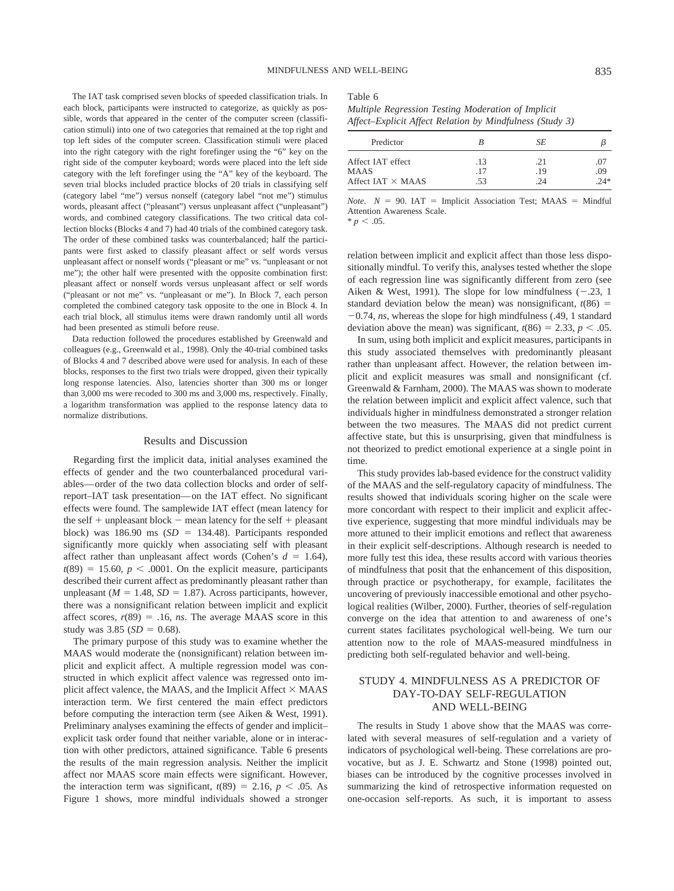The IAT task comprised seven blocks of speeded classification trials. In each block, participants were instructed to categorize, as quickly as possible, words that appeared in the center of the computer screen (classification stimuli) into one of two categories that remained at the top right and top left sides of the computer screen. Classification stimuli were placed into the right category with the right forefinger using the "6" key on the right side of the computer keyboard; words were placed into the left side category with the left forefinger using the "A" key of the keyboard. The seven trial blocks included practice blocks of 20 trials in classifying self (category label "me") versus nonself (category label "not me") stimulus words, pleasant affect ("pleasant") versus unpleasant affect ("unpleasant") words, and combined category classifications. The two critical data collection blocks (Blocks 4 and 7) had 40 trials of the combined category task. The order of these combined tasks was counterbalanced; half the participants were first asked to classify pleasant affect or self words versus unpleasant affect or nonself words ("pleasant or me" vs. "unpleasant or not me"); the other half were presented with the opposite combination first: pleasant affect or nonself words versus unpleasant affect or self words ("pleasant or not me" vs. "unpleasant or me"). In Block 7, each person completed the combined category task opposite to the one in Block 4. In each trial block, all stimulus items were drawn randomly until all words had been presented as stimuli before reuse.

Data reduction followed the procedures established by Greenwald and colleagues (e.g., Greenwald et al., 1998). Only the 40-trial combined tasks of Blocks 4 and 7 described above were used for analysis. In each of these blocks, responses to the first two trials were dropped, given their typically long response latencies. Also, latencies shorter than 300 ms or longer than 3,000 ms were recoded to 300 ms and 3,000 ms, respectively. Finally, a logarithm transformation was applied to the response latency data to normalize distributions.

## Results and Discussion

Regarding first the implicit data, initial analyses examined the effects of gender and the two counterbalanced procedural variables—order of the two data collection blocks and order of self-report–IAT task presentation—on the IAT effect. No significant effects were found. The samplewide IAT effect (mean latency for the self + unpleasant block − mean latency for the self + pleasant block) was 186.90 ms ($SD$ = 134.48). Participants responded significantly more quickly when associating self with pleasant affect rather than unpleasant affect words (Cohen's $d$ = 1.64), $t(89) = 15.60$, $p < .0001$. On the explicit measure, participants described their current affect as predominantly pleasant rather than unpleasant ($M$ = 1.48, $SD$ = 1.87). Across participants, however, there was a nonsignificant relation between implicit and explicit affect scores, $r(89) = .16$, *ns*. The average MAAS score in this study was 3.85 ($SD$ = 0.68).

The primary purpose of this study was to examine whether the MAAS would moderate the (nonsignificant) relation between implicit and explicit affect. A multiple regression model was constructed in which explicit affect valence was regressed onto implicit affect valence, the MAAS, and the Implicit Affect × MAAS interaction term. We first centered the main effect predictors before computing the interaction term (see Aiken & West, 1991). Preliminary analyses examining the effects of gender and implicit–explicit task order found that neither variable, alone or in interaction with other predictors, attained significance. Table 6 presents the results of the main regression analysis. Neither the implicit affect nor MAAS score main effects were significant. However, the interaction term was significant, $t(89) = 2.16$, $p < .05$. As Figure 1 shows, more mindful individuals showed a stronger relation between implicit and explicit affect than those less dispositionally mindful. To verify this, analyses tested whether the slope of each regression line was significantly different from zero (see Aiken & West, 1991). The slope for low mindfulness (−.23, 1 standard deviation below the mean) was nonsignificant, $t(86) = -0.74$, *ns*, whereas the slope for high mindfulness (.49, 1 standard deviation above the mean) was significant, $t(86) = 2.33$, $p < .05$.

Table 6
*Multiple Regression Testing Moderation of Implicit Affect–Explicit Affect Relation by Mindfulness (Study 3)*

| Predictor | $B$ | $SE$ | $\beta$ |
|---|---|---|---|
| Affect IAT effect | .13 | .21 | .07 |
| MAAS | .17 | .19 | .09 |
| Affect IAT × MAAS | .53 | .24 | .24* |

*Note.* $N$ = 90. IAT = Implicit Association Test; MAAS = Mindful Attention Awareness Scale.
* $p < .05$.

In sum, using both implicit and explicit measures, participants in this study associated themselves with predominantly pleasant rather than unpleasant affect. However, the relation between implicit and explicit measures was small and nonsignificant (cf. Greenwald & Farnham, 2000). The MAAS was shown to moderate the relation between implicit and explicit affect valence, such that individuals higher in mindfulness demonstrated a stronger relation between the two measures. The MAAS did not predict current affective state, but this is unsurprising, given that mindfulness is not theorized to predict emotional experience at a single point in time.

This study provides lab-based evidence for the construct validity of the MAAS and the self-regulatory capacity of mindfulness. The results showed that individuals scoring higher on the scale were more concordant with respect to their implicit and explicit affective experience, suggesting that more mindful individuals may be more attuned to their implicit emotions and reflect that awareness in their explicit self-descriptions. Although research is needed to more fully test this idea, these results accord with various theories of mindfulness that posit that the enhancement of this disposition, through practice or psychotherapy, for example, facilitates the uncovering of previously inaccessible emotional and other psychological realities (Wilber, 2000). Further, theories of self-regulation converge on the idea that attention to and awareness of one's current states facilitates psychological well-being. We turn our attention now to the role of MAAS-measured mindfulness in predicting both self-regulated behavior and well-being.

## STUDY 4. MINDFULNESS AS A PREDICTOR OF DAY-TO-DAY SELF-REGULATION AND WELL-BEING

The results in Study 1 above show that the MAAS was correlated with several measures of self-regulation and a variety of indicators of psychological well-being. These correlations are provocative, but as J. E. Schwartz and Stone (1998) pointed out, biases can be introduced by the cognitive processes involved in summarizing the kind of retrospective information requested on one-occasion self-reports. As such, it is important to assess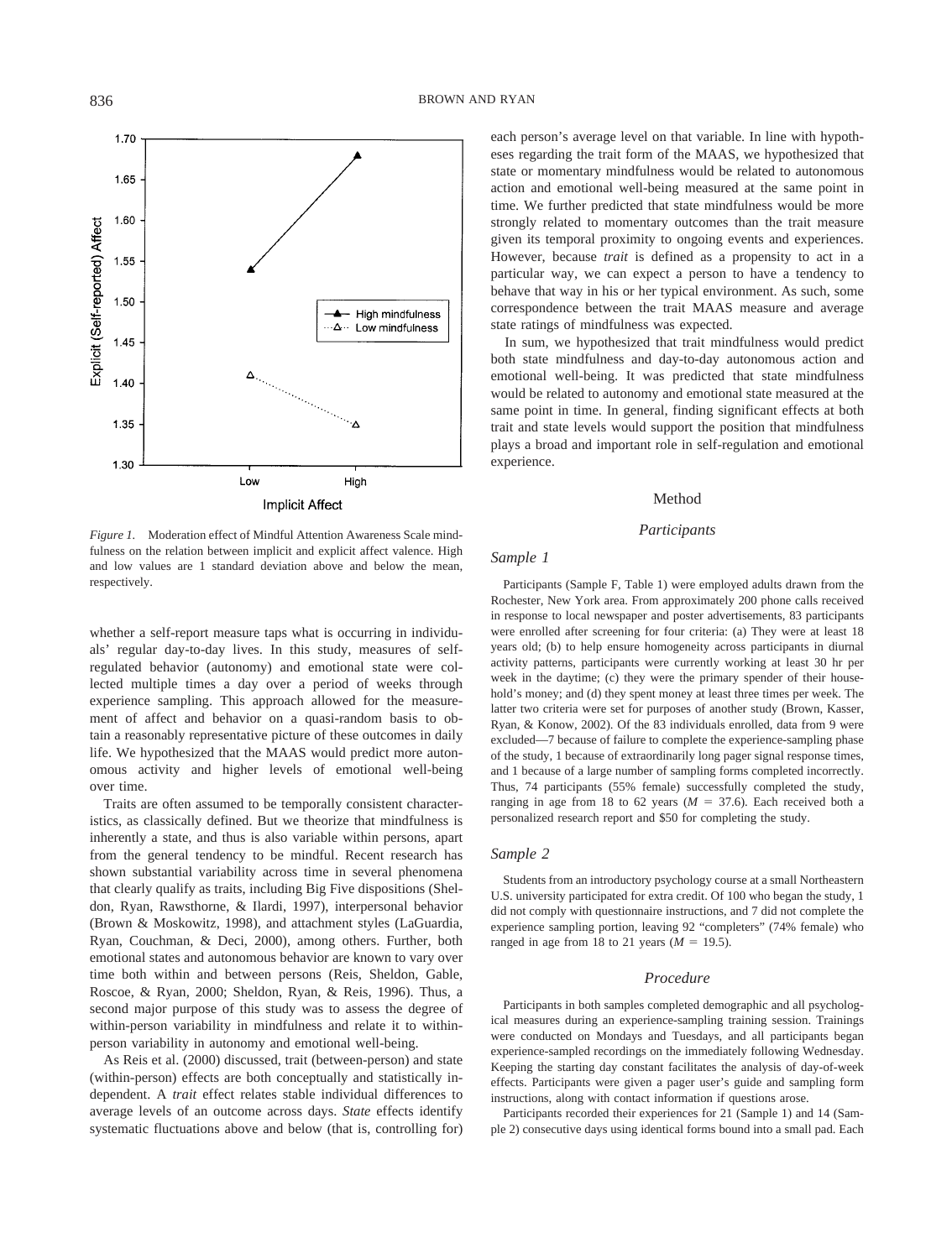*Figure 1.* Moderation effect of Mindful Attention Awareness Scale mindfulness on the relation between implicit and explicit affect valence. High and low values are 1 standard deviation above and below the mean, respectively.

whether a self-report measure taps what is occurring in individuals' regular day-to-day lives. In this study, measures of self-regulated behavior (autonomy) and emotional state were collected multiple times a day over a period of weeks through experience sampling. This approach allowed for the measurement of affect and behavior on a quasi-random basis to obtain a reasonably representative picture of these outcomes in daily life. We hypothesized that the MAAS would predict more autonomous activity and higher levels of emotional well-being over time.

Traits are often assumed to be temporally consistent characteristics, as classically defined. But we theorize that mindfulness is inherently a state, and thus is also variable within persons, apart from the general tendency to be mindful. Recent research has shown substantial variability across time in several phenomena that clearly qualify as traits, including Big Five dispositions (Sheldon, Ryan, Rawsthorne, & Ilardi, 1997), interpersonal behavior (Brown & Moskowitz, 1998), and attachment styles (LaGuardia, Ryan, Couchman, & Deci, 2000), among others. Further, both emotional states and autonomous behavior are known to vary over time both within and between persons (Reis, Sheldon, Gable, Roscoe, & Ryan, 2000; Sheldon, Ryan, & Reis, 1996). Thus, a second major purpose of this study was to assess the degree of within-person variability in mindfulness and relate it to within-person variability in autonomy and emotional well-being.

As Reis et al. (2000) discussed, trait (between-person) and state (within-person) effects are both conceptually and statistically independent. A *trait* effect relates stable individual differences to average levels of an outcome across days. *State* effects identify systematic fluctuations above and below (that is, controlling for) each person's average level on that variable. In line with hypotheses regarding the trait form of the MAAS, we hypothesized that state or momentary mindfulness would be related to autonomous action and emotional well-being measured at the same point in time. We further predicted that state mindfulness would be more strongly related to momentary outcomes than the trait measure given its temporal proximity to ongoing events and experiences. However, because *trait* is defined as a propensity to act in a particular way, we can expect a person to have a tendency to behave that way in his or her typical environment. As such, some correspondence between the trait MAAS measure and average state ratings of mindfulness was expected.

In sum, we hypothesized that trait mindfulness would predict both state mindfulness and day-to-day autonomous action and emotional well-being. It was predicted that state mindfulness would be related to autonomy and emotional state measured at the same point in time. In general, finding significant effects at both trait and state levels would support the position that mindfulness plays a broad and important role in self-regulation and emotional experience.

## Method

### Participants

#### Sample 1

Participants (Sample F, Table 1) were employed adults drawn from the Rochester, New York area. From approximately 200 phone calls received in response to local newspaper and poster advertisements, 83 participants were enrolled after screening for four criteria: (a) They were at least 18 years old; (b) to help ensure homogeneity across participants in diurnal activity patterns, participants were currently working at least 30 hr per week in the daytime; (c) they were the primary spender of their household's money; and (d) they spent money at least three times per week. The latter two criteria were set for purposes of another study (Brown, Kasser, Ryan, & Konow, 2002). Of the 83 individuals enrolled, data from 9 were excluded—7 because of failure to complete the experience-sampling phase of the study, 1 because of extraordinarily long pager signal response times, and 1 because of a large number of sampling forms completed incorrectly. Thus, 74 participants (55% female) successfully completed the study, ranging in age from 18 to 62 years ($M$ = 37.6). Each received both a personalized research report and $50 for completing the study.

#### Sample 2

Students from an introductory psychology course at a small Northeastern U.S. university participated for extra credit. Of 100 who began the study, 1 did not comply with questionnaire instructions, and 7 did not complete the experience sampling portion, leaving 92 "completers" (74% female) who ranged in age from 18 to 21 years ($M$ = 19.5).

### Procedure

Participants in both samples completed demographic and all psychological measures during an experience-sampling training session. Trainings were conducted on Mondays and Tuesdays, and all participants began experience-sampled recordings on the immediately following Wednesday. Keeping the starting day constant facilitates the analysis of day-of-week effects. Participants were given a pager user's guide and sampling form instructions, along with contact information if questions arose.

Participants recorded their experiences for 21 (Sample 1) and 14 (Sample 2) consecutive days using identical forms bound into a small pad. Each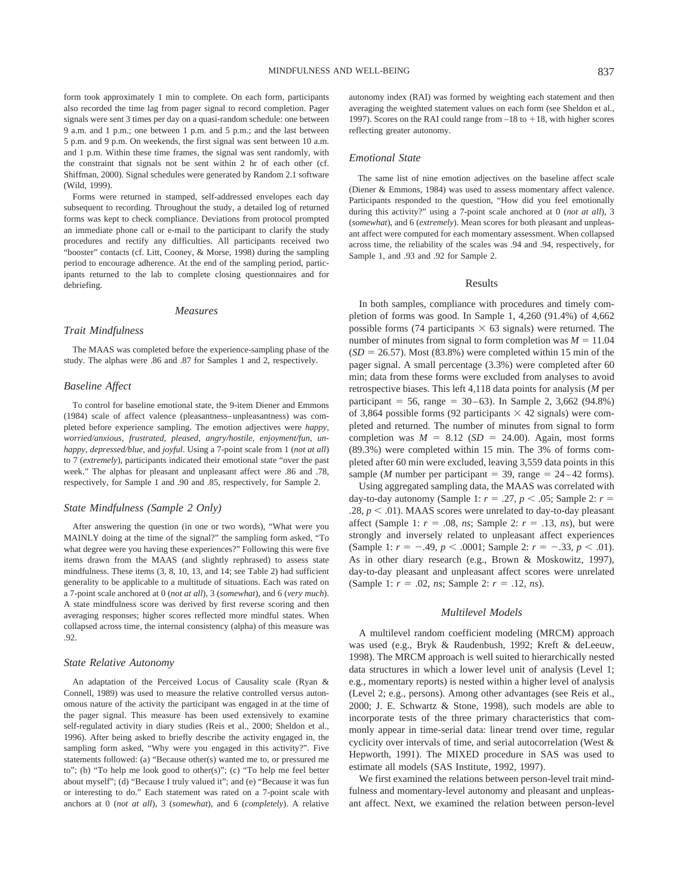form took approximately 1 min to complete. On each form, participants also recorded the time lag from pager signal to record completion. Pager signals were sent 3 times per day on a quasi-random schedule: one between 9 a.m. and 1 p.m.; one between 1 p.m. and 5 p.m.; and the last between 5 p.m. and 9 p.m. On weekends, the first signal was sent between 10 a.m. and 1 p.m. Within these time frames, the signal was sent randomly, with the constraint that signals not be sent within 2 hr of each other (cf. Shiffman, 2000). Signal schedules were generated by Random 2.1 software (Wild, 1999).

Forms were returned in stamped, self-addressed envelopes each day subsequent to recording. Throughout the study, a detailed log of returned forms was kept to check compliance. Deviations from protocol prompted an immediate phone call or e-mail to the participant to clarify the study procedures and rectify any difficulties. All participants received two "booster" contacts (cf. Litt, Cooney, & Morse, 1998) during the sampling period to encourage adherence. At the end of the sampling period, participants returned to the lab to complete closing questionnaires and for debriefing.

## Measures

### Trait Mindfulness

The MAAS was completed before the experience-sampling phase of the study. The alphas were .86 and .87 for Samples 1 and 2, respectively.

### Baseline Affect

To control for baseline emotional state, the 9-item Diener and Emmons (1984) scale of affect valence (pleasantness–unpleasantness) was completed before experience sampling. The emotion adjectives were *happy*, *worried/anxious*, *frustrated*, *pleased*, *angry/hostile*, *enjoyment/fun*, *unhappy*, *depressed/blue*, and *joyful*. Using a 7-point scale from 1 (*not at all*) to 7 (*extremely*), participants indicated their emotional state "over the past week." The alphas for pleasant and unpleasant affect were .86 and .78, respectively, for Sample 1 and .90 and .85, respectively, for Sample 2.

### State Mindfulness (Sample 2 Only)

After answering the question (in one or two words), "What were you MAINLY doing at the time of the signal?" the sampling form asked, "To what degree were you having these experiences?" Following this were five items drawn from the MAAS (and slightly rephrased) to assess state mindfulness. These items (3, 8, 10, 13, and 14; see Table 2) had sufficient generality to be applicable to a multitude of situations. Each was rated on a 7-point scale anchored at 0 (*not at all*), 3 (*somewhat*), and 6 (*very much*). A state mindfulness score was derived by first reverse scoring and then averaging responses; higher scores reflected more mindful states. When collapsed across time, the internal consistency (alpha) of this measure was .92.

### State Relative Autonomy

An adaptation of the Perceived Locus of Causality scale (Ryan & Connell, 1989) was used to measure the relative controlled versus autonomous nature of the activity the participant was engaged in at the time of the pager signal. This measure has been used extensively to examine self-regulated activity in diary studies (Reis et al., 2000; Sheldon et al., 1996). After being asked to briefly describe the activity engaged in, the sampling form asked, "Why were you engaged in this activity?". Five statements followed: (a) "Because other(s) wanted me to, or pressured me to"; (b) "To help me look good to other(s)"; (c) "To help me feel better about myself"; (d) "Because I truly valued it"; and (e) "Because it was fun or interesting to do." Each statement was rated on a 7-point scale with anchors at 0 (*not at all*), 3 (*somewhat*), and 6 (*completely*). A relative autonomy index (RAI) was formed by weighting each statement and then averaging the weighted statement values on each form (see Sheldon et al., 1997). Scores on the RAI could range from –18 to +18, with higher scores reflecting greater autonomy.

### Emotional State

The same list of nine emotion adjectives on the baseline affect scale (Diener & Emmons, 1984) was used to assess momentary affect valence. Participants responded to the question, "How did you feel emotionally during this activity?" using a 7-point scale anchored at 0 (*not at all*), 3 (*somewhat*), and 6 (*extremely*). Mean scores for both pleasant and unpleasant affect were computed for each momentary assessment. When collapsed across time, the reliability of the scales was .94 and .94, respectively, for Sample 1, and .93 and .92 for Sample 2.

## Results

In both samples, compliance with procedures and timely completion of forms was good. In Sample 1, 4,260 (91.4%) of 4,662 possible forms (74 participants $\times$ 63 signals) were returned. The number of minutes from signal to form completion was $M = 11.04$ ($SD = 26.57$). Most (83.8%) were completed within 15 min of the pager signal. A small percentage (3.3%) were completed after 60 min; data from these forms were excluded from analyses to avoid retrospective biases. This left 4,118 data points for analysis ($M$ per participant = 56, range = 30–63). In Sample 2, 3,662 (94.8%) of 3,864 possible forms (92 participants $\times$ 42 signals) were completed and returned. The number of minutes from signal to form completion was $M = 8.12$ ($SD = 24.00$). Again, most forms (89.3%) were completed within 15 min. The 3% of forms completed after 60 min were excluded, leaving 3,559 data points in this sample ($M$ number per participant = 39, range = 24–42 forms).

Using aggregated sampling data, the MAAS was correlated with day-to-day autonomy (Sample 1: $r = .27$, $p < .05$; Sample 2: $r = .28$, $p < .01$). MAAS scores were unrelated to day-to-day pleasant affect (Sample 1: $r = .08$, *ns*; Sample 2: $r = .13$, *ns*), but were strongly and inversely related to unpleasant affect experiences (Sample 1: $r = -.49$, $p < .0001$; Sample 2: $r = -.33$, $p < .01$). As in other diary research (e.g., Brown & Moskowitz, 1997), day-to-day pleasant and unpleasant affect scores were unrelated (Sample 1: $r = .02$, *ns*; Sample 2: $r = .12$, *ns*).

## Multilevel Models

A multilevel random coefficient modeling (MRCM) approach was used (e.g., Bryk & Raudenbush, 1992; Kreft & deLeeuw, 1998). The MRCM approach is well suited to hierarchically nested data structures in which a lower level unit of analysis (Level 1; e.g., momentary reports) is nested within a higher level of analysis (Level 2; e.g., persons). Among other advantages (see Reis et al., 2000; J. E. Schwartz & Stone, 1998), such models are able to incorporate tests of the three primary characteristics that commonly appear in time-serial data: linear trend over time, regular cyclicity over intervals of time, and serial autocorrelation (West & Hepworth, 1991). The MIXED procedure in SAS was used to estimate all models (SAS Institute, 1992, 1997).

We first examined the relations between person-level trait mindfulness and momentary-level autonomy and pleasant and unpleasant affect. Next, we examined the relation between person-level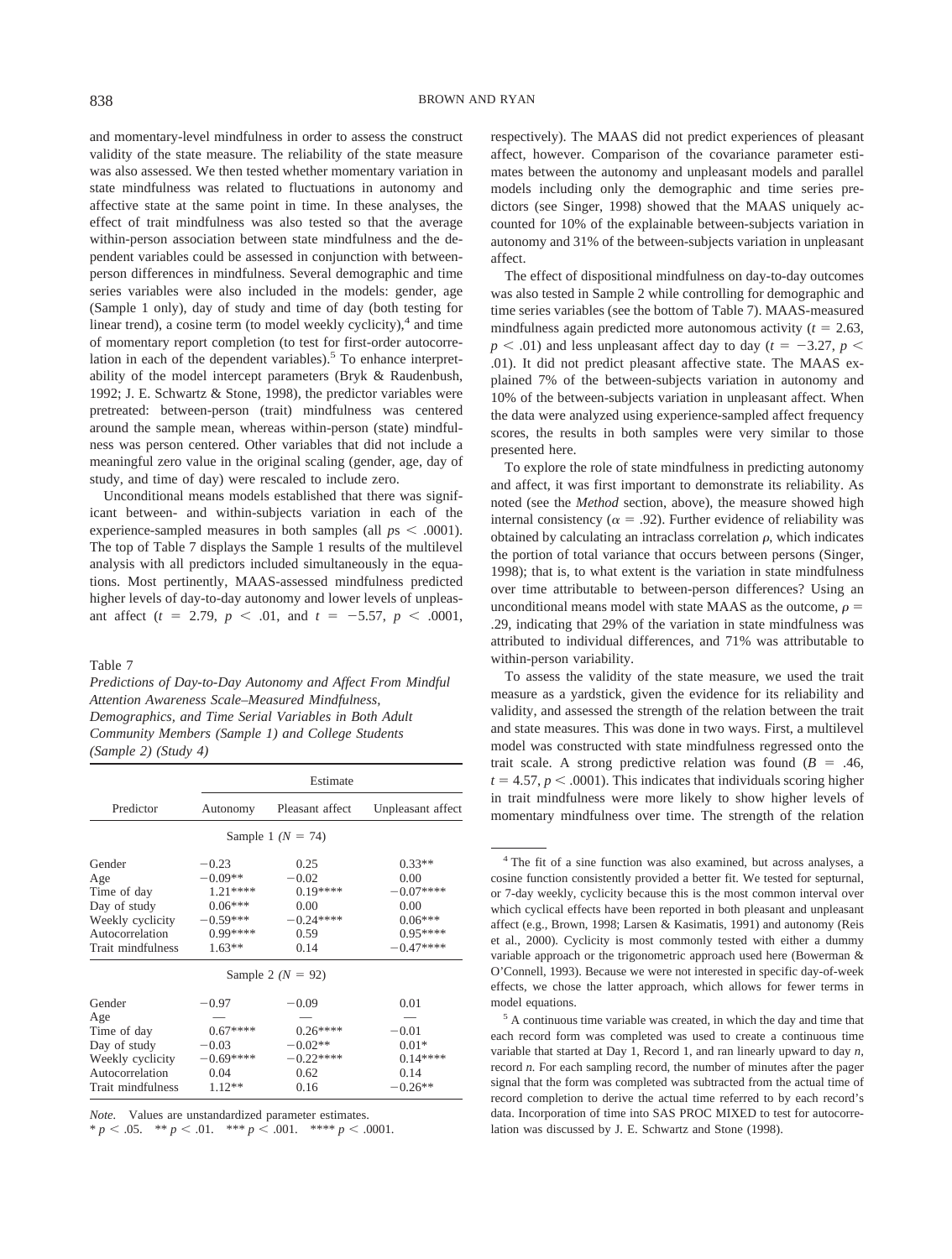and momentary-level mindfulness in order to assess the construct validity of the state measure. The reliability of the state measure was also assessed. We then tested whether momentary variation in state mindfulness was related to fluctuations in autonomy and affective state at the same point in time. In these analyses, the effect of trait mindfulness was also tested so that the average within-person association between state mindfulness and the dependent variables could be assessed in conjunction with between-person differences in mindfulness. Several demographic and time series variables were also included in the models: gender, age (Sample 1 only), day of study and time of day (both testing for linear trend), a cosine term (to model weekly cyclicity),[4] and time of momentary report completion (to test for first-order autocorrelation in each of the dependent variables).[5] To enhance interpretability of the model intercept parameters (Bryk & Raudenbush, 1992; J. E. Schwartz & Stone, 1998), the predictor variables were pretreated: between-person (trait) mindfulness was centered around the sample mean, whereas within-person (state) mindfulness was person centered. Other variables that did not include a meaningful zero value in the original scaling (gender, age, day of study, and time of day) were rescaled to include zero.

Unconditional means models established that there was significant between- and within-subjects variation in each of the experience-sampled measures in both samples (all $ps < .0001$). The top of Table 7 displays the Sample 1 results of the multilevel analysis with all predictors included simultaneously in the equations. Most pertinently, MAAS-assessed mindfulness predicted higher levels of day-to-day autonomy and lower levels of unpleasant affect ($t = 2.79$, $p < .01$, and $t = -5.57$, $p < .0001$, respectively). The MAAS did not predict experiences of pleasant affect, however. Comparison of the covariance parameter estimates between the autonomy and unpleasant models and parallel models including only the demographic and time series predictors (see Singer, 1998) showed that the MAAS uniquely accounted for 10% of the explainable between-subjects variation in autonomy and 31% of the between-subjects variation in unpleasant affect.

Table 7
*Predictions of Day-to-Day Autonomy and Affect From Mindful Attention Awareness Scale–Measured Mindfulness, Demographics, and Time Serial Variables in Both Adult Community Members (Sample 1) and College Students (Sample 2) (Study 4)*

| Predictor | Estimate | | |
|---|---|---|---|
| | Autonomy | Pleasant affect | Unpleasant affect |
| Sample 1 ($N = 74$) | | | |
| Gender | −0.23 | 0.25 | 0.33** |
| Age | −0.09** | −0.02 | 0.00 |
| Time of day | 1.21**** | 0.19**** | −0.07**** |
| Day of study | 0.06*** | 0.00 | 0.00 |
| Weekly cyclicity | −0.59*** | −0.24**** | 0.06*** |
| Autocorrelation | 0.99**** | 0.59 | 0.95**** |
| Trait mindfulness | 1.63** | 0.14 | −0.47**** |
| Sample 2 ($N = 92$) | | | |
| Gender | −0.97 | −0.09 | 0.01 |
| Age | — | — | — |
| Time of day | 0.67**** | 0.26**** | −0.01 |
| Day of study | −0.03 | −0.02** | 0.01* |
| Weekly cyclicity | −0.69**** | −0.22**** | 0.14**** |
| Autocorrelation | 0.04 | 0.62 | 0.14 |
| Trait mindfulness | 1.12** | 0.16 | −0.26** |

*Note.* Values are unstandardized parameter estimates.
* $p < .05$. ** $p < .01$. *** $p < .001$. **** $p < .0001$.

The effect of dispositional mindfulness on day-to-day outcomes was also tested in Sample 2 while controlling for demographic and time series variables (see the bottom of Table 7). MAAS-measured mindfulness again predicted more autonomous activity ($t = 2.63$, $p < .01$) and less unpleasant affect day to day ($t = -3.27$, $p < .01$). It did not predict pleasant affective state. The MAAS explained 7% of the between-subjects variation in autonomy and 10% of the between-subjects variation in unpleasant affect. When the data were analyzed using experience-sampled affect frequency scores, the results in both samples were very similar to those presented here.

To explore the role of state mindfulness in predicting autonomy and affect, it was first important to demonstrate its reliability. As noted (see the *Method* section, above), the measure showed high internal consistency ($\alpha = .92$). Further evidence of reliability was obtained by calculating an intraclass correlation $\rho$, which indicates the portion of total variance that occurs between persons (Singer, 1998); that is, to what extent is the variation in state mindfulness over time attributable to between-person differences? Using an unconditional means model with state MAAS as the outcome, $\rho = .29$, indicating that 29% of the variation in state mindfulness was attributed to individual differences, and 71% was attributable to within-person variability.

To assess the validity of the state measure, we used the trait measure as a yardstick, given the evidence for its reliability and validity, and assessed the strength of the relation between the trait and state measures. This was done in two ways. First, a multilevel model was constructed with state mindfulness regressed onto the trait scale. A strong predictive relation was found ($B = .46$, $t = 4.57$, $p < .0001$). This indicates that individuals scoring higher in trait mindfulness were more likely to show higher levels of momentary mindfulness over time. The strength of the relation

[4] The fit of a sine function was also examined, but across analyses, a cosine function consistently provided a better fit. We tested for septurnal, or 7-day weekly, cyclicity because this is the most common interval over which cyclical effects have been reported in both pleasant and unpleasant affect (e.g., Brown, 1998; Larsen & Kasimatis, 1991) and autonomy (Reis et al., 2000). Cyclicity is most commonly tested with either a dummy variable approach or the trigonometric approach used here (Bowerman & O'Connell, 1993). Because we were not interested in specific day-of-week effects, we chose the latter approach, which allows for fewer terms in model equations.

[5] A continuous time variable was created, in which the day and time that each record form was completed was used to create a continuous time variable that started at Day 1, Record 1, and ran linearly upward to day *n*, record *n*. For each sampling record, the number of minutes after the pager signal that the form was completed was subtracted from the actual time of record completion to derive the actual time referred to by each record's data. Incorporation of time into SAS PROC MIXED to test for autocorrelation was discussed by J. E. Schwartz and Stone (1998).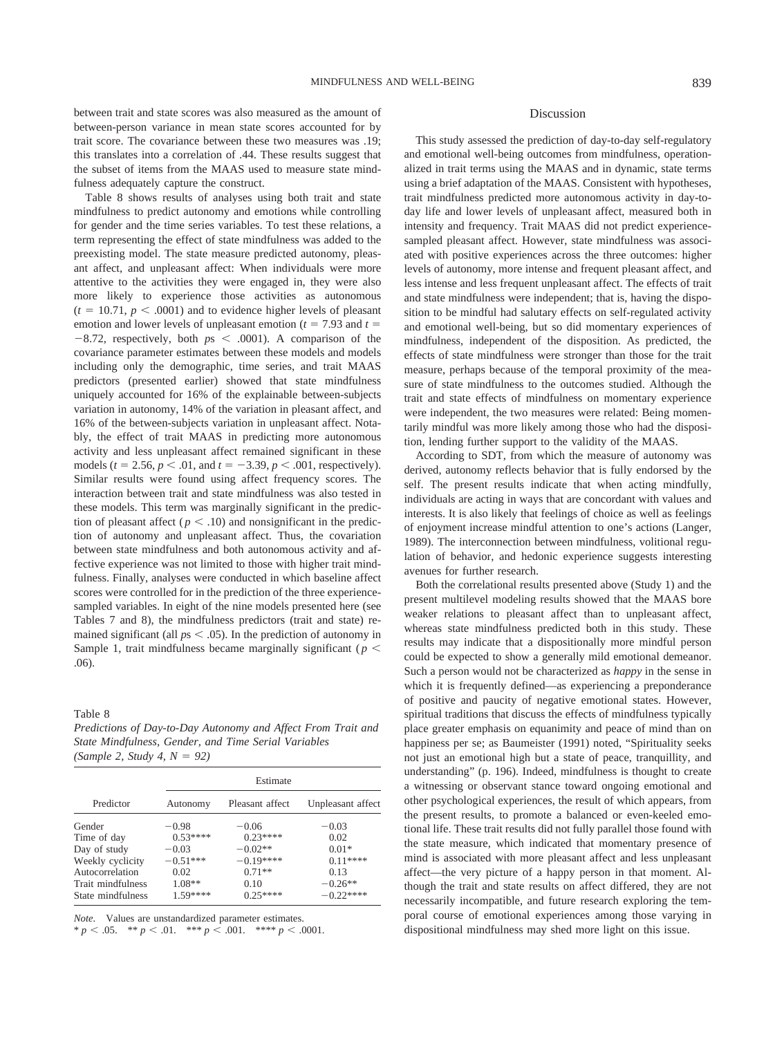between trait and state scores was also measured as the amount of between-person variance in mean state scores accounted for by trait score. The covariance between these two measures was .19; this translates into a correlation of .44. These results suggest that the subset of items from the MAAS used to measure state mindfulness adequately capture the construct.

Table 8 shows results of analyses using both trait and state mindfulness to predict autonomy and emotions while controlling for gender and the time series variables. To test these relations, a term representing the effect of state mindfulness was added to the preexisting model. The state measure predicted autonomy, pleasant affect, and unpleasant affect: When individuals were more attentive to the activities they were engaged in, they were also more likely to experience those activities as autonomous ($t = 10.71$, $p < .0001$) and to evidence higher levels of pleasant emotion and lower levels of unpleasant emotion ($t = 7.93$ and $t = -8.72$, respectively, both $p$s $< .0001$). A comparison of the covariance parameter estimates between these models and models including only the demographic, time series, and trait MAAS predictors (presented earlier) showed that state mindfulness uniquely accounted for 16% of the explainable between-subjects variation in autonomy, 14% of the variation in pleasant affect, and 16% of the between-subjects variation in unpleasant affect. Notably, the effect of trait MAAS in predicting more autonomous activity and less unpleasant affect remained significant in these models ($t = 2.56$, $p < .01$, and $t = -3.39$, $p < .001$, respectively). Similar results were found using affect frequency scores. The interaction between trait and state mindfulness was also tested in these models. This term was marginally significant in the prediction of pleasant affect ($p < .10$) and nonsignificant in the prediction of autonomy and unpleasant affect. Thus, the covariation between state mindfulness and both autonomous activity and affective experience was not limited to those with higher trait mindfulness. Finally, analyses were conducted in which baseline affect scores were controlled for in the prediction of the three experience-sampled variables. In eight of the nine models presented here (see Tables 7 and 8), the mindfulness predictors (trait and state) remained significant (all $p$s $< .05$). In the prediction of autonomy in Sample 1, trait mindfulness became marginally significant ($p < .06$).

Table 8
*Predictions of Day-to-Day Autonomy and Affect From Trait and State Mindfulness, Gender, and Time Serial Variables (Sample 2, Study 4, N = 92)*

| | Estimate | | |
|---|---|---|---|
| Predictor | Autonomy | Pleasant affect | Unpleasant affect |
| Gender | −0.98 | −0.06 | −0.03 |
| Time of day | 0.53**** | 0.23**** | 0.02 |
| Day of study | −0.03 | −0.02** | 0.01* |
| Weekly cyclicity | −0.51*** | −0.19**** | 0.11**** |
| Autocorrelation | 0.02 | 0.71** | 0.13 |
| Trait mindfulness | 1.08** | 0.10 | −0.26** |
| State mindfulness | 1.59**** | 0.25**** | −0.22**** |

*Note.* Values are unstandardized parameter estimates.
* $p < .05$. ** $p < .01$. *** $p < .001$. **** $p < .0001$.

## Discussion

This study assessed the prediction of day-to-day self-regulatory and emotional well-being outcomes from mindfulness, operationalized in trait terms using the MAAS and in dynamic, state terms using a brief adaptation of the MAAS. Consistent with hypotheses, trait mindfulness predicted more autonomous activity in day-to-day life and lower levels of unpleasant affect, measured both in intensity and frequency. Trait MAAS did not predict experience-sampled pleasant affect. However, state mindfulness was associated with positive experiences across the three outcomes: higher levels of autonomy, more intense and frequent pleasant affect, and less intense and less frequent unpleasant affect. The effects of trait and state mindfulness were independent; that is, having the disposition to be mindful had salutary effects on self-regulated activity and emotional well-being, but so did momentary experiences of mindfulness, independent of the disposition. As predicted, the effects of state mindfulness were stronger than those for the trait measure, perhaps because of the temporal proximity of the measure of state mindfulness to the outcomes studied. Although the trait and state effects of mindfulness on momentary experience were independent, the two measures were related: Being momentarily mindful was more likely among those who had the disposition, lending further support to the validity of the MAAS.

According to SDT, from which the measure of autonomy was derived, autonomy reflects behavior that is fully endorsed by the self. The present results indicate that when acting mindfully, individuals are acting in ways that are concordant with values and interests. It is also likely that feelings of choice as well as feelings of enjoyment increase mindful attention to one's actions (Langer, 1989). The interconnection between mindfulness, volitional regulation of behavior, and hedonic experience suggests interesting avenues for further research.

Both the correlational results presented above (Study 1) and the present multilevel modeling results showed that the MAAS bore weaker relations to pleasant affect than to unpleasant affect, whereas state mindfulness predicted both in this study. These results may indicate that a dispositionally more mindful person could be expected to show a generally mild emotional demeanor. Such a person would not be characterized as *happy* in the sense in which it is frequently defined—as experiencing a preponderance of positive and paucity of negative emotional states. However, spiritual traditions that discuss the effects of mindfulness typically place greater emphasis on equanimity and peace of mind than on happiness per se; as Baumeister (1991) noted, "Spirituality seeks not just an emotional high but a state of peace, tranquillity, and understanding" (p. 196). Indeed, mindfulness is thought to create a witnessing or observant stance toward ongoing emotional and other psychological experiences, the result of which appears, from the present results, to promote a balanced or even-keeled emotional life. These trait results did not fully parallel those found with the state measure, which indicated that momentary presence of mind is associated with more pleasant affect and less unpleasant affect—the very picture of a happy person in that moment. Although the trait and state results on affect differed, they are not necessarily incompatible, and future research exploring the temporal course of emotional experiences among those varying in dispositional mindfulness may shed more light on this issue.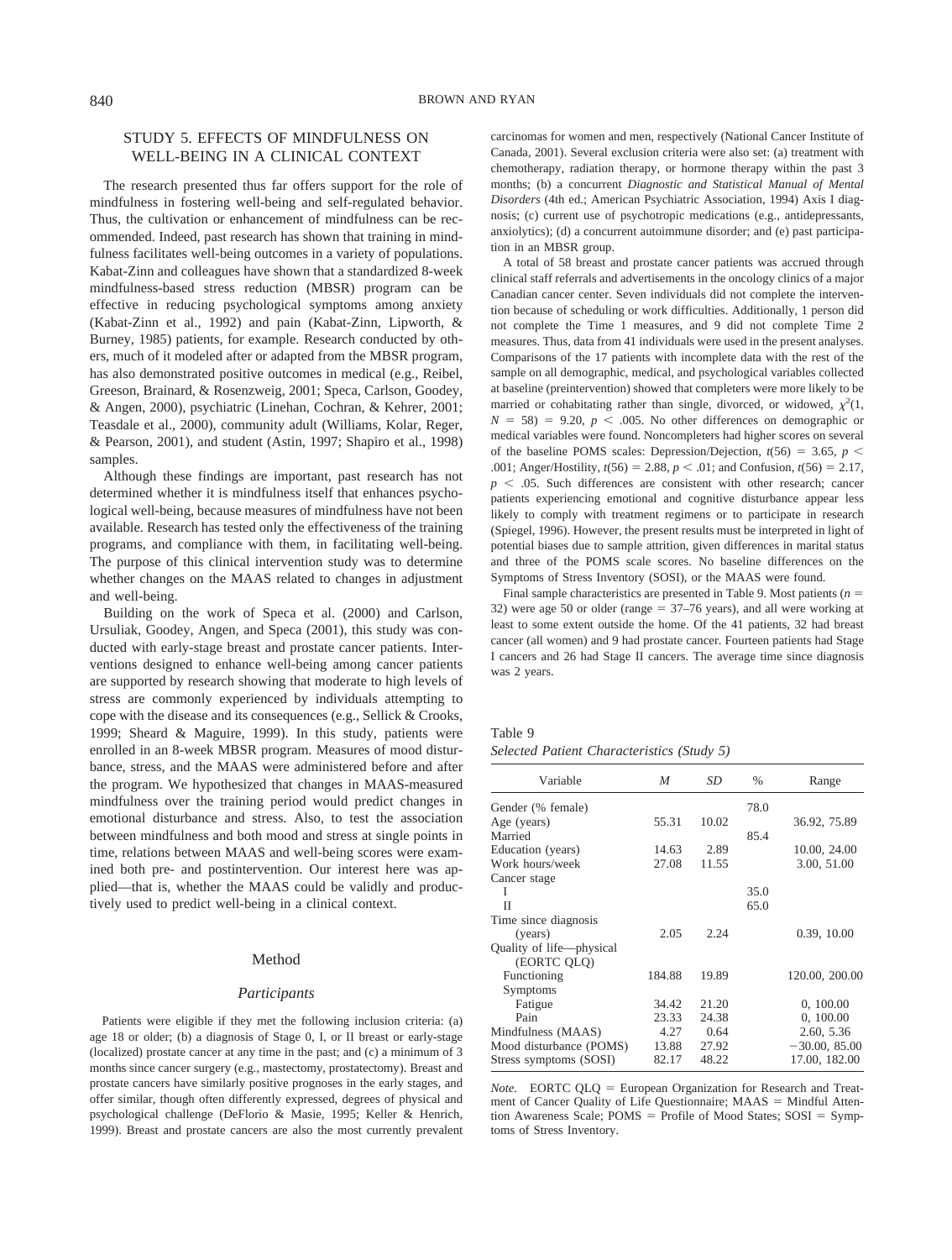## STUDY 5. EFFECTS OF MINDFULNESS ON WELL-BEING IN A CLINICAL CONTEXT

The research presented thus far offers support for the role of mindfulness in fostering well-being and self-regulated behavior. Thus, the cultivation or enhancement of mindfulness can be recommended. Indeed, past research has shown that training in mindfulness facilitates well-being outcomes in a variety of populations. Kabat-Zinn and colleagues have shown that a standardized 8-week mindfulness-based stress reduction (MBSR) program can be effective in reducing psychological symptoms among anxiety (Kabat-Zinn et al., 1992) and pain (Kabat-Zinn, Lipworth, & Burney, 1985) patients, for example. Research conducted by others, much of it modeled after or adapted from the MBSR program, has also demonstrated positive outcomes in medical (e.g., Reibel, Greeson, Brainard, & Rosenzweig, 2001; Speca, Carlson, Goodey, & Angen, 2000), psychiatric (Linehan, Cochran, & Kehrer, 2001; Teasdale et al., 2000), community adult (Williams, Kolar, Reger, & Pearson, 2001), and student (Astin, 1997; Shapiro et al., 1998) samples.

Although these findings are important, past research has not determined whether it is mindfulness itself that enhances psychological well-being, because measures of mindfulness have not been available. Research has tested only the effectiveness of the training programs, and compliance with them, in facilitating well-being. The purpose of this clinical intervention study was to determine whether changes on the MAAS related to changes in adjustment and well-being.

Building on the work of Speca et al. (2000) and Carlson, Ursuliak, Goodey, Angen, and Speca (2001), this study was conducted with early-stage breast and prostate cancer patients. Interventions designed to enhance well-being among cancer patients are supported by research showing that moderate to high levels of stress are commonly experienced by individuals attempting to cope with the disease and its consequences (e.g., Sellick & Crooks, 1999; Sheard & Maguire, 1999). In this study, patients were enrolled in an 8-week MBSR program. Measures of mood disturbance, stress, and the MAAS were administered before and after the program. We hypothesized that changes in MAAS-measured mindfulness over the training period would predict changes in emotional disturbance and stress. Also, to test the association between mindfulness and both mood and stress at single points in time, relations between MAAS and well-being scores were examined both pre- and postintervention. Our interest here was applied—that is, whether the MAAS could be validly and productively used to predict well-being in a clinical context.

### Method

#### *Participants*

Patients were eligible if they met the following inclusion criteria: (a) age 18 or older; (b) a diagnosis of Stage 0, I, or II breast or early-stage (localized) prostate cancer at any time in the past; and (c) a minimum of 3 months since cancer surgery (e.g., mastectomy, prostatectomy). Breast and prostate cancers have similarly positive prognoses in the early stages, and offer similar, though often differently expressed, degrees of physical and psychological challenge (DeFlorio & Masie, 1995; Keller & Henrich, 1999). Breast and prostate cancers are also the most currently prevalent carcinomas for women and men, respectively (National Cancer Institute of Canada, 2001). Several exclusion criteria were also set: (a) treatment with chemotherapy, radiation therapy, or hormone therapy within the past 3 months; (b) a concurrent *Diagnostic and Statistical Manual of Mental Disorders* (4th ed.; American Psychiatric Association, 1994) Axis I diagnosis; (c) current use of psychotropic medications (e.g., antidepressants, anxiolytics); (d) a concurrent autoimmune disorder; and (e) past participation in an MBSR group.

A total of 58 breast and prostate cancer patients was accrued through clinical staff referrals and advertisements in the oncology clinics of a major Canadian cancer center. Seven individuals did not complete the intervention because of scheduling or work difficulties. Additionally, 1 person did not complete the Time 1 measures, and 9 did not complete Time 2 measures. Thus, data from 41 individuals were used in the present analyses. Comparisons of the 17 patients with incomplete data with the rest of the sample on all demographic, medical, and psychological variables collected at baseline (preintervention) showed that completers were more likely to be married or cohabitating rather than single, divorced, or widowed, $\chi^2(1, N = 58) = 9.20$, $p < .005$. No other differences on demographic or medical variables were found. Noncompleters had higher scores on several of the baseline POMS scales: Depression/Dejection, $t(56) = 3.65$, $p < .001$; Anger/Hostility, $t(56) = 2.88$, $p < .01$; and Confusion, $t(56) = 2.17$, $p < .05$. Such differences are consistent with other research; cancer patients experiencing emotional and cognitive disturbance appear less likely to comply with treatment regimens or to participate in research (Spiegel, 1996). However, the present results must be interpreted in light of potential biases due to sample attrition, given differences in marital status and three of the POMS scale scores. No baseline differences on the Symptoms of Stress Inventory (SOSI), or the MAAS were found.

Final sample characteristics are presented in Table 9. Most patients ($n = 32$) were age 50 or older (range = 37–76 years), and all were working at least to some extent outside the home. Of the 41 patients, 32 had breast cancer (all women) and 9 had prostate cancer. Fourteen patients had Stage I cancers and 26 had Stage II cancers. The average time since diagnosis was 2 years.

Table 9
*Selected Patient Characteristics (Study 5)*

| Variable | *M* | *SD* | % | Range |
|---|---|---|---|---|
| Gender (% female) | | | 78.0 | |
| Age (years) | 55.31 | 10.02 | | 36.92, 75.89 |
| Married | | | 85.4 | |
| Education (years) | 14.63 | 2.89 | | 10.00, 24.00 |
| Work hours/week | 27.08 | 11.55 | | 3.00, 51.00 |
| Cancer stage | | | | |
| I | | | 35.0 | |
| II | | | 65.0 | |
| Time since diagnosis (years) | 2.05 | 2.24 | | 0.39, 10.00 |
| Quality of life—physical (EORTC QLQ) | | | | |
| Functioning | 184.88 | 19.89 | | 120.00, 200.00 |
| Symptoms | | | | |
| Fatigue | 34.42 | 21.20 | | 0, 100.00 |
| Pain | 23.33 | 24.38 | | 0, 100.00 |
| Mindfulness (MAAS) | 4.27 | 0.64 | | 2.60, 5.36 |
| Mood disturbance (POMS) | 13.88 | 27.92 | | −30.00, 85.00 |
| Stress symptoms (SOSI) | 82.17 | 48.22 | | 17.00, 182.00 |

*Note.* EORTC QLQ = European Organization for Research and Treatment of Cancer Quality of Life Questionnaire; MAAS = Mindful Attention Awareness Scale; POMS = Profile of Mood States; SOSI = Symptoms of Stress Inventory.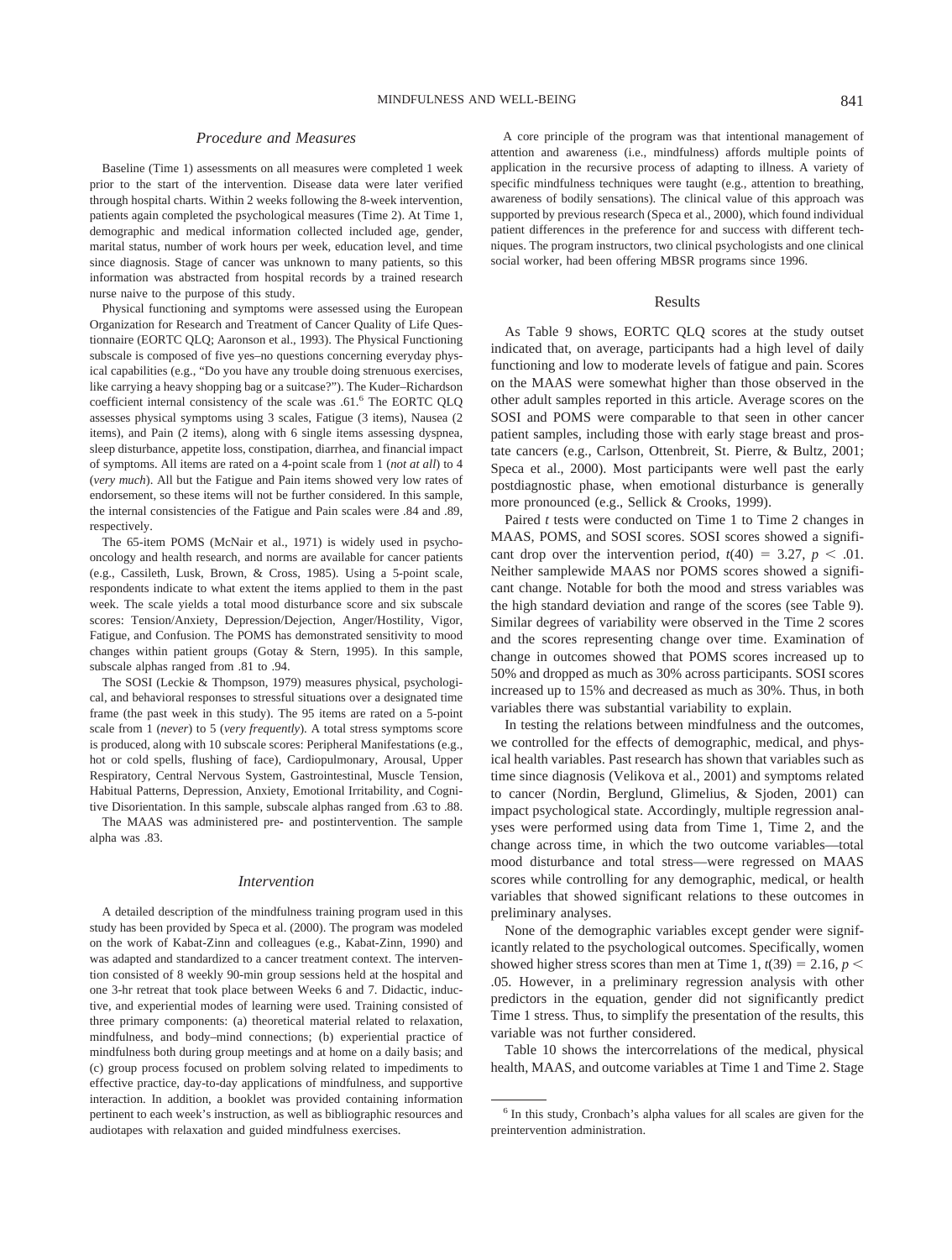### Procedure and Measures

Baseline (Time 1) assessments on all measures were completed 1 week prior to the start of the intervention. Disease data were later verified through hospital charts. Within 2 weeks following the 8-week intervention, patients again completed the psychological measures (Time 2). At Time 1, demographic and medical information collected included age, gender, marital status, number of work hours per week, education level, and time since diagnosis. Stage of cancer was unknown to many patients, so this information was abstracted from hospital records by a trained research nurse naive to the purpose of this study.

Physical functioning and symptoms were assessed using the European Organization for Research and Treatment of Cancer Quality of Life Questionnaire (EORTC QLQ; Aaronson et al., 1993). The Physical Functioning subscale is composed of five yes–no questions concerning everyday physical capabilities (e.g., "Do you have any trouble doing strenuous exercises, like carrying a heavy shopping bag or a suitcase?"). The Kuder–Richardson coefficient internal consistency of the scale was .61.[6] The EORTC QLQ assesses physical symptoms using 3 scales, Fatigue (3 items), Nausea (2 items), and Pain (2 items), along with 6 single items assessing dyspnea, sleep disturbance, appetite loss, constipation, diarrhea, and financial impact of symptoms. All items are rated on a 4-point scale from 1 (*not at all*) to 4 (*very much*). All but the Fatigue and Pain items showed very low rates of endorsement, so these items will not be further considered. In this sample, the internal consistencies of the Fatigue and Pain scales were .84 and .89, respectively.

The 65-item POMS (McNair et al., 1971) is widely used in psychooncology and health research, and norms are available for cancer patients (e.g., Cassileth, Lusk, Brown, & Cross, 1985). Using a 5-point scale, respondents indicate to what extent the items applied to them in the past week. The scale yields a total mood disturbance score and six subscale scores: Tension/Anxiety, Depression/Dejection, Anger/Hostility, Vigor, Fatigue, and Confusion. The POMS has demonstrated sensitivity to mood changes within patient groups (Gotay & Stern, 1995). In this sample, subscale alphas ranged from .81 to .94.

The SOSI (Leckie & Thompson, 1979) measures physical, psychological, and behavioral responses to stressful situations over a designated time frame (the past week in this study). The 95 items are rated on a 5-point scale from 1 (*never*) to 5 (*very frequently*). A total stress symptoms score is produced, along with 10 subscale scores: Peripheral Manifestations (e.g., hot or cold spells, flushing of face), Cardiopulmonary, Arousal, Upper Respiratory, Central Nervous System, Gastrointestinal, Muscle Tension, Habitual Patterns, Depression, Anxiety, Emotional Irritability, and Cognitive Disorientation. In this sample, subscale alphas ranged from .63 to .88.

The MAAS was administered pre- and postintervention. The sample alpha was .83.

### Intervention

A detailed description of the mindfulness training program used in this study has been provided by Speca et al. (2000). The program was modeled on the work of Kabat-Zinn and colleagues (e.g., Kabat-Zinn, 1990) and was adapted and standardized to a cancer treatment context. The intervention consisted of 8 weekly 90-min group sessions held at the hospital and one 3-hr retreat that took place between Weeks 6 and 7. Didactic, inductive, and experiential modes of learning were used. Training consisted of three primary components: (a) theoretical material related to relaxation, mindfulness, and body–mind connections; (b) experiential practice of mindfulness both during group meetings and at home on a daily basis; and (c) group process focused on problem solving related to impediments to effective practice, day-to-day applications of mindfulness, and supportive interaction. In addition, a booklet was provided containing information pertinent to each week's instruction, as well as bibliographic resources and audiotapes with relaxation and guided mindfulness exercises.

A core principle of the program was that intentional management of attention and awareness (i.e., mindfulness) affords multiple points of application in the recursive process of adapting to illness. A variety of specific mindfulness techniques were taught (e.g., attention to breathing, awareness of bodily sensations). The clinical value of this approach was supported by previous research (Speca et al., 2000), which found individual patient differences in the preference for and success with different techniques. The program instructors, two clinical psychologists and one clinical social worker, had been offering MBSR programs since 1996.

## Results

As Table 9 shows, EORTC QLQ scores at the study outset indicated that, on average, participants had a high level of daily functioning and low to moderate levels of fatigue and pain. Scores on the MAAS were somewhat higher than those observed in the other adult samples reported in this article. Average scores on the SOSI and POMS were comparable to that seen in other cancer patient samples, including those with early stage breast and prostate cancers (e.g., Carlson, Ottenbreit, St. Pierre, & Bultz, 2001; Speca et al., 2000). Most participants were well past the early postdiagnostic phase, when emotional disturbance is generally more pronounced (e.g., Sellick & Crooks, 1999).

Paired *t* tests were conducted on Time 1 to Time 2 changes in MAAS, POMS, and SOSI scores. SOSI scores showed a significant drop over the intervention period, $t(40) = 3.27$, $p < .01$. Neither samplewide MAAS nor POMS scores showed a significant change. Notable for both the mood and stress variables was the high standard deviation and range of the scores (see Table 9). Similar degrees of variability were observed in the Time 2 scores and the scores representing change over time. Examination of change in outcomes showed that POMS scores increased up to 50% and dropped as much as 30% across participants. SOSI scores increased up to 15% and decreased as much as 30%. Thus, in both variables there was substantial variability to explain.

In testing the relations between mindfulness and the outcomes, we controlled for the effects of demographic, medical, and physical health variables. Past research has shown that variables such as time since diagnosis (Velikova et al., 2001) and symptoms related to cancer (Nordin, Berglund, Glimelius, & Sjoden, 2001) can impact psychological state. Accordingly, multiple regression analyses were performed using data from Time 1, Time 2, and the change across time, in which the two outcome variables—total mood disturbance and total stress—were regressed on MAAS scores while controlling for any demographic, medical, or health variables that showed significant relations to these outcomes in preliminary analyses.

None of the demographic variables except gender were significantly related to the psychological outcomes. Specifically, women showed higher stress scores than men at Time 1, $t(39) = 2.16$, $p < .05$. However, in a preliminary regression analysis with other predictors in the equation, gender did not significantly predict Time 1 stress. Thus, to simplify the presentation of the results, this variable was not further considered.

Table 10 shows the intercorrelations of the medical, physical health, MAAS, and outcome variables at Time 1 and Time 2. Stage

[6] In this study, Cronbach's alpha values for all scales are given for the preintervention administration.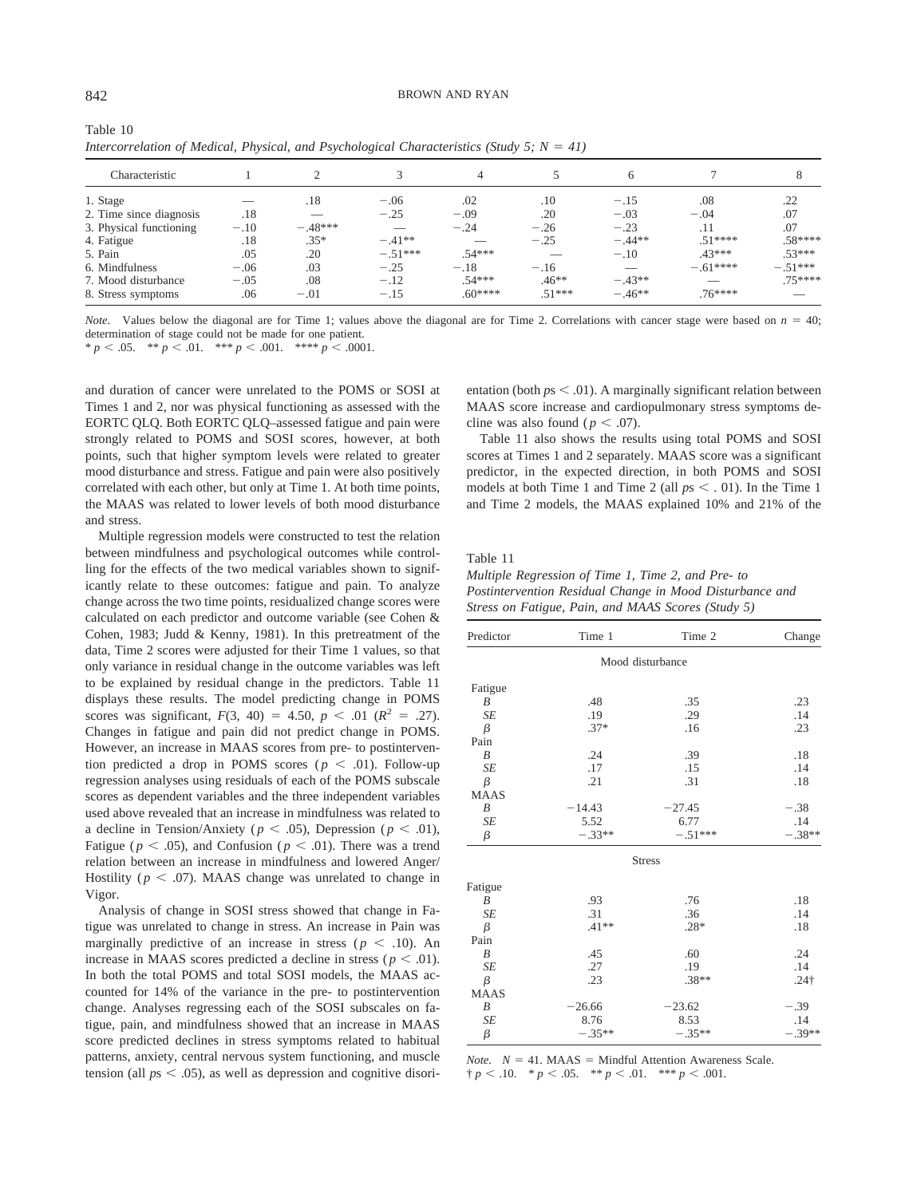Table 10
*Intercorrelation of Medical, Physical, and Psychological Characteristics (Study 5; N = 41)*

| Characteristic | 1 | 2 | 3 | 4 | 5 | 6 | 7 | 8 |
|---|---|---|---|---|---|---|---|---|
| 1. Stage | — | .18 | −.06 | .02 | .10 | −.15 | .08 | .22 |
| 2. Time since diagnosis | .18 | — | −.25 | −.09 | .20 | −.03 | −.04 | .07 |
| 3. Physical functioning | −.10 | −.48*** | — | −.24 | −.26 | −.23 | .11 | .07 |
| 4. Fatigue | .18 | .35* | −.41** | — | −.25 | −.44** | .51**** | .58**** |
| 5. Pain | .05 | .20 | −.51*** | .54*** | — | −.10 | .43*** | .53*** |
| 6. Mindfulness | −.06 | .03 | −.25 | −.18 | −.16 | — | −.61**** | −.51*** |
| 7. Mood disturbance | −.05 | .08 | −.12 | .54*** | .46** | −.43** | — | .75**** |
| 8. Stress symptoms | .06 | −.01 | −.15 | .60**** | .51*** | −.46** | .76**** | — |

*Note.* Values below the diagonal are for Time 1; values above the diagonal are for Time 2. Correlations with cancer stage were based on $n = 40$; determination of stage could not be made for one patient.
* $p < .05$. ** $p < .01$. *** $p < .001$. **** $p < .0001$.

and duration of cancer were unrelated to the POMS or SOSI at Times 1 and 2, nor was physical functioning as assessed with the EORTC QLQ. Both EORTC QLQ–assessed fatigue and pain were strongly related to POMS and SOSI scores, however, at both points, such that higher symptom levels were related to greater mood disturbance and stress. Fatigue and pain were also positively correlated with each other, but only at Time 1. At both time points, the MAAS was related to lower levels of both mood disturbance and stress.

Multiple regression models were constructed to test the relation between mindfulness and psychological outcomes while controlling for the effects of the two medical variables shown to significantly relate to these outcomes: fatigue and pain. To analyze change across the two time points, residualized change scores were calculated on each predictor and outcome variable (see Cohen & Cohen, 1983; Judd & Kenny, 1981). In this pretreatment of the data, Time 2 scores were adjusted for their Time 1 values, so that only variance in residual change in the outcome variables was left to be explained by residual change in the predictors. Table 11 displays these results. The model predicting change in POMS scores was significant, $F(3, 40) = 4.50$, $p < .01$ ($R^2 = .27$). Changes in fatigue and pain did not predict change in POMS. However, an increase in MAAS scores from pre- to postintervention predicted a drop in POMS scores ($p < .01$). Follow-up regression analyses using residuals of each of the POMS subscale scores as dependent variables and the three independent variables used above revealed that an increase in mindfulness was related to a decline in Tension/Anxiety ($p < .05$), Depression ($p < .01$), Fatigue ($p < .05$), and Confusion ($p < .01$). There was a trend relation between an increase in mindfulness and lowered Anger/Hostility ($p < .07$). MAAS change was unrelated to change in Vigor.

Analysis of change in SOSI stress showed that change in Fatigue was unrelated to change in stress. An increase in Pain was marginally predictive of an increase in stress ($p < .10$). An increase in MAAS scores predicted a decline in stress ($p < .01$). In both the total POMS and total SOSI models, the MAAS accounted for 14% of the variance in the pre- to postintervention change. Analyses regressing each of the SOSI subscales on fatigue, pain, and mindfulness showed that an increase in MAAS score predicted declines in stress symptoms related to habitual patterns, anxiety, central nervous system functioning, and muscle tension (all $ps < .05$), as well as depression and cognitive disorientation (both $ps < .01$). A marginally significant relation between MAAS score increase and cardiopulmonary stress symptoms decline was also found ($p < .07$).

Table 11 also shows the results using total POMS and SOSI scores at Times 1 and 2 separately. MAAS score was a significant predictor, in the expected direction, in both POMS and SOSI models at both Time 1 and Time 2 (all $ps < .01$). In the Time 1 and Time 2 models, the MAAS explained 10% and 21% of the

Table 11
*Multiple Regression of Time 1, Time 2, and Pre- to Postintervention Residual Change in Mood Disturbance and Stress on Fatigue, Pain, and MAAS Scores (Study 5)*

| Predictor | Time 1 | Time 2 | Change |
|---|---|---|---|
| | Mood disturbance | | |
| Fatigue | | | |
| *B* | .48 | .35 | .23 |
| *SE* | .19 | .29 | .14 |
| β | .37* | .16 | .23 |
| Pain | | | |
| *B* | .24 | .39 | .18 |
| *SE* | .17 | .15 | .14 |
| β | .21 | .31 | .18 |
| MAAS | | | |
| *B* | −14.43 | −27.45 | −.38 |
| *SE* | 5.52 | 6.77 | .14 |
| β | −.33** | −.51*** | −.38** |
| | Stress | | |
| Fatigue | | | |
| *B* | .93 | .76 | .18 |
| *SE* | .31 | .36 | .14 |
| β | .41** | .28* | .18 |
| Pain | | | |
| *B* | .45 | .60 | .24 |
| *SE* | .27 | .19 | .14 |
| β | .23 | .38** | .24† |
| MAAS | | | |
| *B* | −26.66 | −23.62 | −.39 |
| *SE* | 8.76 | 8.53 | .14 |
| β | −.35** | −.35** | −.39** |

*Note.* $N = 41$. MAAS = Mindful Attention Awareness Scale.
† $p < .10$. * $p < .05$. ** $p < .01$. *** $p < .001$.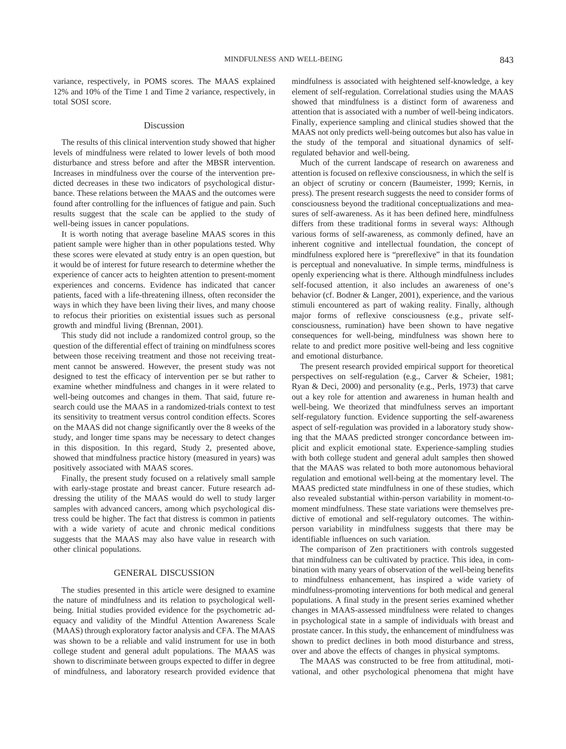variance, respectively, in POMS scores. The MAAS explained 12% and 10% of the Time 1 and Time 2 variance, respectively, in total SOSI score.

### Discussion

The results of this clinical intervention study showed that higher levels of mindfulness were related to lower levels of both mood disturbance and stress before and after the MBSR intervention. Increases in mindfulness over the course of the intervention predicted decreases in these two indicators of psychological disturbance. These relations between the MAAS and the outcomes were found after controlling for the influences of fatigue and pain. Such results suggest that the scale can be applied to the study of well-being issues in cancer populations.

It is worth noting that average baseline MAAS scores in this patient sample were higher than in other populations tested. Why these scores were elevated at study entry is an open question, but it would be of interest for future research to determine whether the experience of cancer acts to heighten attention to present-moment experiences and concerns. Evidence has indicated that cancer patients, faced with a life-threatening illness, often reconsider the ways in which they have been living their lives, and many choose to refocus their priorities on existential issues such as personal growth and mindful living (Brennan, 2001).

This study did not include a randomized control group, so the question of the differential effect of training on mindfulness scores between those receiving treatment and those not receiving treatment cannot be answered. However, the present study was not designed to test the efficacy of intervention per se but rather to examine whether mindfulness and changes in it were related to well-being outcomes and changes in them. That said, future research could use the MAAS in a randomized-trials context to test its sensitivity to treatment versus control condition effects. Scores on the MAAS did not change significantly over the 8 weeks of the study, and longer time spans may be necessary to detect changes in this disposition. In this regard, Study 2, presented above, showed that mindfulness practice history (measured in years) was positively associated with MAAS scores.

Finally, the present study focused on a relatively small sample with early-stage prostate and breast cancer. Future research addressing the utility of the MAAS would do well to study larger samples with advanced cancers, among which psychological distress could be higher. The fact that distress is common in patients with a wide variety of acute and chronic medical conditions suggests that the MAAS may also have value in research with other clinical populations.

## GENERAL DISCUSSION

The studies presented in this article were designed to examine the nature of mindfulness and its relation to psychological well-being. Initial studies provided evidence for the psychometric adequacy and validity of the Mindful Attention Awareness Scale (MAAS) through exploratory factor analysis and CFA. The MAAS was shown to be a reliable and valid instrument for use in both college student and general adult populations. The MAAS was shown to discriminate between groups expected to differ in degree of mindfulness, and laboratory research provided evidence that mindfulness is associated with heightened self-knowledge, a key element of self-regulation. Correlational studies using the MAAS showed that mindfulness is a distinct form of awareness and attention that is associated with a number of well-being indicators. Finally, experience sampling and clinical studies showed that the MAAS not only predicts well-being outcomes but also has value in the study of the temporal and situational dynamics of self-regulated behavior and well-being.

Much of the current landscape of research on awareness and attention is focused on reflexive consciousness, in which the self is an object of scrutiny or concern (Baumeister, 1999; Kernis, in press). The present research suggests the need to consider forms of consciousness beyond the traditional conceptualizations and measures of self-awareness. As it has been defined here, mindfulness differs from these traditional forms in several ways: Although various forms of self-awareness, as commonly defined, have an inherent cognitive and intellectual foundation, the concept of mindfulness explored here is "prereflexive" in that its foundation is perceptual and nonevaluative. In simple terms, mindfulness is openly experiencing what is there. Although mindfulness includes self-focused attention, it also includes an awareness of one's behavior (cf. Bodner & Langer, 2001), experience, and the various stimuli encountered as part of waking reality. Finally, although major forms of reflexive consciousness (e.g., private self-consciousness, rumination) have been shown to have negative consequences for well-being, mindfulness was shown here to relate to and predict more positive well-being and less cognitive and emotional disturbance.

The present research provided empirical support for theoretical perspectives on self-regulation (e.g., Carver & Scheier, 1981; Ryan & Deci, 2000) and personality (e.g., Perls, 1973) that carve out a key role for attention and awareness in human health and well-being. We theorized that mindfulness serves an important self-regulatory function. Evidence supporting the self-awareness aspect of self-regulation was provided in a laboratory study showing that the MAAS predicted stronger concordance between implicit and explicit emotional state. Experience-sampling studies with both college student and general adult samples then showed that the MAAS was related to both more autonomous behavioral regulation and emotional well-being at the momentary level. The MAAS predicted state mindfulness in one of these studies, which also revealed substantial within-person variability in moment-to-moment mindfulness. These state variations were themselves predictive of emotional and self-regulatory outcomes. The within-person variability in mindfulness suggests that there may be identifiable influences on such variation.

The comparison of Zen practitioners with controls suggested that mindfulness can be cultivated by practice. This idea, in combination with many years of observation of the well-being benefits to mindfulness enhancement, has inspired a wide variety of mindfulness-promoting interventions for both medical and general populations. A final study in the present series examined whether changes in MAAS-assessed mindfulness were related to changes in psychological state in a sample of individuals with breast and prostate cancer. In this study, the enhancement of mindfulness was shown to predict declines in both mood disturbance and stress, over and above the effects of changes in physical symptoms.

The MAAS was constructed to be free from attitudinal, motivational, and other psychological phenomena that might have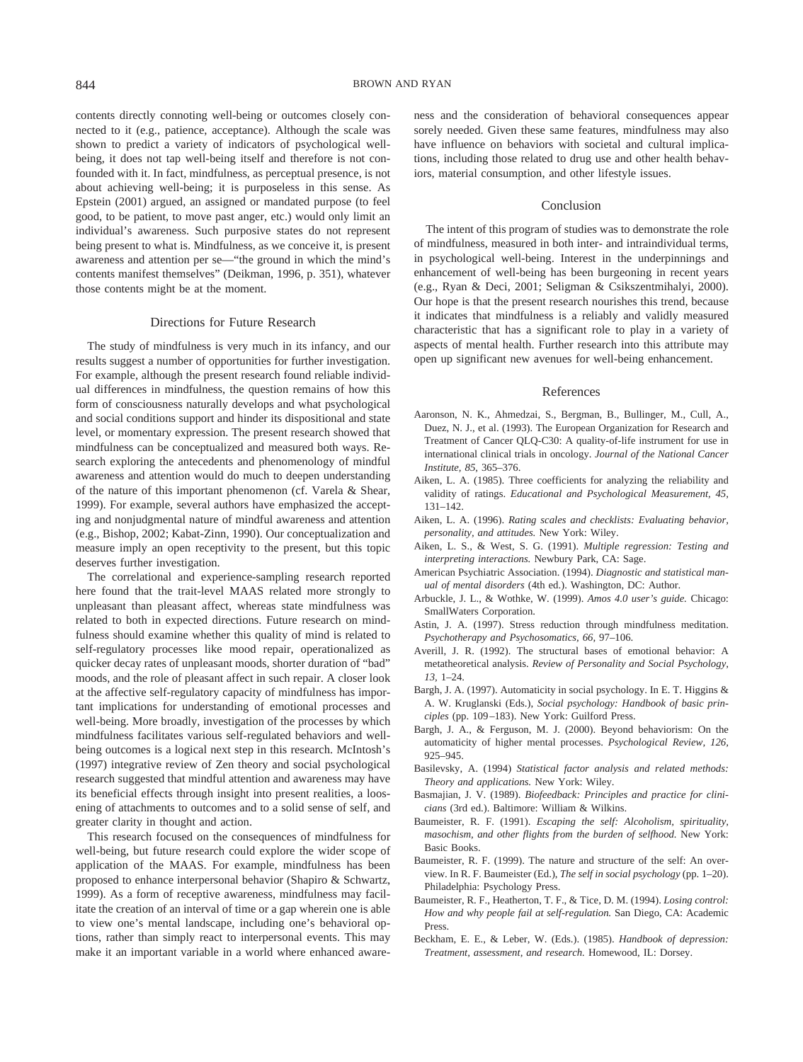contents directly connoting well-being or outcomes closely connected to it (e.g., patience, acceptance). Although the scale was shown to predict a variety of indicators of psychological well-being, it does not tap well-being itself and therefore is not confounded with it. In fact, mindfulness, as perceptual presence, is not about achieving well-being; it is purposeless in this sense. As Epstein (2001) argued, an assigned or mandated purpose (to feel good, to be patient, to move past anger, etc.) would only limit an individual's awareness. Such purposive states do not represent being present to what is. Mindfulness, as we conceive it, is present awareness and attention per se—"the ground in which the mind's contents manifest themselves" (Deikman, 1996, p. 351), whatever those contents might be at the moment.

## Directions for Future Research

The study of mindfulness is very much in its infancy, and our results suggest a number of opportunities for further investigation. For example, although the present research found reliable individual differences in mindfulness, the question remains of how this form of consciousness naturally develops and what psychological and social conditions support and hinder its dispositional and state level, or momentary expression. The present research showed that mindfulness can be conceptualized and measured both ways. Research exploring the antecedents and phenomenology of mindful awareness and attention would do much to deepen understanding of the nature of this important phenomenon (cf. Varela & Shear, 1999). For example, several authors have emphasized the accepting and nonjudgmental nature of mindful awareness and attention (e.g., Bishop, 2002; Kabat-Zinn, 1990). Our conceptualization and measure imply an open receptivity to the present, but this topic deserves further investigation.

The correlational and experience-sampling research reported here found that the trait-level MAAS related more strongly to unpleasant than pleasant affect, whereas state mindfulness was related to both in expected directions. Future research on mindfulness should examine whether this quality of mind is related to self-regulatory processes like mood repair, operationalized as quicker decay rates of unpleasant moods, shorter duration of "bad" moods, and the role of pleasant affect in such repair. A closer look at the affective self-regulatory capacity of mindfulness has important implications for understanding of emotional processes and well-being. More broadly, investigation of the processes by which mindfulness facilitates various self-regulated behaviors and well-being outcomes is a logical next step in this research. McIntosh's (1997) integrative review of Zen theory and social psychological research suggested that mindful attention and awareness may have its beneficial effects through insight into present realities, a loosening of attachments to outcomes and to a solid sense of self, and greater clarity in thought and action.

This research focused on the consequences of mindfulness for well-being, but future research could explore the wider scope of application of the MAAS. For example, mindfulness has been proposed to enhance interpersonal behavior (Shapiro & Schwartz, 1999). As a form of receptive awareness, mindfulness may facilitate the creation of an interval of time or a gap wherein one is able to view one's mental landscape, including one's behavioral options, rather than simply react to interpersonal events. This may make it an important variable in a world where enhanced awareness and the consideration of behavioral consequences appear sorely needed. Given these same features, mindfulness may also have influence on behaviors with societal and cultural implications, including those related to drug use and other health behaviors, material consumption, and other lifestyle issues.

## Conclusion

The intent of this program of studies was to demonstrate the role of mindfulness, measured in both inter- and intraindividual terms, in psychological well-being. Interest in the underpinnings and enhancement of well-being has been burgeoning in recent years (e.g., Ryan & Deci, 2001; Seligman & Csikszentmihalyi, 2000). Our hope is that the present research nourishes this trend, because it indicates that mindfulness is a reliably and validly measured characteristic that has a significant role to play in a variety of aspects of mental health. Further research into this attribute may open up significant new avenues for well-being enhancement.

## References

Aaronson, N. K., Ahmedzai, S., Bergman, B., Bullinger, M., Cull, A., Duez, N. J., et al. (1993). The European Organization for Research and Treatment of Cancer QLQ-C30: A quality-of-life instrument for use in international clinical trials in oncology. *Journal of the National Cancer Institute, 85*, 365–376.

Aiken, L. A. (1985). Three coefficients for analyzing the reliability and validity of ratings. *Educational and Psychological Measurement, 45*, 131–142.

Aiken, L. A. (1996). *Rating scales and checklists: Evaluating behavior, personality, and attitudes.* New York: Wiley.

Aiken, L. S., & West, S. G. (1991). *Multiple regression: Testing and interpreting interactions.* Newbury Park, CA: Sage.

American Psychiatric Association. (1994). *Diagnostic and statistical manual of mental disorders* (4th ed.). Washington, DC: Author.

Arbuckle, J. L., & Wothke, W. (1999). *Amos 4.0 user's guide.* Chicago: SmallWaters Corporation.

Astin, J. A. (1997). Stress reduction through mindfulness meditation. *Psychotherapy and Psychosomatics, 66*, 97–106.

Averill, J. R. (1992). The structural bases of emotional behavior: A metatheoretical analysis. *Review of Personality and Social Psychology, 13*, 1–24.

Bargh, J. A. (1997). Automaticity in social psychology. In E. T. Higgins & A. W. Kruglanski (Eds.), *Social psychology: Handbook of basic principles* (pp. 109–183). New York: Guilford Press.

Bargh, J. A., & Ferguson, M. J. (2000). Beyond behaviorism: On the automaticity of higher mental processes. *Psychological Review, 126*, 925–945.

Basilevsky, A. (1994) *Statistical factor analysis and related methods: Theory and applications.* New York: Wiley.

Basmajian, J. V. (1989). *Biofeedback: Principles and practice for clinicians* (3rd ed.). Baltimore: William & Wilkins.

Baumeister, R. F. (1991). *Escaping the self: Alcoholism, spirituality, masochism, and other flights from the burden of selfhood.* New York: Basic Books.

Baumeister, R. F. (1999). The nature and structure of the self: An overview. In R. F. Baumeister (Ed.), *The self in social psychology* (pp. 1–20). Philadelphia: Psychology Press.

Baumeister, R. F., Heatherton, T. F., & Tice, D. M. (1994). *Losing control: How and why people fail at self-regulation.* San Diego, CA: Academic Press.

Beckham, E. E., & Leber, W. (Eds.). (1985). *Handbook of depression: Treatment, assessment, and research.* Homewood, IL: Dorsey.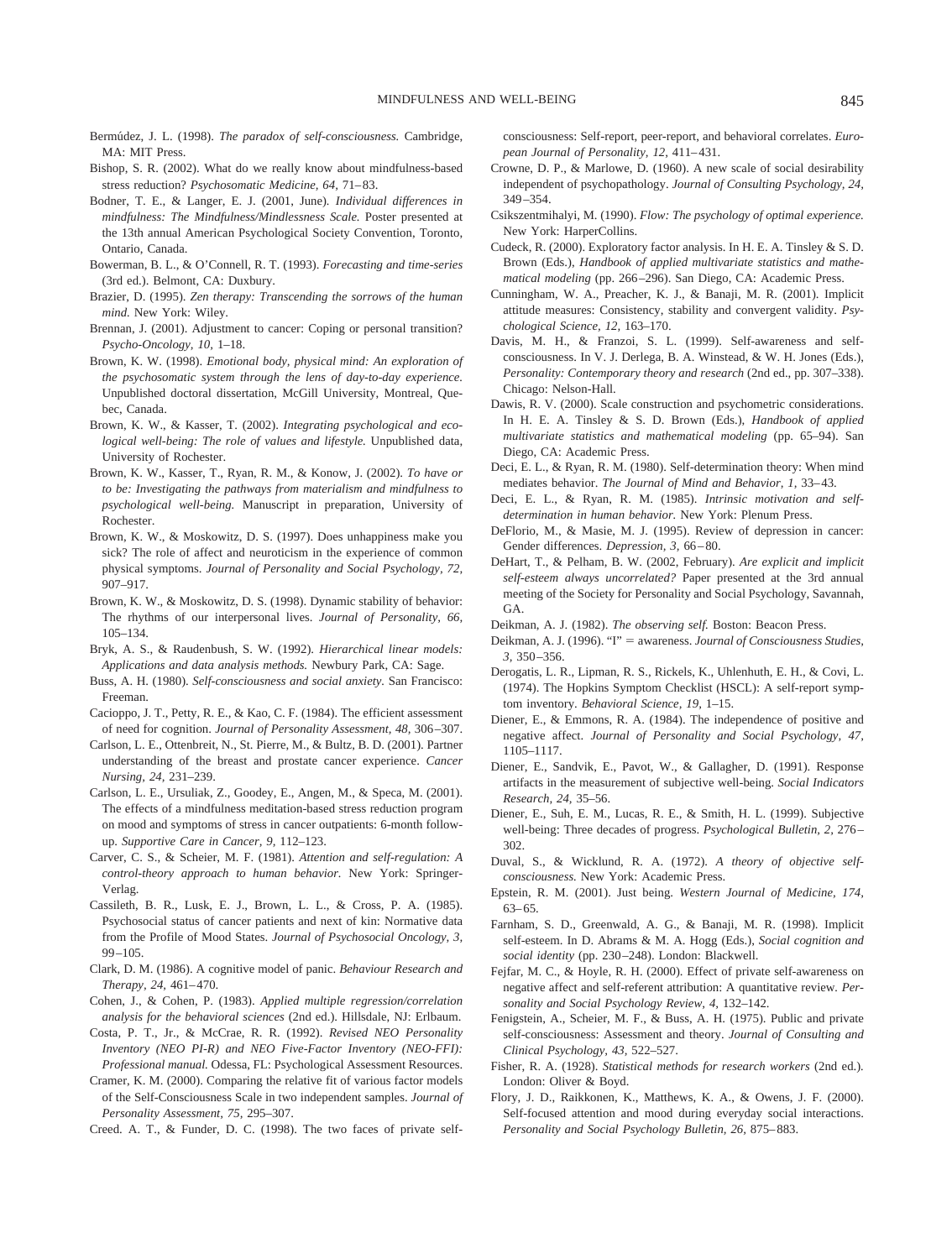Bermúdez, J. L. (1998). *The paradox of self-consciousness.* Cambridge, MA: MIT Press.

Bishop, S. R. (2002). What do we really know about mindfulness-based stress reduction? *Psychosomatic Medicine, 64,* 71–83.

Bodner, T. E., & Langer, E. J. (2001, June). *Individual differences in mindfulness: The Mindfulness/Mindlessness Scale.* Poster presented at the 13th annual American Psychological Society Convention, Toronto, Ontario, Canada.

Bowerman, B. L., & O'Connell, R. T. (1993). *Forecasting and time-series* (3rd ed.). Belmont, CA: Duxbury.

Brazier, D. (1995). *Zen therapy: Transcending the sorrows of the human mind.* New York: Wiley.

Brennan, J. (2001). Adjustment to cancer: Coping or personal transition? *Psycho-Oncology, 10,* 1–18.

Brown, K. W. (1998). *Emotional body, physical mind: An exploration of the psychosomatic system through the lens of day-to-day experience.* Unpublished doctoral dissertation, McGill University, Montreal, Quebec, Canada.

Brown, K. W., & Kasser, T. (2002). *Integrating psychological and ecological well-being: The role of values and lifestyle.* Unpublished data, University of Rochester.

Brown, K. W., Kasser, T., Ryan, R. M., & Konow, J. (2002). *To have or to be: Investigating the pathways from materialism and mindfulness to psychological well-being.* Manuscript in preparation, University of Rochester.

Brown, K. W., & Moskowitz, D. S. (1997). Does unhappiness make you sick? The role of affect and neuroticism in the experience of common physical symptoms. *Journal of Personality and Social Psychology, 72,* 907–917.

Brown, K. W., & Moskowitz, D. S. (1998). Dynamic stability of behavior: The rhythms of our interpersonal lives. *Journal of Personality, 66,* 105–134.

Bryk, A. S., & Raudenbush, S. W. (1992). *Hierarchical linear models: Applications and data analysis methods.* Newbury Park, CA: Sage.

Buss, A. H. (1980). *Self-consciousness and social anxiety.* San Francisco: Freeman.

Cacioppo, J. T., Petty, R. E., & Kao, C. F. (1984). The efficient assessment of need for cognition. *Journal of Personality Assessment, 48,* 306–307.

Carlson, L. E., Ottenbreit, N., St. Pierre, M., & Bultz, B. D. (2001). Partner understanding of the breast and prostate cancer experience. *Cancer Nursing, 24,* 231–239.

Carlson, L. E., Ursuliak, Z., Goodey, E., Angen, M., & Speca, M. (2001). The effects of a mindfulness meditation-based stress reduction program on mood and symptoms of stress in cancer outpatients: 6-month follow-up. *Supportive Care in Cancer, 9,* 112–123.

Carver, C. S., & Scheier, M. F. (1981). *Attention and self-regulation: A control-theory approach to human behavior.* New York: Springer-Verlag.

Cassileth, B. R., Lusk, E. J., Brown, L. L., & Cross, P. A. (1985). Psychosocial status of cancer patients and next of kin: Normative data from the Profile of Mood States. *Journal of Psychosocial Oncology, 3,* 99–105.

Clark, D. M. (1986). A cognitive model of panic. *Behaviour Research and Therapy, 24,* 461–470.

Cohen, J., & Cohen, P. (1983). *Applied multiple regression/correlation analysis for the behavioral sciences* (2nd ed.). Hillsdale, NJ: Erlbaum.

Costa, P. T., Jr., & McCrae, R. R. (1992). *Revised NEO Personality Inventory (NEO PI-R) and NEO Five-Factor Inventory (NEO-FFI): Professional manual.* Odessa, FL: Psychological Assessment Resources.

Cramer, K. M. (2000). Comparing the relative fit of various factor models of the Self-Consciousness Scale in two independent samples. *Journal of Personality Assessment, 75,* 295–307.

Creed. A. T., & Funder, D. C. (1998). The two faces of private self-consciousness: Self-report, peer-report, and behavioral correlates. *European Journal of Personality, 12,* 411–431.

Crowne, D. P., & Marlowe, D. (1960). A new scale of social desirability independent of psychopathology. *Journal of Consulting Psychology, 24,* 349–354.

Csikszentmihalyi, M. (1990). *Flow: The psychology of optimal experience.* New York: HarperCollins.

Cudeck, R. (2000). Exploratory factor analysis. In H. E. A. Tinsley & S. D. Brown (Eds.), *Handbook of applied multivariate statistics and mathematical modeling* (pp. 266–296). San Diego, CA: Academic Press.

Cunningham, W. A., Preacher, K. J., & Banaji, M. R. (2001). Implicit attitude measures: Consistency, stability and convergent validity. *Psychological Science, 12,* 163–170.

Davis, M. H., & Franzoi, S. L. (1999). Self-awareness and self-consciousness. In V. J. Derlega, B. A. Winstead, & W. H. Jones (Eds.), *Personality: Contemporary theory and research* (2nd ed., pp. 307–338). Chicago: Nelson-Hall.

Dawis, R. V. (2000). Scale construction and psychometric considerations. In H. E. A. Tinsley & S. D. Brown (Eds.), *Handbook of applied multivariate statistics and mathematical modeling* (pp. 65–94). San Diego, CA: Academic Press.

Deci, E. L., & Ryan, R. M. (1980). Self-determination theory: When mind mediates behavior. *The Journal of Mind and Behavior, 1,* 33–43.

Deci, E. L., & Ryan, R. M. (1985). *Intrinsic motivation and self-determination in human behavior.* New York: Plenum Press.

DeFlorio, M., & Masie, M. J. (1995). Review of depression in cancer: Gender differences. *Depression, 3,* 66–80.

DeHart, T., & Pelham, B. W. (2002, February). *Are explicit and implicit self-esteem always uncorrelated?* Paper presented at the 3rd annual meeting of the Society for Personality and Social Psychology, Savannah, GA.

Deikman, A. J. (1982). *The observing self.* Boston: Beacon Press.

Deikman, A. J. (1996). "I" = awareness. *Journal of Consciousness Studies, 3,* 350–356.

Derogatis, L. R., Lipman, R. S., Rickels, K., Uhlenhuth, E. H., & Covi, L. (1974). The Hopkins Symptom Checklist (HSCL): A self-report symptom inventory. *Behavioral Science, 19,* 1–15.

Diener, E., & Emmons, R. A. (1984). The independence of positive and negative affect. *Journal of Personality and Social Psychology, 47,* 1105–1117.

Diener, E., Sandvik, E., Pavot, W., & Gallagher, D. (1991). Response artifacts in the measurement of subjective well-being. *Social Indicators Research, 24,* 35–56.

Diener, E., Suh, E. M., Lucas, R. E., & Smith, H. L. (1999). Subjective well-being: Three decades of progress. *Psychological Bulletin, 2,* 276–302.

Duval, S., & Wicklund, R. A. (1972). *A theory of objective self-consciousness.* New York: Academic Press.

Epstein, R. M. (2001). Just being. *Western Journal of Medicine, 174,* 63–65.

Farnham, S. D., Greenwald, A. G., & Banaji, M. R. (1998). Implicit self-esteem. In D. Abrams & M. A. Hogg (Eds.), *Social cognition and social identity* (pp. 230–248). London: Blackwell.

Fejfar, M. C., & Hoyle, R. H. (2000). Effect of private self-awareness on negative affect and self-referent attribution: A quantitative review. *Personality and Social Psychology Review, 4,* 132–142.

Fenigstein, A., Scheier, M. F., & Buss, A. H. (1975). Public and private self-consciousness: Assessment and theory. *Journal of Consulting and Clinical Psychology, 43,* 522–527.

Fisher, R. A. (1928). *Statistical methods for research workers* (2nd ed.). London: Oliver & Boyd.

Flory, J. D., Raikkonen, K., Matthews, K. A., & Owens, J. F. (2000). Self-focused attention and mood during everyday social interactions. *Personality and Social Psychology Bulletin, 26,* 875–883.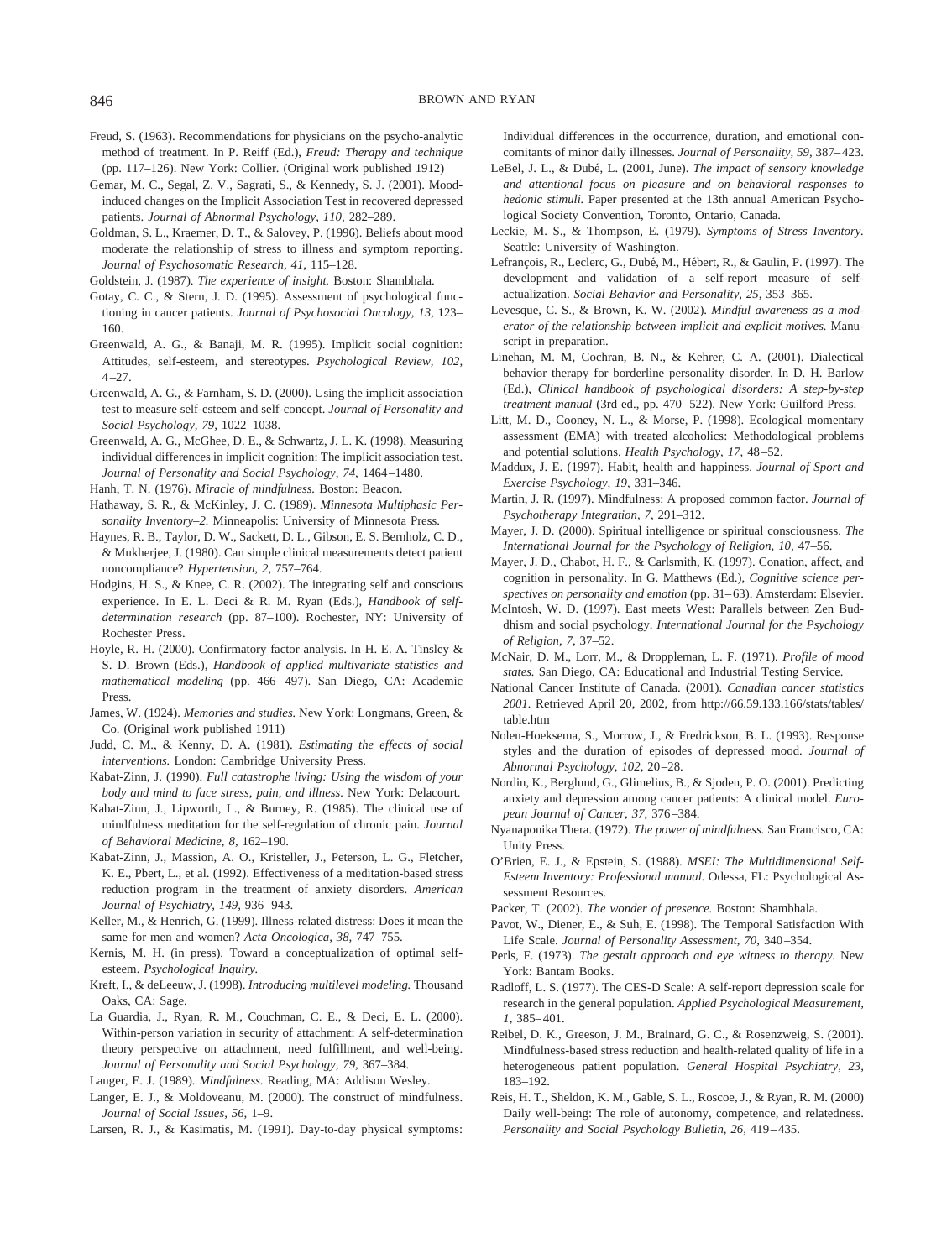Freud, S. (1963). Recommendations for physicians on the psycho-analytic method of treatment. In P. Reiff (Ed.), *Freud: Therapy and technique* (pp. 117–126). New York: Collier. (Original work published 1912)

Gemar, M. C., Segal, Z. V., Sagrati, S., & Kennedy, S. J. (2001). Mood-induced changes on the Implicit Association Test in recovered depressed patients. *Journal of Abnormal Psychology, 110,* 282–289.

Goldman, S. L., Kraemer, D. T., & Salovey, P. (1996). Beliefs about mood moderate the relationship of stress to illness and symptom reporting. *Journal of Psychosomatic Research, 41,* 115–128.

Goldstein, J. (1987). *The experience of insight.* Boston: Shambhala.

Gotay, C. C., & Stern, J. D. (1995). Assessment of psychological functioning in cancer patients. *Journal of Psychosocial Oncology, 13,* 123–160.

Greenwald, A. G., & Banaji, M. R. (1995). Implicit social cognition: Attitudes, self-esteem, and stereotypes. *Psychological Review, 102,* 4–27.

Greenwald, A. G., & Farnham, S. D. (2000). Using the implicit association test to measure self-esteem and self-concept. *Journal of Personality and Social Psychology, 79,* 1022–1038.

Greenwald, A. G., McGhee, D. E., & Schwartz, J. L. K. (1998). Measuring individual differences in implicit cognition: The implicit association test. *Journal of Personality and Social Psychology, 74,* 1464–1480.

Hanh, T. N. (1976). *Miracle of mindfulness.* Boston: Beacon.

Hathaway, S. R., & McKinley, J. C. (1989). *Minnesota Multiphasic Personality Inventory–2.* Minneapolis: University of Minnesota Press.

Haynes, R. B., Taylor, D. W., Sackett, D. L., Gibson, E. S. Bernholz, C. D., & Mukherjee, J. (1980). Can simple clinical measurements detect patient noncompliance? *Hypertension, 2,* 757–764.

Hodgins, H. S., & Knee, C. R. (2002). The integrating self and conscious experience. In E. L. Deci & R. M. Ryan (Eds.), *Handbook of self-determination research* (pp. 87–100). Rochester, NY: University of Rochester Press.

Hoyle, R. H. (2000). Confirmatory factor analysis. In H. E. A. Tinsley & S. D. Brown (Eds.), *Handbook of applied multivariate statistics and mathematical modeling* (pp. 466–497). San Diego, CA: Academic Press.

James, W. (1924). *Memories and studies.* New York: Longmans, Green, & Co. (Original work published 1911)

Judd, C. M., & Kenny, D. A. (1981). *Estimating the effects of social interventions.* London: Cambridge University Press.

Kabat-Zinn, J. (1990). *Full catastrophe living: Using the wisdom of your body and mind to face stress, pain, and illness.* New York: Delacourt.

Kabat-Zinn, J., Lipworth, L., & Burney, R. (1985). The clinical use of mindfulness meditation for the self-regulation of chronic pain. *Journal of Behavioral Medicine, 8,* 162–190.

Kabat-Zinn, J., Massion, A. O., Kristeller, J., Peterson, L. G., Fletcher, K. E., Pbert, L., et al. (1992). Effectiveness of a meditation-based stress reduction program in the treatment of anxiety disorders. *American Journal of Psychiatry, 149,* 936–943.

Keller, M., & Henrich, G. (1999). Illness-related distress: Does it mean the same for men and women? *Acta Oncologica, 38,* 747–755.

Kernis, M. H. (in press). Toward a conceptualization of optimal self-esteem. *Psychological Inquiry.*

Kreft, I., & deLeeuw, J. (1998). *Introducing multilevel modeling.* Thousand Oaks, CA: Sage.

La Guardia, J., Ryan, R. M., Couchman, C. E., & Deci, E. L. (2000). Within-person variation in security of attachment: A self-determination theory perspective on attachment, need fulfillment, and well-being. *Journal of Personality and Social Psychology, 79,* 367–384.

Langer, E. J. (1989). *Mindfulness.* Reading, MA: Addison Wesley.

Langer, E. J., & Moldoveanu, M. (2000). The construct of mindfulness. *Journal of Social Issues, 56,* 1–9.

Larsen, R. J., & Kasimatis, M. (1991). Day-to-day physical symptoms: Individual differences in the occurrence, duration, and emotional concomitants of minor daily illnesses. *Journal of Personality, 59,* 387–423.

LeBel, J. L., & Dubé, L. (2001, June). *The impact of sensory knowledge and attentional focus on pleasure and on behavioral responses to hedonic stimuli.* Paper presented at the 13th annual American Psychological Society Convention, Toronto, Ontario, Canada.

Leckie, M. S., & Thompson, E. (1979). *Symptoms of Stress Inventory.* Seattle: University of Washington.

Lefrançois, R., Leclerc, G., Dubé, M., Hébert, R., & Gaulin, P. (1997). The development and validation of a self-report measure of self-actualization. *Social Behavior and Personality, 25,* 353–365.

Levesque, C. S., & Brown, K. W. (2002). *Mindful awareness as a moderator of the relationship between implicit and explicit motives.* Manuscript in preparation.

Linehan, M. M, Cochran, B. N., & Kehrer, C. A. (2001). Dialectical behavior therapy for borderline personality disorder. In D. H. Barlow (Ed.), *Clinical handbook of psychological disorders: A step-by-step treatment manual* (3rd ed., pp. 470–522). New York: Guilford Press.

Litt, M. D., Cooney, N. L., & Morse, P. (1998). Ecological momentary assessment (EMA) with treated alcoholics: Methodological problems and potential solutions. *Health Psychology, 17,* 48–52.

Maddux, J. E. (1997). Habit, health and happiness. *Journal of Sport and Exercise Psychology, 19,* 331–346.

Martin, J. R. (1997). Mindfulness: A proposed common factor. *Journal of Psychotherapy Integration, 7,* 291–312.

Mayer, J. D. (2000). Spiritual intelligence or spiritual consciousness. *The International Journal for the Psychology of Religion, 10,* 47–56.

Mayer, J. D., Chabot, H. F., & Carlsmith, K. (1997). Conation, affect, and cognition in personality. In G. Matthews (Ed.), *Cognitive science perspectives on personality and emotion* (pp. 31–63). Amsterdam: Elsevier.

McIntosh, W. D. (1997). East meets West: Parallels between Zen Buddhism and social psychology. *International Journal for the Psychology of Religion, 7,* 37–52.

McNair, D. M., Lorr, M., & Droppleman, L. F. (1971). *Profile of mood states.* San Diego, CA: Educational and Industrial Testing Service.

National Cancer Institute of Canada. (2001). *Canadian cancer statistics 2001.* Retrieved April 20, 2002, from http://66.59.133.166/stats/tables/table.htm

Nolen-Hoeksema, S., Morrow, J., & Fredrickson, B. L. (1993). Response styles and the duration of episodes of depressed mood. *Journal of Abnormal Psychology, 102,* 20–28.

Nordin, K., Berglund, G., Glimelius, B., & Sjoden, P. O. (2001). Predicting anxiety and depression among cancer patients: A clinical model. *European Journal of Cancer, 37,* 376–384.

Nyanaponika Thera. (1972). *The power of mindfulness.* San Francisco, CA: Unity Press.

O'Brien, E. J., & Epstein, S. (1988). *MSEI: The Multidimensional Self-Esteem Inventory: Professional manual.* Odessa, FL: Psychological Assessment Resources.

Packer, T. (2002). *The wonder of presence.* Boston: Shambhala.

Pavot, W., Diener, E., & Suh, E. (1998). The Temporal Satisfaction With Life Scale. *Journal of Personality Assessment, 70,* 340–354.

Perls, F. (1973). *The gestalt approach and eye witness to therapy.* New York: Bantam Books.

Radloff, L. S. (1977). The CES-D Scale: A self-report depression scale for research in the general population. *Applied Psychological Measurement, 1,* 385–401.

Reibel, D. K., Greeson, J. M., Brainard, G. C., & Rosenzweig, S. (2001). Mindfulness-based stress reduction and health-related quality of life in a heterogeneous patient population. *General Hospital Psychiatry, 23,* 183–192.

Reis, H. T., Sheldon, K. M., Gable, S. L., Roscoe, J., & Ryan, R. M. (2000) Daily well-being: The role of autonomy, competence, and relatedness. *Personality and Social Psychology Bulletin, 26,* 419–435.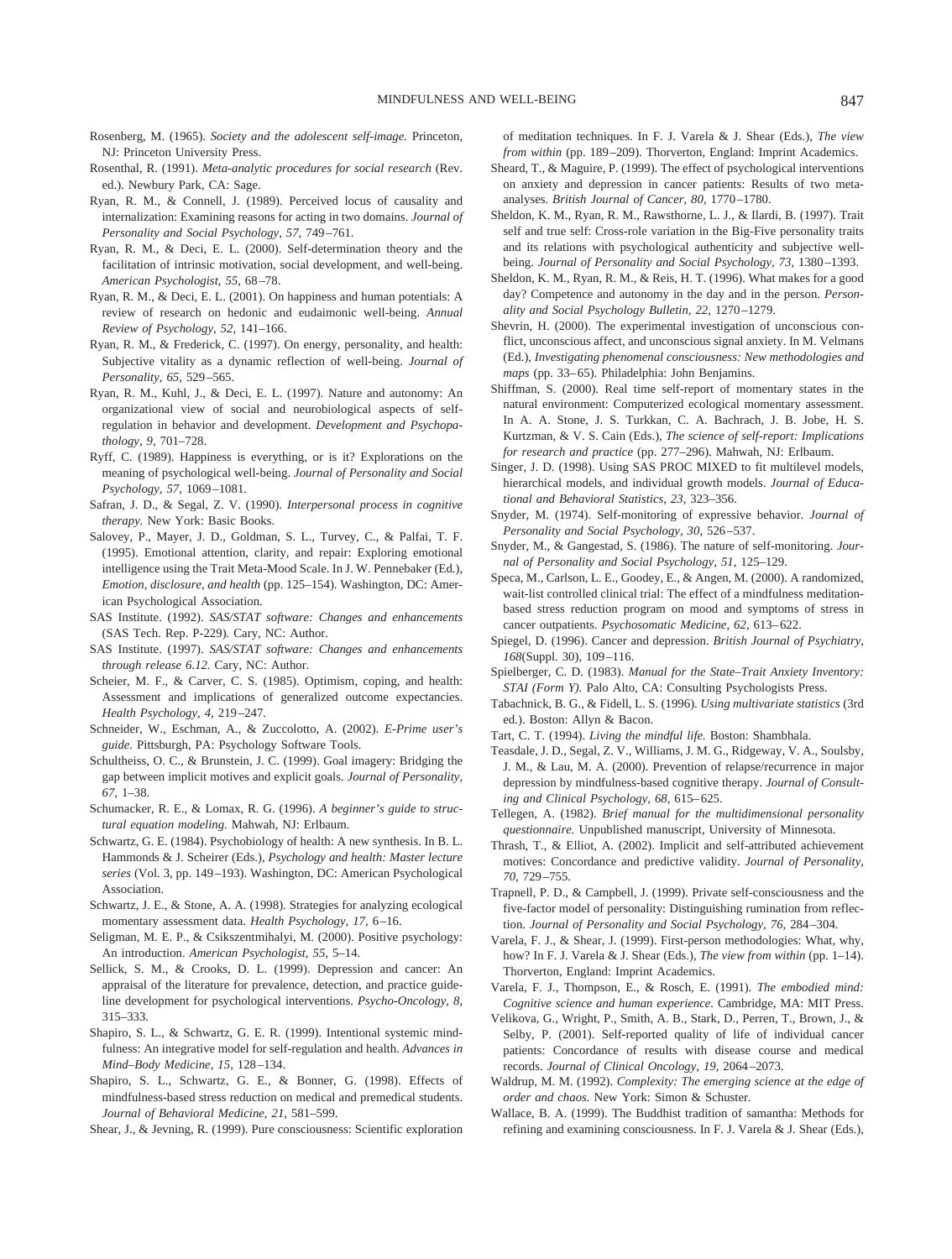Rosenberg, M. (1965). *Society and the adolescent self-image.* Princeton, NJ: Princeton University Press.

Rosenthal, R. (1991). *Meta-analytic procedures for social research* (Rev. ed.). Newbury Park, CA: Sage.

Ryan, R. M., & Connell, J. (1989). Perceived locus of causality and internalization: Examining reasons for acting in two domains. *Journal of Personality and Social Psychology, 57,* 749–761.

Ryan, R. M., & Deci, E. L. (2000). Self-determination theory and the facilitation of intrinsic motivation, social development, and well-being. *American Psychologist, 55,* 68–78.

Ryan, R. M., & Deci, E. L. (2001). On happiness and human potentials: A review of research on hedonic and eudaimonic well-being. *Annual Review of Psychology, 52,* 141–166.

Ryan, R. M., & Frederick, C. (1997). On energy, personality, and health: Subjective vitality as a dynamic reflection of well-being. *Journal of Personality, 65,* 529–565.

Ryan, R. M., Kuhl, J., & Deci, E. L. (1997). Nature and autonomy: An organizational view of social and neurobiological aspects of self-regulation in behavior and development. *Development and Psychopathology, 9,* 701–728.

Ryff, C. (1989). Happiness is everything, or is it? Explorations on the meaning of psychological well-being. *Journal of Personality and Social Psychology, 57,* 1069–1081.

Safran, J. D., & Segal, Z. V. (1990). *Interpersonal process in cognitive therapy.* New York: Basic Books.

Salovey, P., Mayer, J. D., Goldman, S. L., Turvey, C., & Palfai, T. F. (1995). Emotional attention, clarity, and repair: Exploring emotional intelligence using the Trait Meta-Mood Scale. In J. W. Pennebaker (Ed.), *Emotion, disclosure, and health* (pp. 125–154). Washington, DC: American Psychological Association.

SAS Institute. (1992). *SAS/STAT software: Changes and enhancements* (SAS Tech. Rep. P-229)*.* Cary, NC: Author.

SAS Institute. (1997). *SAS/STAT software: Changes and enhancements through release 6.12.* Cary, NC: Author.

Scheier, M. F., & Carver, C. S. (1985). Optimism, coping, and health: Assessment and implications of generalized outcome expectancies. *Health Psychology, 4,* 219–247.

Schneider, W., Eschman, A., & Zuccolotto, A. (2002). *E-Prime user's guide.* Pittsburgh, PA: Psychology Software Tools.

Schultheiss, O. C., & Brunstein, J. C. (1999). Goal imagery: Bridging the gap between implicit motives and explicit goals. *Journal of Personality, 67,* 1–38.

Schumacker, R. E., & Lomax, R. G. (1996). *A beginner's guide to structural equation modeling.* Mahwah, NJ: Erlbaum.

Schwartz, G. E. (1984). Psychobiology of health: A new synthesis. In B. L. Hammonds & J. Scheirer (Eds.), *Psychology and health: Master lecture series* (Vol. 3, pp. 149–193). Washington, DC: American Psychological Association.

Schwartz, J. E., & Stone, A. A. (1998). Strategies for analyzing ecological momentary assessment data. *Health Psychology, 17,* 6–16.

Seligman, M. E. P., & Csikszentmihalyi, M. (2000). Positive psychology: An introduction. *American Psychologist, 55,* 5–14.

Sellick, S. M., & Crooks, D. L. (1999). Depression and cancer: An appraisal of the literature for prevalence, detection, and practice guideline development for psychological interventions. *Psycho-Oncology, 8,* 315–333.

Shapiro, S. L., & Schwartz, G. E. R. (1999). Intentional systemic mindfulness: An integrative model for self-regulation and health. *Advances in Mind–Body Medicine, 15,* 128–134.

Shapiro, S. L., Schwartz, G. E., & Bonner, G. (1998). Effects of mindfulness-based stress reduction on medical and premedical students. *Journal of Behavioral Medicine, 21,* 581–599.

Shear, J., & Jevning, R. (1999). Pure consciousness: Scientific exploration of meditation techniques. In F. J. Varela & J. Shear (Eds.), *The view from within* (pp. 189–209). Thorverton, England: Imprint Academics.

Sheard, T., & Maguire, P. (1999). The effect of psychological interventions on anxiety and depression in cancer patients: Results of two meta-analyses. *British Journal of Cancer, 80,* 1770–1780.

Sheldon, K. M., Ryan, R. M., Rawsthorne, L. J., & Ilardi, B. (1997). Trait self and true self: Cross-role variation in the Big-Five personality traits and its relations with psychological authenticity and subjective well-being. *Journal of Personality and Social Psychology, 73,* 1380–1393.

Sheldon, K. M., Ryan, R. M., & Reis, H. T. (1996). What makes for a good day? Competence and autonomy in the day and in the person. *Personality and Social Psychology Bulletin, 22,* 1270–1279.

Shevrin, H. (2000). The experimental investigation of unconscious conflict, unconscious affect, and unconscious signal anxiety. In M. Velmans (Ed.), *Investigating phenomenal consciousness: New methodologies and maps* (pp. 33–65). Philadelphia: John Benjamins.

Shiffman, S. (2000). Real time self-report of momentary states in the natural environment: Computerized ecological momentary assessment. In A. A. Stone, J. S. Turkkan, C. A. Bachrach, J. B. Jobe, H. S. Kurtzman, & V. S. Cain (Eds.), *The science of self-report: Implications for research and practice* (pp. 277–296). Mahwah, NJ: Erlbaum.

Singer, J. D. (1998). Using SAS PROC MIXED to fit multilevel models, hierarchical models, and individual growth models. *Journal of Educational and Behavioral Statistics, 23,* 323–356.

Snyder, M. (1974). Self-monitoring of expressive behavior. *Journal of Personality and Social Psychology, 30,* 526–537.

Snyder, M., & Gangestad, S. (1986). The nature of self-monitoring. *Journal of Personality and Social Psychology, 51,* 125–129.

Speca, M., Carlson, L. E., Goodey, E., & Angen, M. (2000). A randomized, wait-list controlled clinical trial: The effect of a mindfulness meditation-based stress reduction program on mood and symptoms of stress in cancer outpatients. *Psychosomatic Medicine, 62,* 613–622.

Spiegel, D. (1996). Cancer and depression. *British Journal of Psychiatry, 168*(Suppl. 30), 109–116.

Spielberger, C. D. (1983). *Manual for the State–Trait Anxiety Inventory: STAI (Form Y).* Palo Alto, CA: Consulting Psychologists Press.

Tabachnick, B. G., & Fidell, L. S. (1996). *Using multivariate statistics* (3rd ed.). Boston: Allyn & Bacon.

Tart, C. T. (1994). *Living the mindful life.* Boston: Shambhala.

Teasdale, J. D., Segal, Z. V., Williams, J. M. G., Ridgeway, V. A., Soulsby, J. M., & Lau, M. A. (2000). Prevention of relapse/recurrence in major depression by mindfulness-based cognitive therapy. *Journal of Consulting and Clinical Psychology, 68,* 615–625.

Tellegen, A. (1982). *Brief manual for the multidimensional personality questionnaire.* Unpublished manuscript, University of Minnesota.

Thrash, T., & Elliot, A. (2002). Implicit and self-attributed achievement motives: Concordance and predictive validity. *Journal of Personality, 70,* 729–755.

Trapnell, P. D., & Campbell, J. (1999). Private self-consciousness and the five-factor model of personality: Distinguishing rumination from reflection. *Journal of Personality and Social Psychology, 76,* 284–304.

Varela, F. J., & Shear, J. (1999). First-person methodologies: What, why, how? In F. J. Varela & J. Shear (Eds.), *The view from within* (pp. 1–14). Thorverton, England: Imprint Academics.

Varela, F. J., Thompson, E., & Rosch, E. (1991). *The embodied mind: Cognitive science and human experience.* Cambridge, MA: MIT Press.

Velikova, G., Wright, P., Smith, A. B., Stark, D., Perren, T., Brown, J., & Selby, P. (2001). Self-reported quality of life of individual cancer patients: Concordance of results with disease course and medical records. *Journal of Clinical Oncology, 19,* 2064–2073.

Waldrup, M. M. (1992). *Complexity: The emerging science at the edge of order and chaos.* New York: Simon & Schuster.

Wallace, B. A. (1999). The Buddhist tradition of samantha: Methods for refining and examining consciousness. In F. J. Varela & J. Shear (Eds.),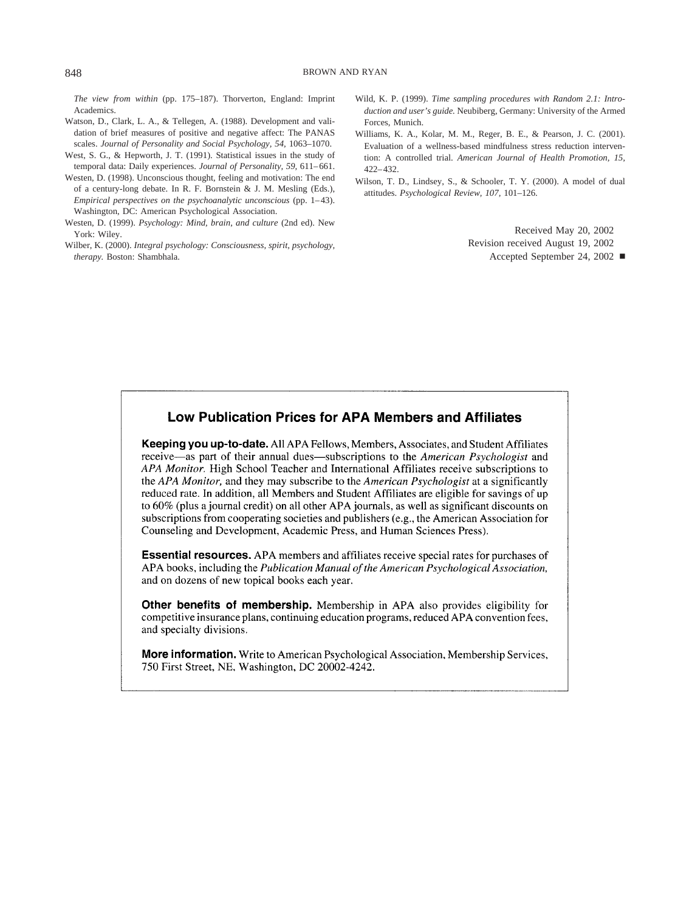*The view from within* (pp. 175–187). Thorverton, England: Imprint Academics.

Watson, D., Clark, L. A., & Tellegen, A. (1988). Development and validation of brief measures of positive and negative affect: The PANAS scales. *Journal of Personality and Social Psychology, 54,* 1063–1070.

West, S. G., & Hepworth, J. T. (1991). Statistical issues in the study of temporal data: Daily experiences. *Journal of Personality, 59,* 611–661.

Westen, D. (1998). Unconscious thought, feeling and motivation: The end of a century-long debate. In R. F. Bornstein & J. M. Mesling (Eds.), *Empirical perspectives on the psychoanalytic unconscious* (pp. 1–43). Washington, DC: American Psychological Association.

Westen, D. (1999). *Psychology: Mind, brain, and culture* (2nd ed). New York: Wiley.

Wilber, K. (2000). *Integral psychology: Consciousness, spirit, psychology, therapy.* Boston: Shambhala.

Wild, K. P. (1999). *Time sampling procedures with Random 2.1: Introduction and user's guide.* Neubiberg, Germany: University of the Armed Forces, Munich.

Williams, K. A., Kolar, M. M., Reger, B. E., & Pearson, J. C. (2001). Evaluation of a wellness-based mindfulness stress reduction intervention: A controlled trial. *American Journal of Health Promotion, 15,* 422–432.

Wilson, T. D., Lindsey, S., & Schooler, T. Y. (2000). A model of dual attitudes. *Psychological Review, 107,* 101–126.

Received May 20, 2002
Revision received August 19, 2002
Accepted September 24, 2002 ■

## Low Publication Prices for APA Members and Affiliates

**Keeping you up-to-date.** All APA Fellows, Members, Associates, and Student Affiliates receive—as part of their annual dues—subscriptions to the *American Psychologist* and *APA Monitor.* High School Teacher and International Affiliates receive subscriptions to the *APA Monitor,* and they may subscribe to the *American Psychologist* at a significantly reduced rate. In addition, all Members and Student Affiliates are eligible for savings of up to 60% (plus a journal credit) on all other APA journals, as well as significant discounts on subscriptions from cooperating societies and publishers (e.g., the American Association for Counseling and Development, Academic Press, and Human Sciences Press).

**Essential resources.** APA members and affiliates receive special rates for purchases of APA books, including the *Publication Manual of the American Psychological Association,* and on dozens of new topical books each year.

**Other benefits of membership.** Membership in APA also provides eligibility for competitive insurance plans, continuing education programs, reduced APA convention fees, and specialty divisions.

**More information.** Write to American Psychological Association, Membership Services, 750 First Street, NE, Washington, DC 20002-4242.